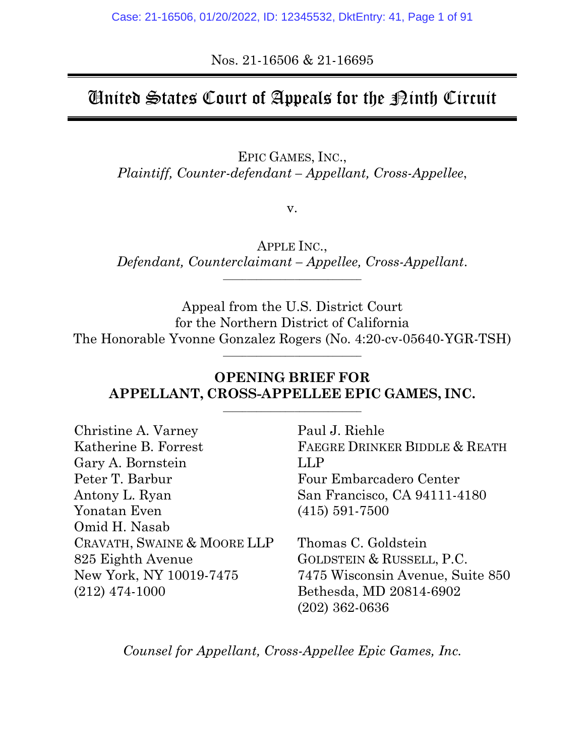Nos. 21-16506 & 21-16695

# United States Court of Appeals for the Ninth Circuit

EPIC GAMES, INC.,
*Plaintiff, Counter-defendant – Appellant, Cross-Appellee*,

v.

APPLE INC.,
*Defendant, Counterclaimant – Appellee, Cross-Appellant*.

---

Appeal from the U.S. District Court
for the Northern District of California
The Honorable Yvonne Gonzalez Rogers (No. 4:20-cv-05640-YGR-TSH)

---

**OPENING BRIEF FOR**
**APPELLANT, CROSS-APPELLEE EPIC GAMES, INC.**

---

Christine A. Varney
Katherine B. Forrest
Gary A. Bornstein
Peter T. Barbur
Antony L. Ryan
Yonatan Even
Omid H. Nasab
CRAVATH, SWAINE & MOORE LLP
825 Eighth Avenue
New York, NY 10019-7475
(212) 474-1000

Paul J. Riehle
FAEGRE DRINKER BIDDLE & REATH LLP
Four Embarcadero Center
San Francisco, CA 94111-4180
(415) 591-7500

Thomas C. Goldstein
GOLDSTEIN & RUSSELL, P.C.
7475 Wisconsin Avenue, Suite 850
Bethesda, MD 20814-6902
(202) 362-0636

*Counsel for Appellant, Cross-Appellee Epic Games, Inc.*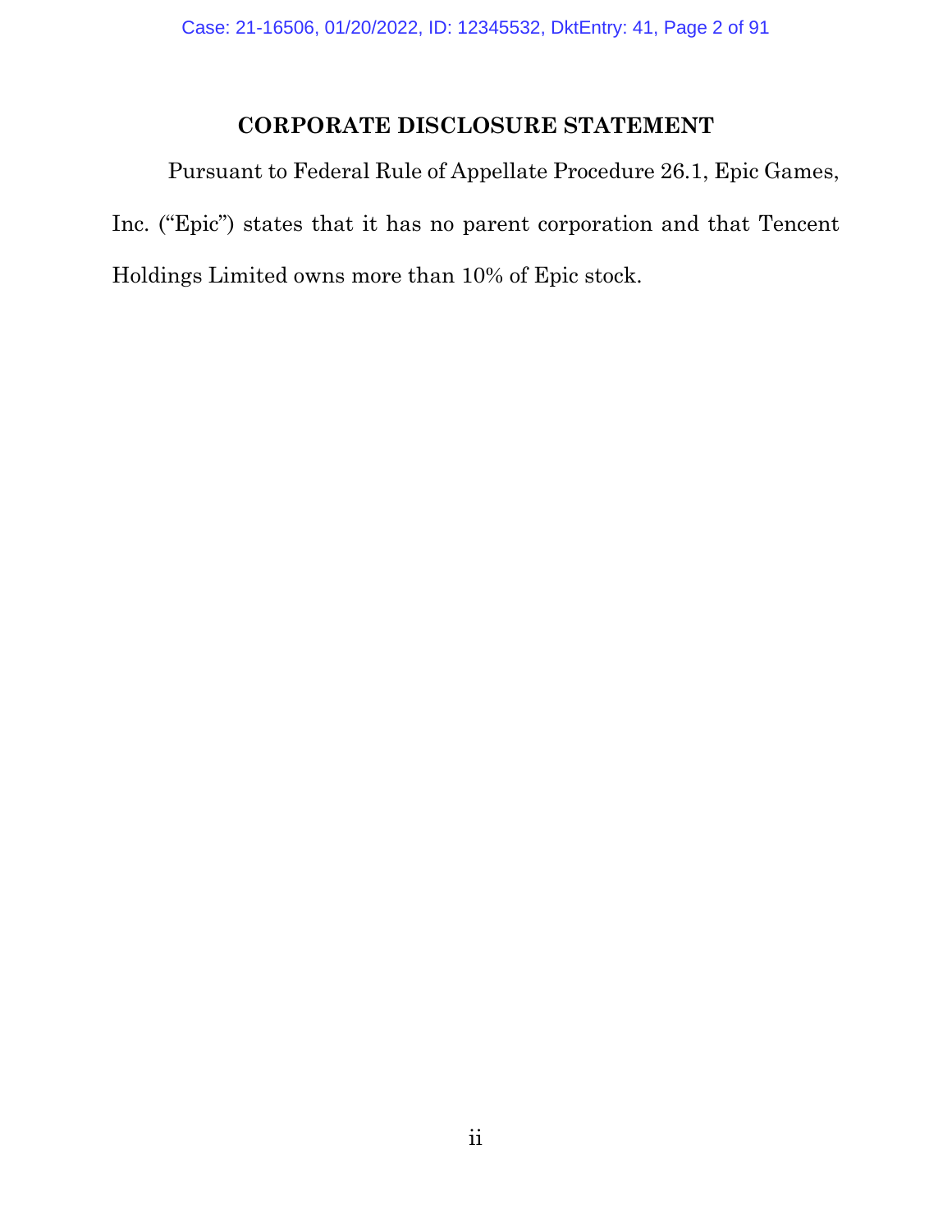## CORPORATE DISCLOSURE STATEMENT

Pursuant to Federal Rule of Appellate Procedure 26.1, Epic Games, Inc. ("Epic") states that it has no parent corporation and that Tencent Holdings Limited owns more than 10% of Epic stock.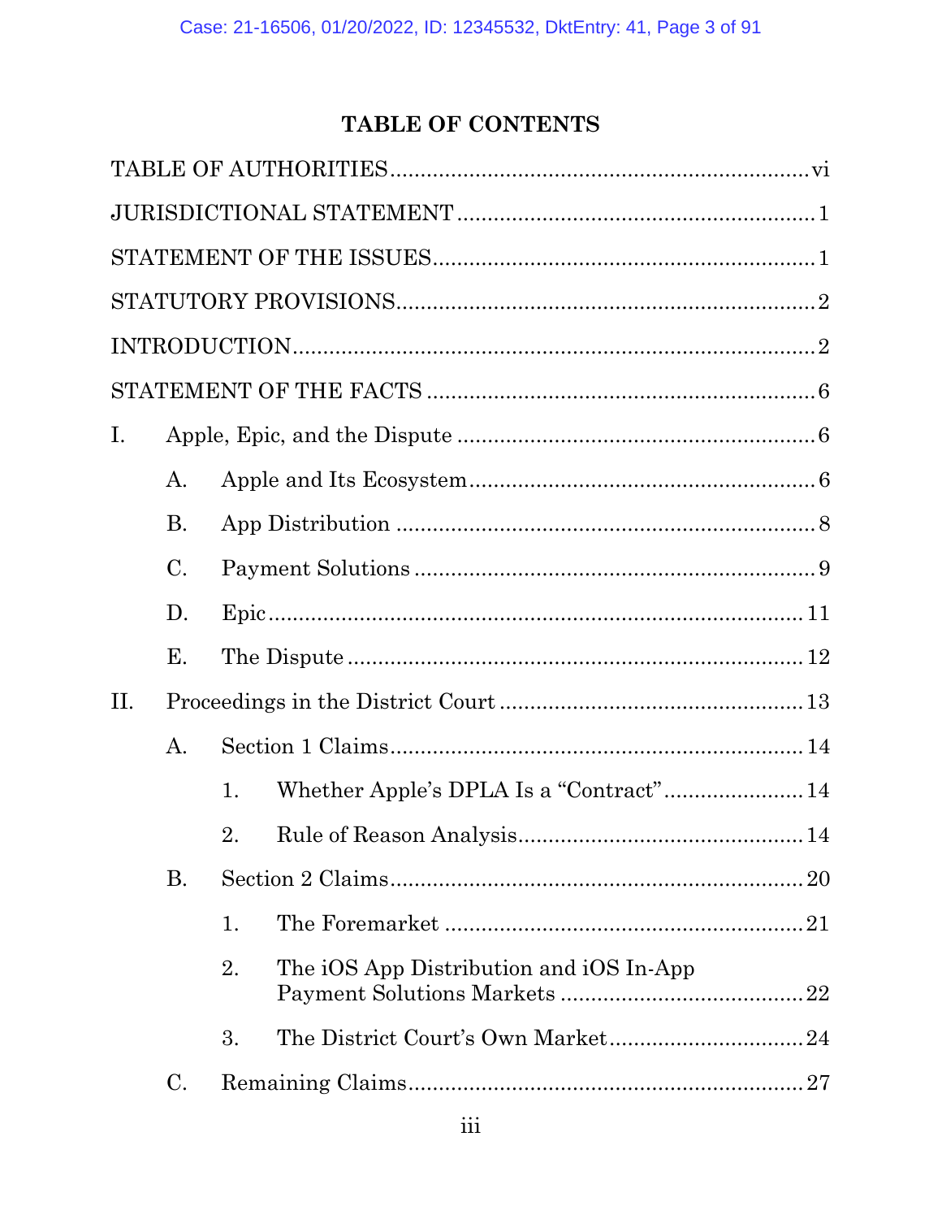# TABLE OF CONTENTS

TABLE OF AUTHORITIES ........ vi

JURISDICTIONAL STATEMENT ........ 1

STATEMENT OF THE ISSUES ........ 1

STATUTORY PROVISIONS ........ 2

INTRODUCTION ........ 2

STATEMENT OF THE FACTS ........ 6

I. Apple, Epic, and the Dispute ........ 6

  A. Apple and Its Ecosystem ........ 6

  B. App Distribution ........ 8

  C. Payment Solutions ........ 9

  D. Epic ........ 11

  E. The Dispute ........ 12

II. Proceedings in the District Court ........ 13

  A. Section 1 Claims ........ 14

    1. Whether Apple's DPLA Is a "Contract" ........ 14

    2. Rule of Reason Analysis ........ 14

  B. Section 2 Claims ........ 20

    1. The Foremarket ........ 21

    2. The iOS App Distribution and iOS In-App Payment Solutions Markets ........ 22

    3. The District Court's Own Market ........ 24

  C. Remaining Claims ........ 27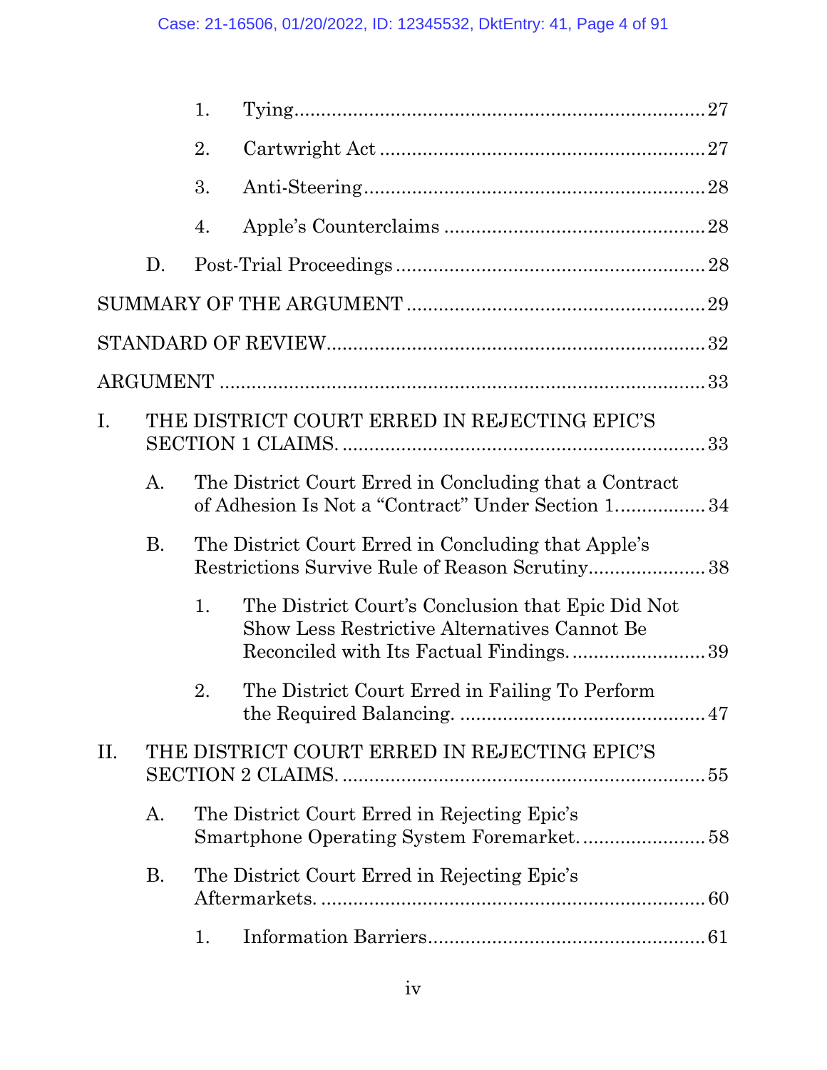1. Tying ........................................................................ 27
2. Cartwright Act ........................................................ 27
3. Anti-Steering ........................................................... 28
4. Apple's Counterclaims ............................................. 28

D. Post-Trial Proceedings ......................................................... 28

SUMMARY OF THE ARGUMENT ........................................................ 29

STANDARD OF REVIEW ..................................................................... 32

ARGUMENT ........................................................................................ 33

I. THE DISTRICT COURT ERRED IN REJECTING EPIC'S SECTION 1 CLAIMS. ................................................................... 33

A. The District Court Erred in Concluding that a Contract of Adhesion Is Not a "Contract" Under Section 1 ................. 34

B. The District Court Erred in Concluding that Apple's Restrictions Survive Rule of Reason Scrutiny ..................... 38

1. The District Court's Conclusion that Epic Did Not Show Less Restrictive Alternatives Cannot Be Reconciled with Its Factual Findings. ......................... 39

2. The District Court Erred in Failing To Perform the Required Balancing. .............................................. 47

II. THE DISTRICT COURT ERRED IN REJECTING EPIC'S SECTION 2 CLAIMS. ................................................................... 55

A. The District Court Erred in Rejecting Epic's Smartphone Operating System Foremarket. ....................... 58

B. The District Court Erred in Rejecting Epic's Aftermarkets. ....................................................................... 60

1. Information Barriers .................................................. 61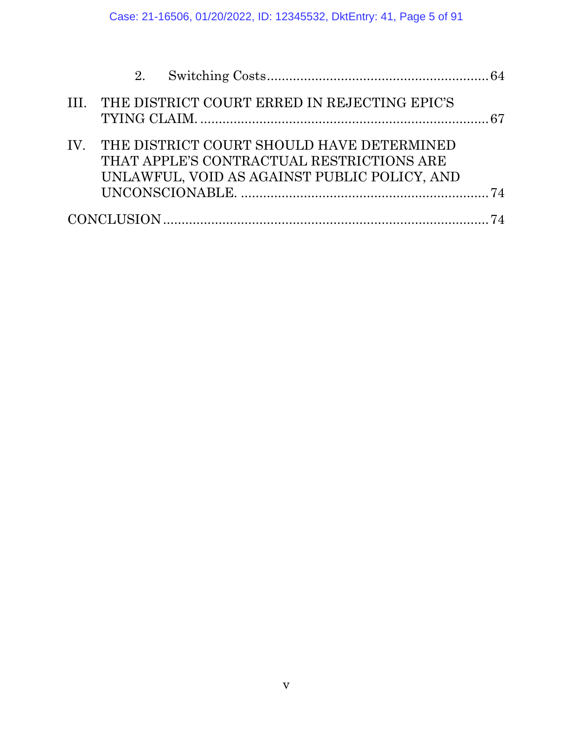2. Switching Costs ........................................................... 64

III. THE DISTRICT COURT ERRED IN REJECTING EPIC'S TYING CLAIM. ............................................................................ 67

IV. THE DISTRICT COURT SHOULD HAVE DETERMINED THAT APPLE'S CONTRACTUAL RESTRICTIONS ARE UNLAWFUL, VOID AS AGAINST PUBLIC POLICY, AND UNCONSCIONABLE. ................................................................... 74

CONCLUSION ........................................................................................ 74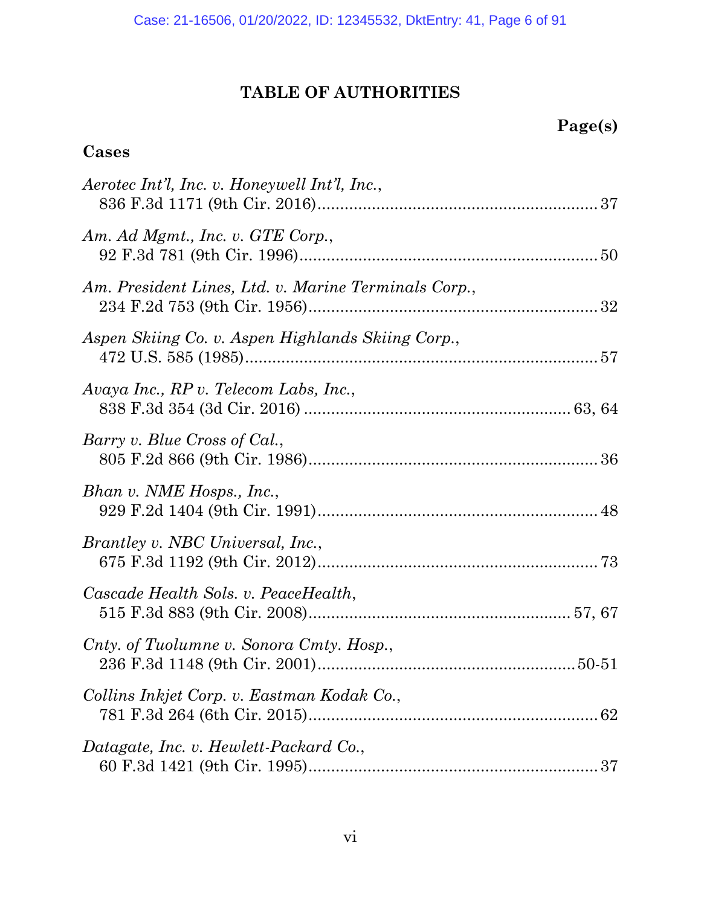# TABLE OF AUTHORITIES

**Page(s)**

## Cases

*Aerotec Int'l, Inc. v. Honeywell Int'l, Inc.*,
836 F.3d 1171 (9th Cir. 2016)....................................................................37

*Am. Ad Mgmt., Inc. v. GTE Corp.*,
92 F.3d 781 (9th Cir. 1996)......................................................................50

*Am. President Lines, Ltd. v. Marine Terminals Corp.*,
234 F.2d 753 (9th Cir. 1956)....................................................................32

*Aspen Skiing Co. v. Aspen Highlands Skiing Corp.*,
472 U.S. 585 (1985)..................................................................................57

*Avaya Inc., RP v. Telecom Labs, Inc.*,
838 F.3d 354 (3d Cir. 2016) ...............................................................63, 64

*Barry v. Blue Cross of Cal.*,
805 F.2d 866 (9th Cir. 1986)....................................................................36

*Bhan v. NME Hosps., Inc.*,
929 F.2d 1404 (9th Cir. 1991)..................................................................48

*Brantley v. NBC Universal, Inc.*,
675 F.3d 1192 (9th Cir. 2012)..................................................................73

*Cascade Health Sols. v. PeaceHealth*,
515 F.3d 883 (9th Cir. 2008).............................................................57, 67

*Cnty. of Tuolumne v. Sonora Cmty. Hosp.*,
236 F.3d 1148 (9th Cir. 2001)...........................................................50-51

*Collins Inkjet Corp. v. Eastman Kodak Co.*,
781 F.3d 264 (6th Cir. 2015)....................................................................62

*Datagate, Inc. v. Hewlett-Packard Co.*,
60 F.3d 1421 (9th Cir. 1995)....................................................................37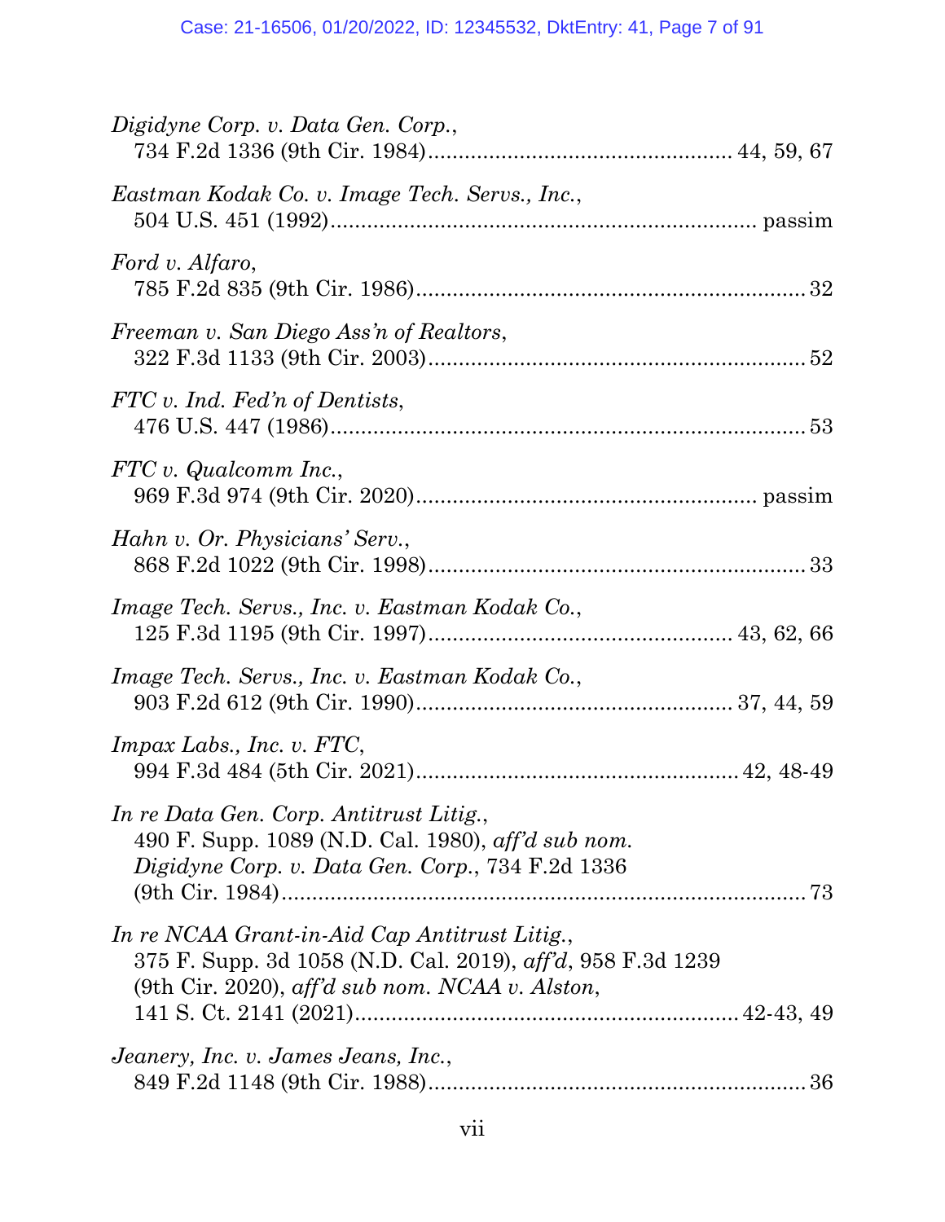*Digidyne Corp. v. Data Gen. Corp.*,
734 F.2d 1336 (9th Cir. 1984)................................................ 44, 59, 67

*Eastman Kodak Co. v. Image Tech. Servs., Inc.*,
504 U.S. 451 (1992).................................................................... passim

*Ford v. Alfaro*,
785 F.2d 835 (9th Cir. 1986).............................................................. 32

*Freeman v. San Diego Ass'n of Realtors*,
322 F.3d 1133 (9th Cir. 2003)............................................................ 52

*FTC v. Ind. Fed'n of Dentists*,
476 U.S. 447 (1986)............................................................................ 53

*FTC v. Qualcomm Inc.*,
969 F.3d 974 (9th Cir. 2020)...................................................... passim

*Hahn v. Or. Physicians' Serv.*,
868 F.2d 1022 (9th Cir. 1998)............................................................ 33

*Image Tech. Servs., Inc. v. Eastman Kodak Co.*,
125 F.3d 1195 (9th Cir. 1997)................................................ 43, 62, 66

*Image Tech. Servs., Inc. v. Eastman Kodak Co.*,
903 F.2d 612 (9th Cir. 1990).................................................. 37, 44, 59

*Impax Labs., Inc. v. FTC*,
994 F.3d 484 (5th Cir. 2021).................................................... 42, 48-49

*In re Data Gen. Corp. Antitrust Litig.*,
490 F. Supp. 1089 (N.D. Cal. 1980), *aff'd sub nom. Digidyne Corp. v. Data Gen. Corp.*, 734 F.2d 1336 (9th Cir. 1984)...................................................................... 73

*In re NCAA Grant-in-Aid Cap Antitrust Litig.*,
375 F. Supp. 3d 1058 (N.D. Cal. 2019), *aff'd*, 958 F.3d 1239 (9th Cir. 2020), *aff'd sub nom. NCAA v. Alston*, 141 S. Ct. 2141 (2021).............................................................. 42-43, 49

*Jeanery, Inc. v. James Jeans, Inc.*,
849 F.2d 1148 (9th Cir. 1988)............................................................ 36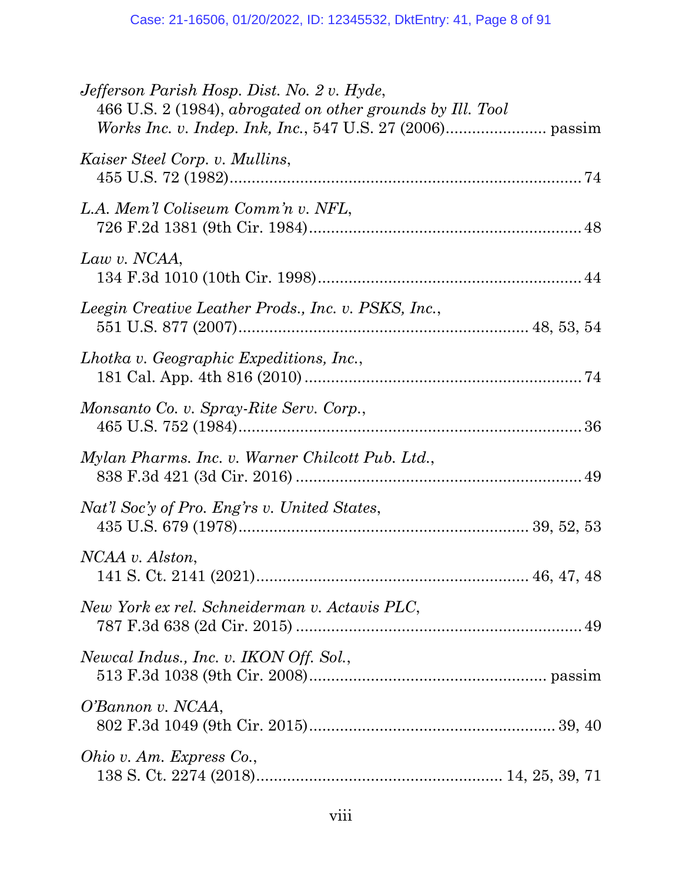*Jefferson Parish Hosp. Dist. No. 2 v. Hyde*,
466 U.S. 2 (1984), *abrogated on other grounds by Ill. Tool Works Inc. v. Indep. Ink, Inc.*, 547 U.S. 27 (2006)....................... passim

*Kaiser Steel Corp. v. Mullins*,
455 U.S. 72 (1982)................................................................................ 74

*L.A. Mem'l Coliseum Comm'n v. NFL*,
726 F.2d 1381 (9th Cir. 1984)............................................................ 48

*Law v. NCAA*,
134 F.3d 1010 (10th Cir. 1998).......................................................... 44

*Leegin Creative Leather Prods., Inc. v. PSKS, Inc.*,
551 U.S. 877 (2007)................................................................ 48, 53, 54

*Lhotka v. Geographic Expeditions, Inc.*,
181 Cal. App. 4th 816 (2010) .............................................................. 74

*Monsanto Co. v. Spray-Rite Serv. Corp.*,
465 U.S. 752 (1984)............................................................................. 36

*Mylan Pharms. Inc. v. Warner Chilcott Pub. Ltd.*,
838 F.3d 421 (3d Cir. 2016) ............................................................... 49

*Nat'l Soc'y of Pro. Eng'rs v. United States*,
435 U.S. 679 (1978)................................................................ 39, 52, 53

*NCAA v. Alston*,
141 S. Ct. 2141 (2021)............................................................ 46, 47, 48

*New York ex rel. Schneiderman v. Actavis PLC*,
787 F.3d 638 (2d Cir. 2015) ............................................................... 49

*Newcal Indus., Inc. v. IKON Off. Sol.*,
513 F.3d 1038 (9th Cir. 2008).................................................... passim

*O'Bannon v. NCAA*,
802 F.3d 1049 (9th Cir. 2015)...................................................... 39, 40

*Ohio v. Am. Express Co.*,
138 S. Ct. 2274 (2018)...................................................... 14, 25, 39, 71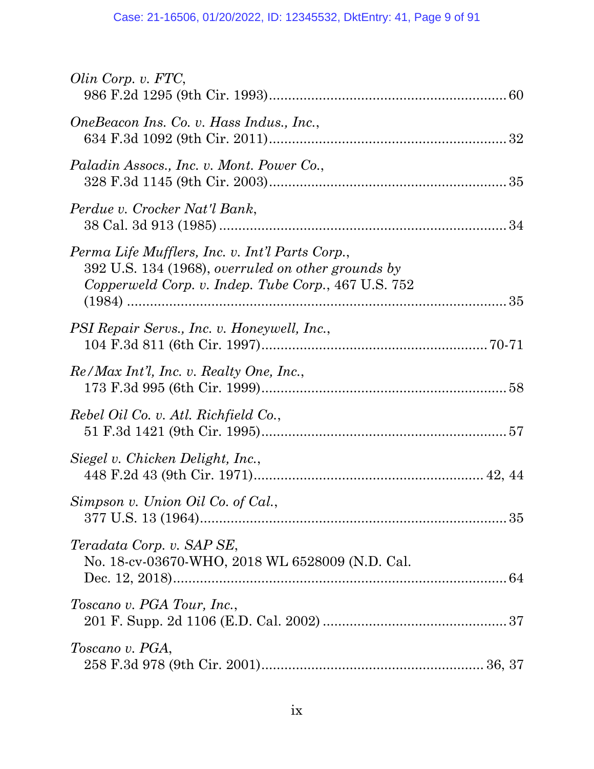*Olin Corp. v. FTC*,
986 F.2d 1295 (9th Cir. 1993)............................................................. 60

*OneBeacon Ins. Co. v. Hass Indus., Inc.*,
634 F.3d 1092 (9th Cir. 2011)............................................................. 32

*Paladin Assocs., Inc. v. Mont. Power Co.*,
328 F.3d 1145 (9th Cir. 2003)............................................................. 35

*Perdue v. Crocker Nat'l Bank*,
38 Cal. 3d 913 (1985) .......................................................................... 34

*Perma Life Mufflers, Inc. v. Int'l Parts Corp.*,
392 U.S. 134 (1968), *overruled on other grounds by Copperweld Corp. v. Indep. Tube Corp.*, 467 U.S. 752 (1984) ........................................................................................ 35

*PSI Repair Servs., Inc. v. Honeywell, Inc.*,
104 F.3d 811 (6th Cir. 1997).......................................................... 70-71

*Re/Max Int'l, Inc. v. Realty One, Inc.*,
173 F.3d 995 (6th Cir. 1999)............................................................... 58

*Rebel Oil Co. v. Atl. Richfield Co.*,
51 F.3d 1421 (9th Cir. 1995)............................................................... 57

*Siegel v. Chicken Delight, Inc.*,
448 F.2d 43 (9th Cir. 1971)........................................................... 42, 44

*Simpson v. Union Oil Co. of Cal.*,
377 U.S. 13 (1964)................................................................................ 35

*Teradata Corp. v. SAP SE*,
No. 18-cv-03670-WHO, 2018 WL 6528009 (N.D. Cal. Dec. 12, 2018)........................................................................................ 64

*Toscano v. PGA Tour, Inc.*,
201 F. Supp. 2d 1106 (E.D. Cal. 2002) ................................................ 37

*Toscano v. PGA*,
258 F.3d 978 (9th Cir. 2001)......................................................... 36, 37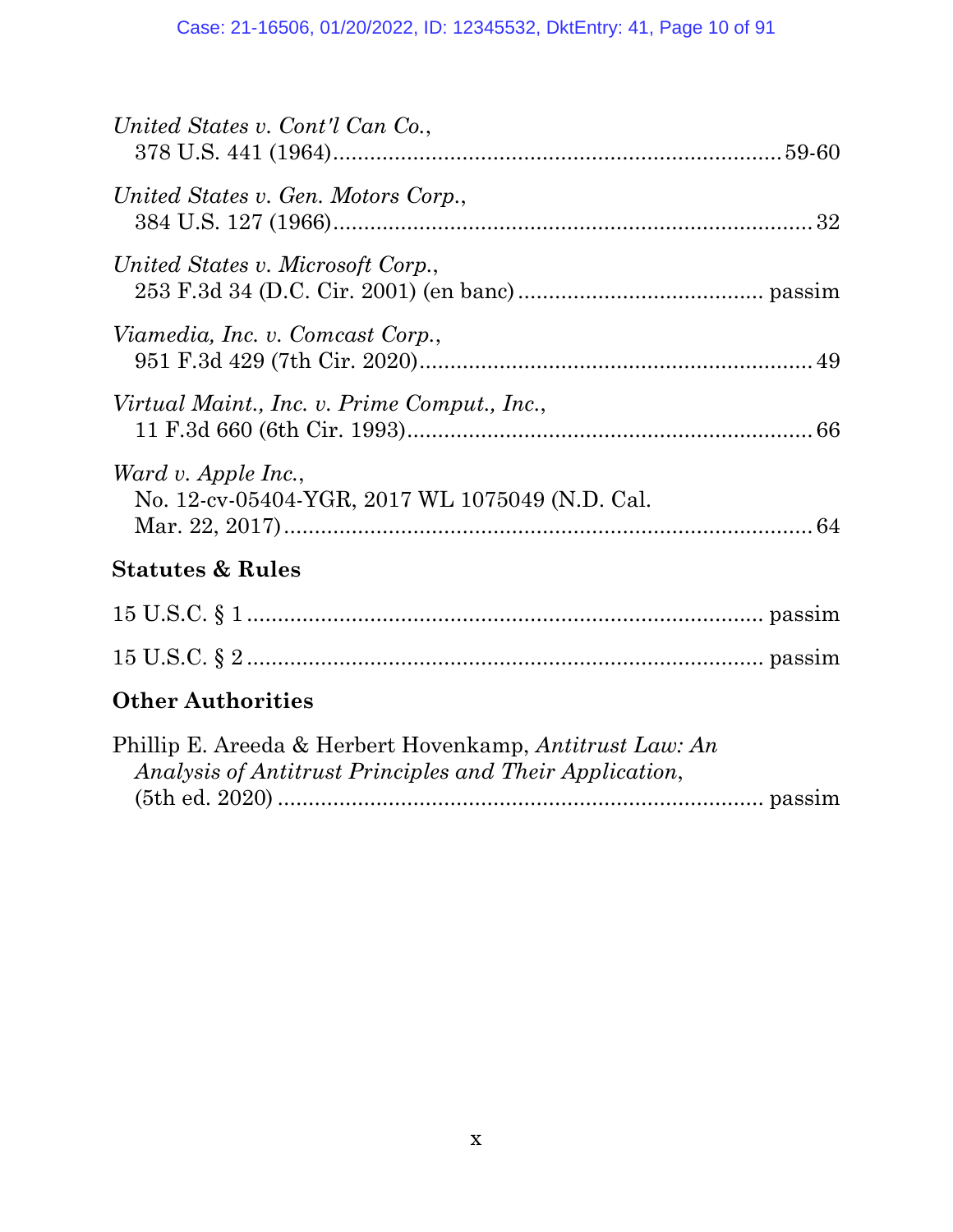*United States v. Cont'l Can Co.*,
378 U.S. 441 (1964)........................................................................59-60

*United States v. Gen. Motors Corp.*,
384 U.S. 127 (1966)..............................................................................32

*United States v. Microsoft Corp.*,
253 F.3d 34 (D.C. Cir. 2001) (en banc)........................................ passim

*Viamedia, Inc. v. Comcast Corp.*,
951 F.3d 429 (7th Cir. 2020)................................................................49

*Virtual Maint., Inc. v. Prime Comput., Inc.*,
11 F.3d 660 (6th Cir. 1993)..................................................................66

*Ward v. Apple Inc.*,
No. 12-cv-05404-YGR, 2017 WL 1075049 (N.D. Cal. Mar. 22, 2017).......................................................................................64

## Statutes & Rules

15 U.S.C. § 1 ...................................................................................... passim

15 U.S.C. § 2 ...................................................................................... passim

## Other Authorities

Phillip E. Areeda & Herbert Hovenkamp, *Antitrust Law: An Analysis of Antitrust Principles and Their Application*, (5th ed. 2020) ................................................................................ passim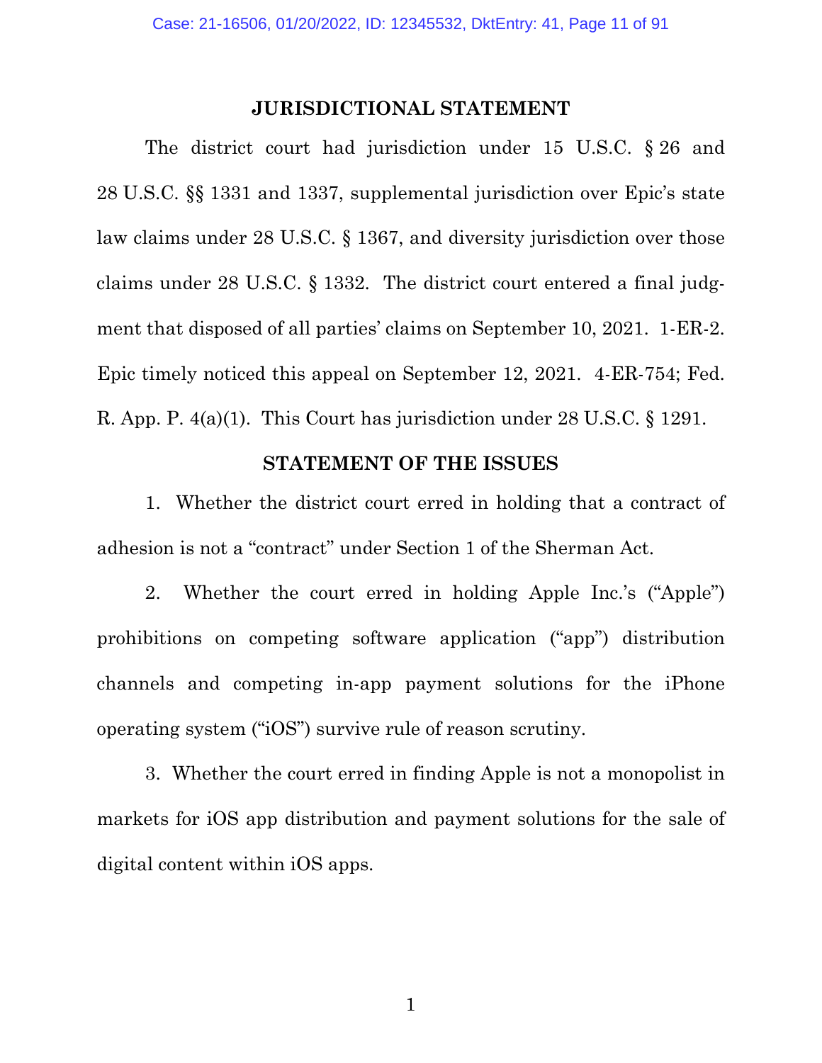## JURISDICTIONAL STATEMENT

The district court had jurisdiction under 15 U.S.C. § 26 and 28 U.S.C. §§ 1331 and 1337, supplemental jurisdiction over Epic's state law claims under 28 U.S.C. § 1367, and diversity jurisdiction over those claims under 28 U.S.C. § 1332. The district court entered a final judgment that disposed of all parties' claims on September 10, 2021. 1-ER-2. Epic timely noticed this appeal on September 12, 2021. 4-ER-754; Fed. R. App. P. 4(a)(1). This Court has jurisdiction under 28 U.S.C. § 1291.

## STATEMENT OF THE ISSUES

1. Whether the district court erred in holding that a contract of adhesion is not a "contract" under Section 1 of the Sherman Act.

2. Whether the court erred in holding Apple Inc.'s ("Apple") prohibitions on competing software application ("app") distribution channels and competing in-app payment solutions for the iPhone operating system ("iOS") survive rule of reason scrutiny.

3. Whether the court erred in finding Apple is not a monopolist in markets for iOS app distribution and payment solutions for the sale of digital content within iOS apps.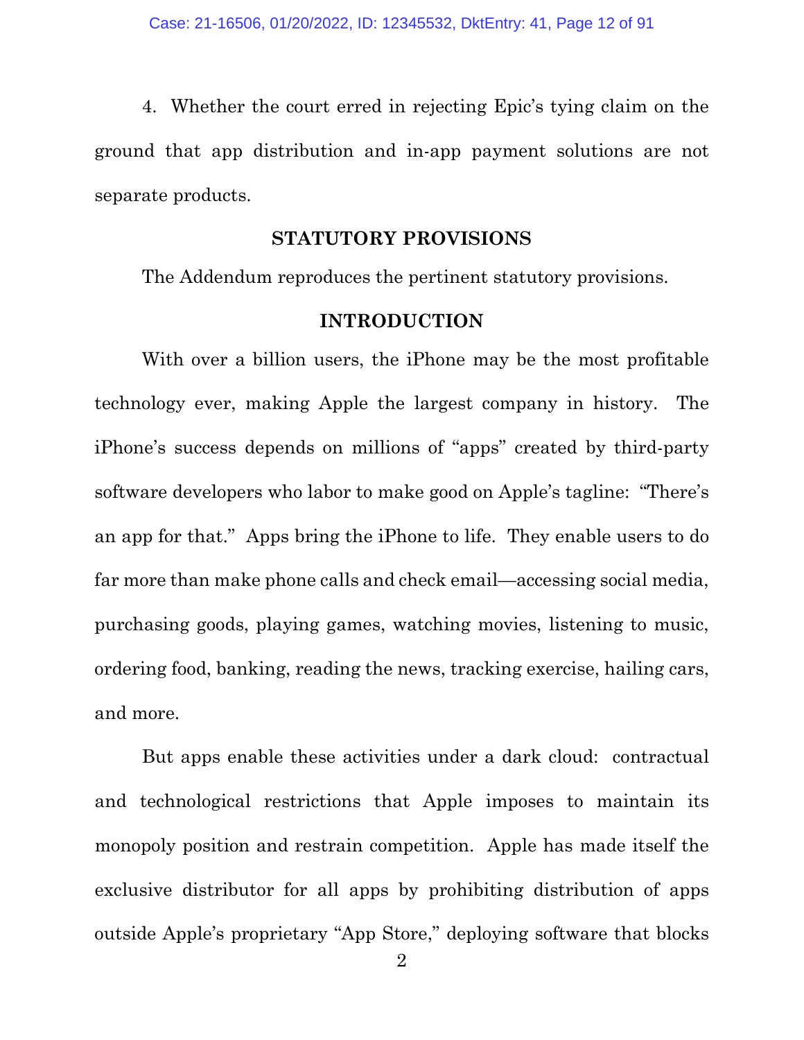4. Whether the court erred in rejecting Epic's tying claim on the ground that app distribution and in-app payment solutions are not separate products.

## STATUTORY PROVISIONS

The Addendum reproduces the pertinent statutory provisions.

## INTRODUCTION

With over a billion users, the iPhone may be the most profitable technology ever, making Apple the largest company in history. The iPhone's success depends on millions of "apps" created by third-party software developers who labor to make good on Apple's tagline: "There's an app for that." Apps bring the iPhone to life. They enable users to do far more than make phone calls and check email—accessing social media, purchasing goods, playing games, watching movies, listening to music, ordering food, banking, reading the news, tracking exercise, hailing cars, and more.

But apps enable these activities under a dark cloud: contractual and technological restrictions that Apple imposes to maintain its monopoly position and restrain competition. Apple has made itself the exclusive distributor for all apps by prohibiting distribution of apps outside Apple's proprietary "App Store," deploying software that blocks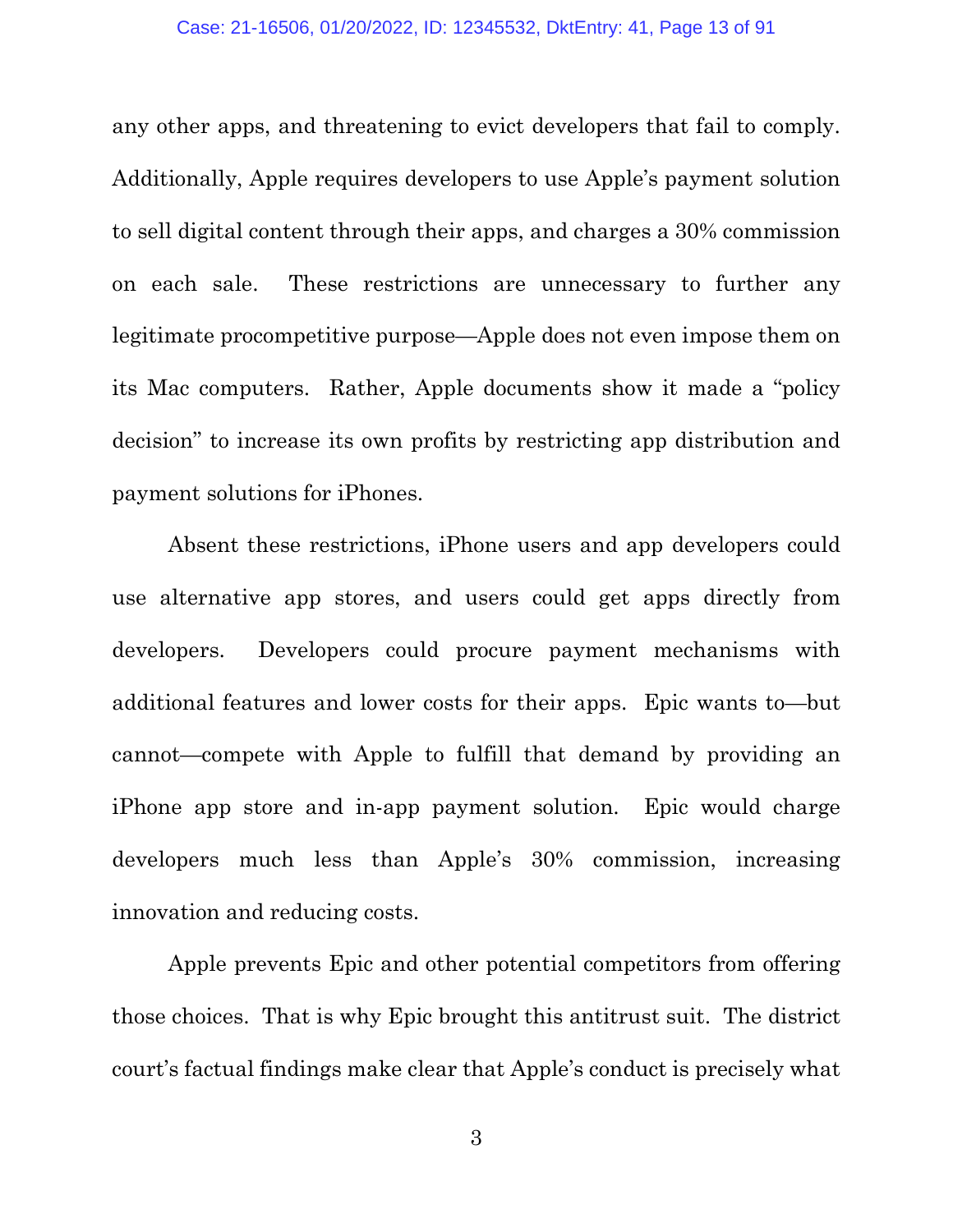any other apps, and threatening to evict developers that fail to comply. Additionally, Apple requires developers to use Apple's payment solution to sell digital content through their apps, and charges a 30% commission on each sale. These restrictions are unnecessary to further any legitimate procompetitive purpose—Apple does not even impose them on its Mac computers. Rather, Apple documents show it made a "policy decision" to increase its own profits by restricting app distribution and payment solutions for iPhones.

Absent these restrictions, iPhone users and app developers could use alternative app stores, and users could get apps directly from developers. Developers could procure payment mechanisms with additional features and lower costs for their apps. Epic wants to—but cannot—compete with Apple to fulfill that demand by providing an iPhone app store and in-app payment solution. Epic would charge developers much less than Apple's 30% commission, increasing innovation and reducing costs.

Apple prevents Epic and other potential competitors from offering those choices. That is why Epic brought this antitrust suit. The district court's factual findings make clear that Apple's conduct is precisely what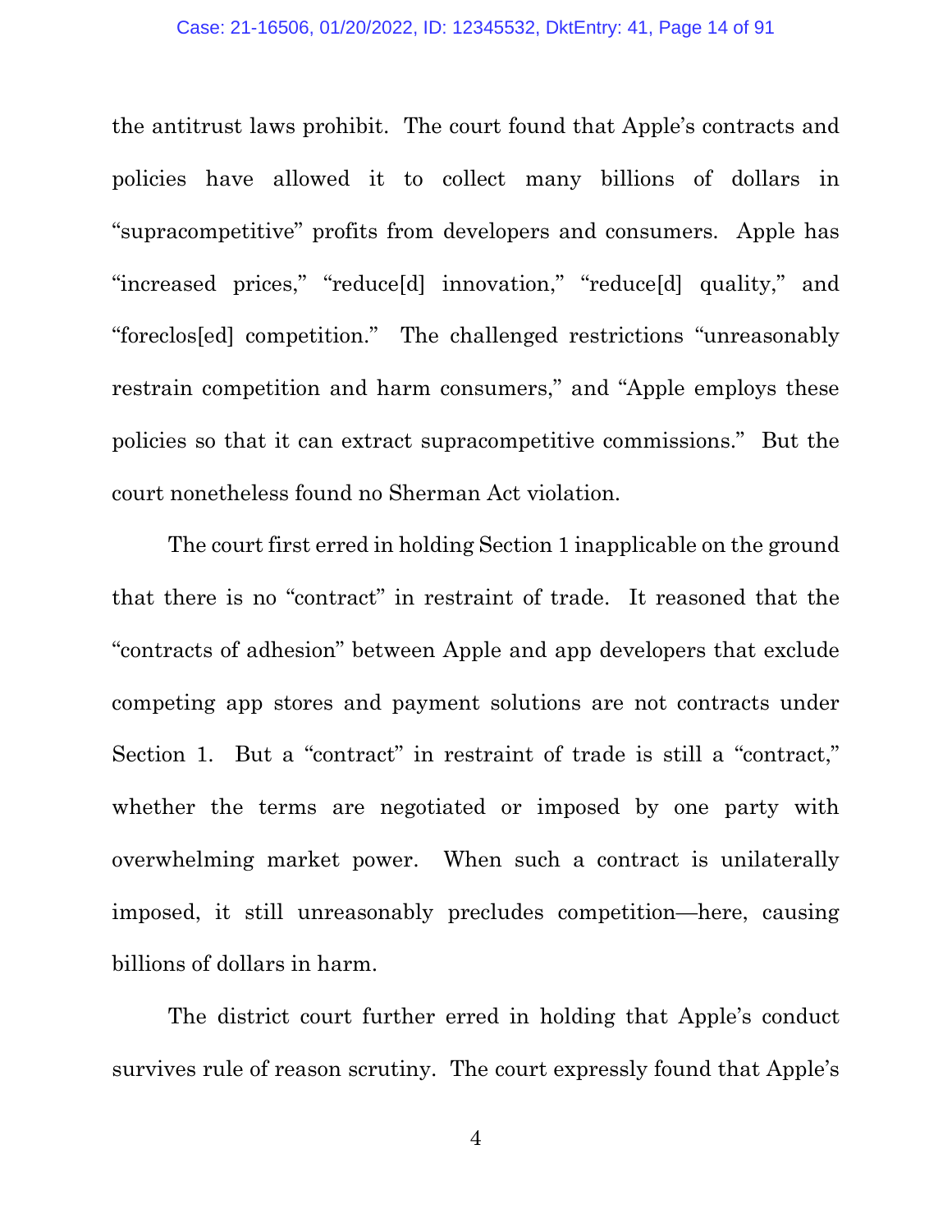the antitrust laws prohibit. The court found that Apple's contracts and policies have allowed it to collect many billions of dollars in "supracompetitive" profits from developers and consumers. Apple has "increased prices," "reduce[d] innovation," "reduce[d] quality," and "foreclos[ed] competition." The challenged restrictions "unreasonably restrain competition and harm consumers," and "Apple employs these policies so that it can extract supracompetitive commissions." But the court nonetheless found no Sherman Act violation.

The court first erred in holding Section 1 inapplicable on the ground that there is no "contract" in restraint of trade. It reasoned that the "contracts of adhesion" between Apple and app developers that exclude competing app stores and payment solutions are not contracts under Section 1. But a "contract" in restraint of trade is still a "contract," whether the terms are negotiated or imposed by one party with overwhelming market power. When such a contract is unilaterally imposed, it still unreasonably precludes competition—here, causing billions of dollars in harm.

The district court further erred in holding that Apple's conduct survives rule of reason scrutiny. The court expressly found that Apple's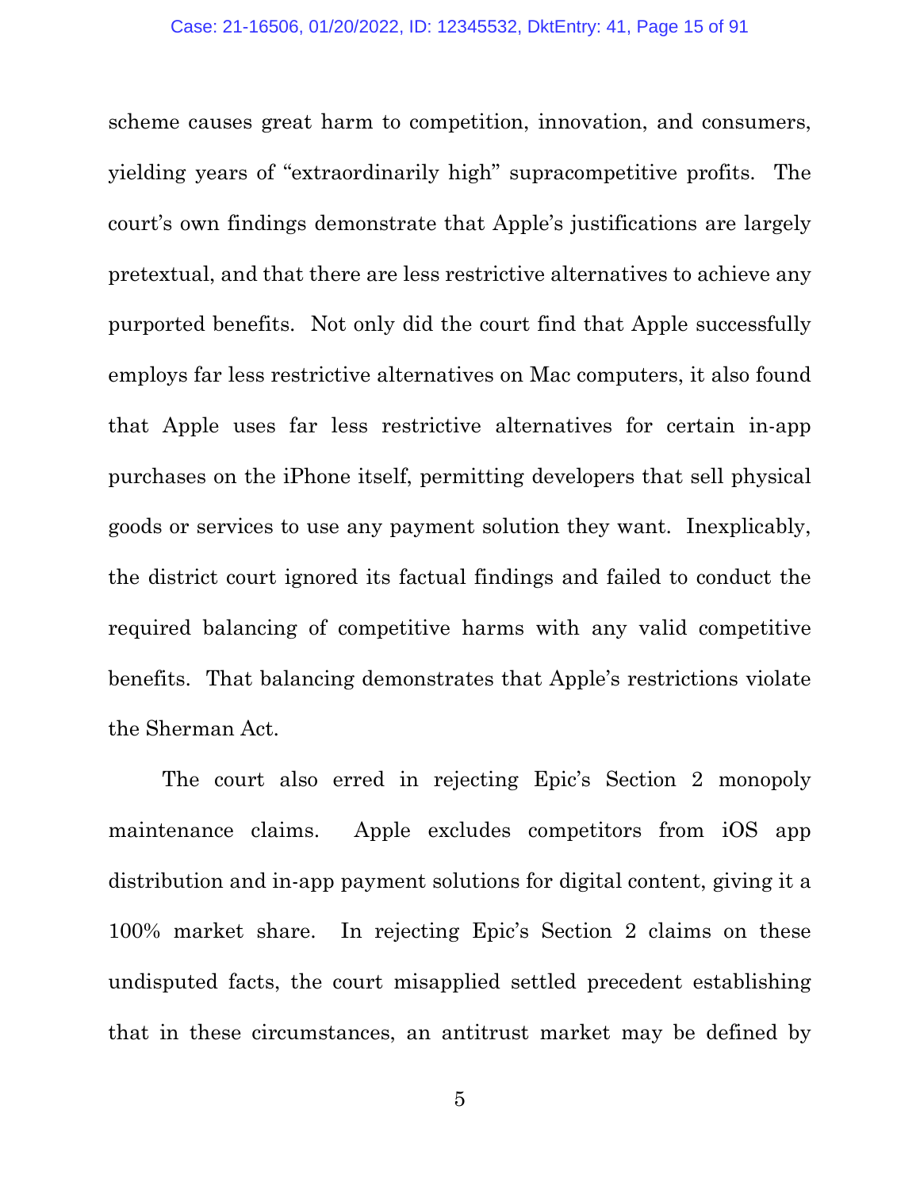scheme causes great harm to competition, innovation, and consumers, yielding years of "extraordinarily high" supracompetitive profits. The court's own findings demonstrate that Apple's justifications are largely pretextual, and that there are less restrictive alternatives to achieve any purported benefits. Not only did the court find that Apple successfully employs far less restrictive alternatives on Mac computers, it also found that Apple uses far less restrictive alternatives for certain in-app purchases on the iPhone itself, permitting developers that sell physical goods or services to use any payment solution they want. Inexplicably, the district court ignored its factual findings and failed to conduct the required balancing of competitive harms with any valid competitive benefits. That balancing demonstrates that Apple's restrictions violate the Sherman Act.

The court also erred in rejecting Epic's Section 2 monopoly maintenance claims. Apple excludes competitors from iOS app distribution and in-app payment solutions for digital content, giving it a 100% market share. In rejecting Epic's Section 2 claims on these undisputed facts, the court misapplied settled precedent establishing that in these circumstances, an antitrust market may be defined by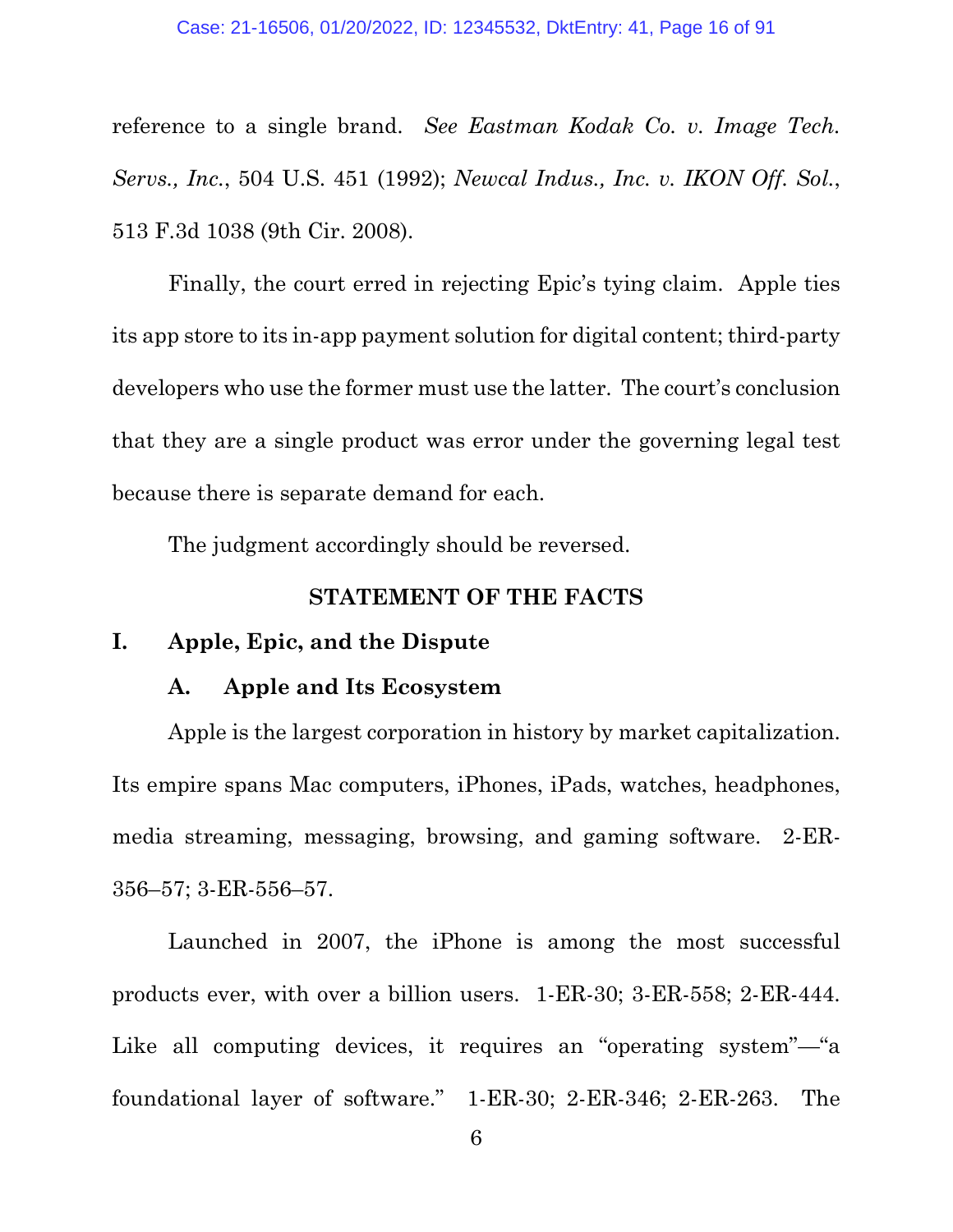reference to a single brand. *See Eastman Kodak Co. v. Image Tech. Servs., Inc.*, 504 U.S. 451 (1992); *Newcal Indus., Inc. v. IKON Off. Sol.*, 513 F.3d 1038 (9th Cir. 2008).

Finally, the court erred in rejecting Epic's tying claim. Apple ties its app store to its in-app payment solution for digital content; third-party developers who use the former must use the latter. The court's conclusion that they are a single product was error under the governing legal test because there is separate demand for each.

The judgment accordingly should be reversed.

## STATEMENT OF THE FACTS

### I. Apple, Epic, and the Dispute

#### A. Apple and Its Ecosystem

Apple is the largest corporation in history by market capitalization. Its empire spans Mac computers, iPhones, iPads, watches, headphones, media streaming, messaging, browsing, and gaming software. 2-ER-356–57; 3-ER-556–57.

Launched in 2007, the iPhone is among the most successful products ever, with over a billion users. 1-ER-30; 3-ER-558; 2-ER-444. Like all computing devices, it requires an "operating system"—"a foundational layer of software." 1-ER-30; 2-ER-346; 2-ER-263. The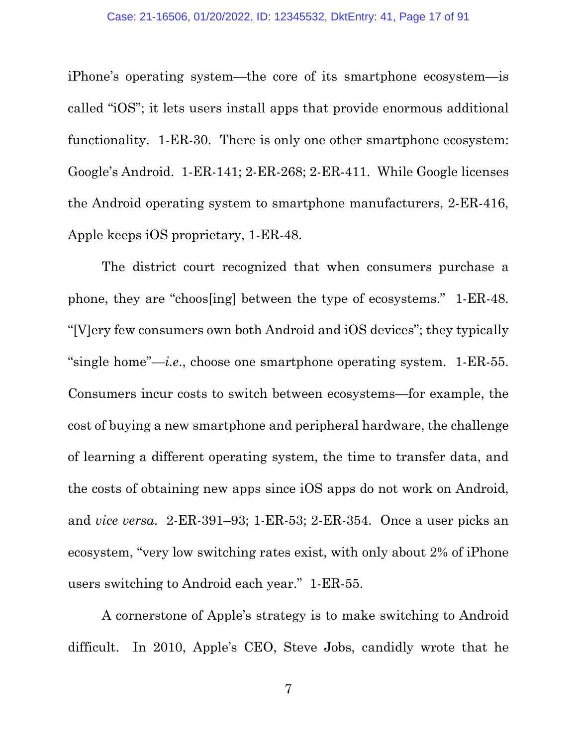iPhone's operating system—the core of its smartphone ecosystem—is called "iOS"; it lets users install apps that provide enormous additional functionality. 1-ER-30. There is only one other smartphone ecosystem: Google's Android. 1-ER-141; 2-ER-268; 2-ER-411. While Google licenses the Android operating system to smartphone manufacturers, 2-ER-416, Apple keeps iOS proprietary, 1-ER-48.

The district court recognized that when consumers purchase a phone, they are "choos[ing] between the type of ecosystems." 1-ER-48. "[V]ery few consumers own both Android and iOS devices"; they typically "single home"—*i.e.*, choose one smartphone operating system. 1-ER-55. Consumers incur costs to switch between ecosystems—for example, the cost of buying a new smartphone and peripheral hardware, the challenge of learning a different operating system, the time to transfer data, and the costs of obtaining new apps since iOS apps do not work on Android, and *vice versa*. 2-ER-391–93; 1-ER-53; 2-ER-354. Once a user picks an ecosystem, "very low switching rates exist, with only about 2% of iPhone users switching to Android each year." 1-ER-55.

A cornerstone of Apple's strategy is to make switching to Android difficult. In 2010, Apple's CEO, Steve Jobs, candidly wrote that he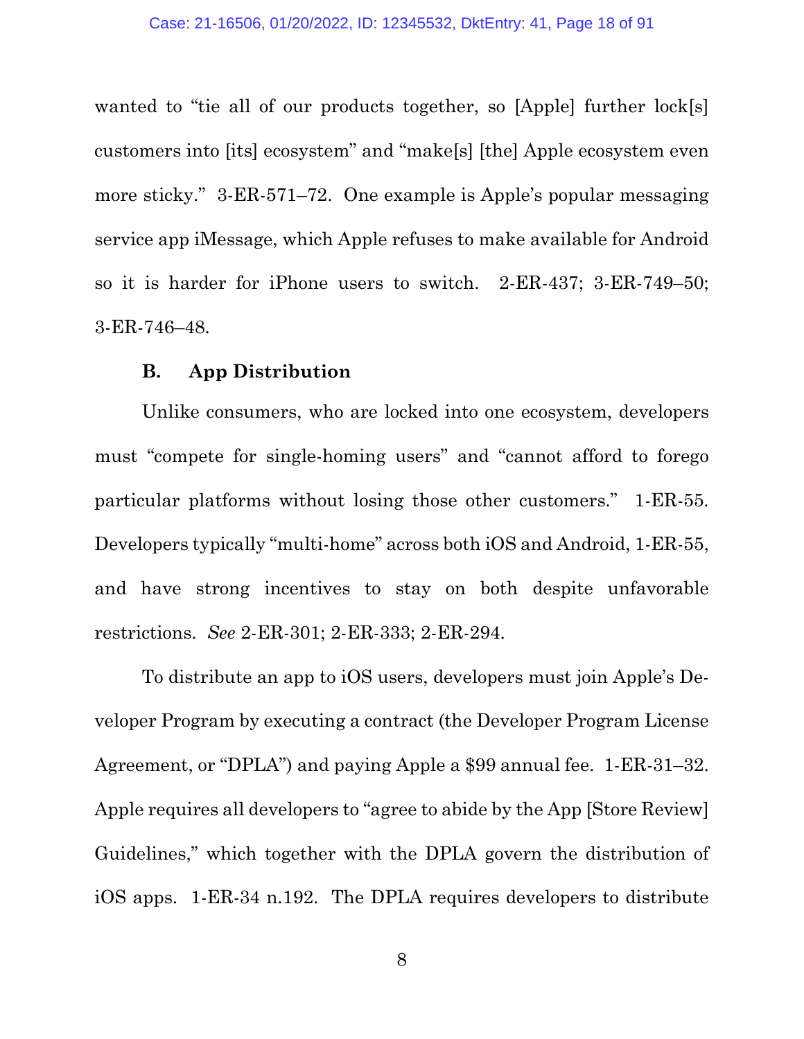wanted to "tie all of our products together, so [Apple] further lock[s] customers into [its] ecosystem" and "make[s] [the] Apple ecosystem even more sticky." 3-ER-571–72. One example is Apple's popular messaging service app iMessage, which Apple refuses to make available for Android so it is harder for iPhone users to switch. 2-ER-437; 3-ER-749–50; 3-ER-746–48.

### B. App Distribution

Unlike consumers, who are locked into one ecosystem, developers must "compete for single-homing users" and "cannot afford to forego particular platforms without losing those other customers." 1-ER-55. Developers typically "multi-home" across both iOS and Android, 1-ER-55, and have strong incentives to stay on both despite unfavorable restrictions. *See* 2-ER-301; 2-ER-333; 2-ER-294.

To distribute an app to iOS users, developers must join Apple's Developer Program by executing a contract (the Developer Program License Agreement, or "DPLA") and paying Apple a $99 annual fee. 1-ER-31–32. Apple requires all developers to "agree to abide by the App [Store Review] Guidelines," which together with the DPLA govern the distribution of iOS apps. 1-ER-34 n.192. The DPLA requires developers to distribute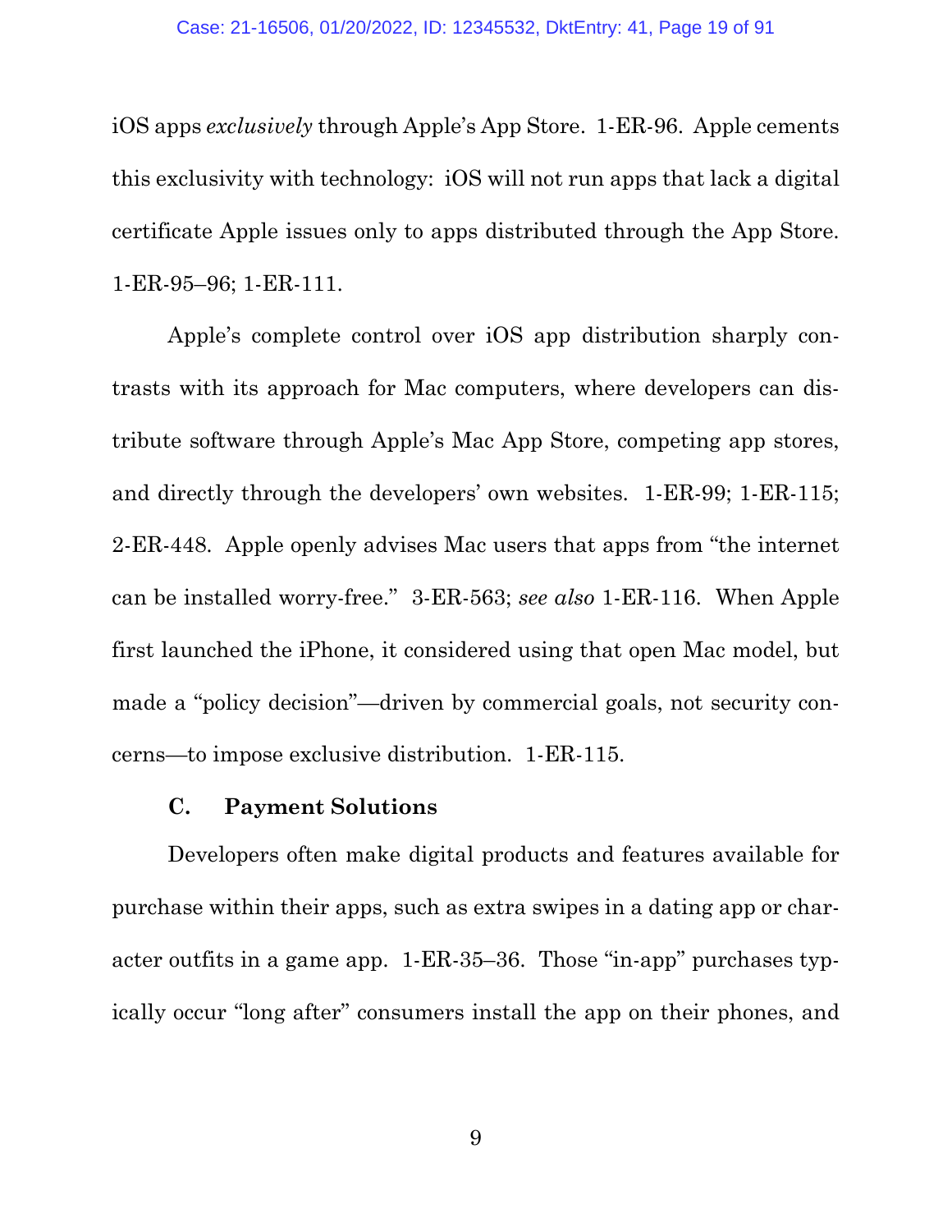iOS apps *exclusively* through Apple's App Store. 1-ER-96. Apple cements this exclusivity with technology: iOS will not run apps that lack a digital certificate Apple issues only to apps distributed through the App Store. 1-ER-95–96; 1-ER-111.

Apple's complete control over iOS app distribution sharply contrasts with its approach for Mac computers, where developers can distribute software through Apple's Mac App Store, competing app stores, and directly through the developers' own websites. 1-ER-99; 1-ER-115; 2-ER-448. Apple openly advises Mac users that apps from "the internet can be installed worry-free." 3-ER-563; *see also* 1-ER-116. When Apple first launched the iPhone, it considered using that open Mac model, but made a "policy decision"—driven by commercial goals, not security concerns—to impose exclusive distribution. 1-ER-115.

### C. Payment Solutions

Developers often make digital products and features available for purchase within their apps, such as extra swipes in a dating app or character outfits in a game app. 1-ER-35–36. Those "in-app" purchases typically occur "long after" consumers install the app on their phones, and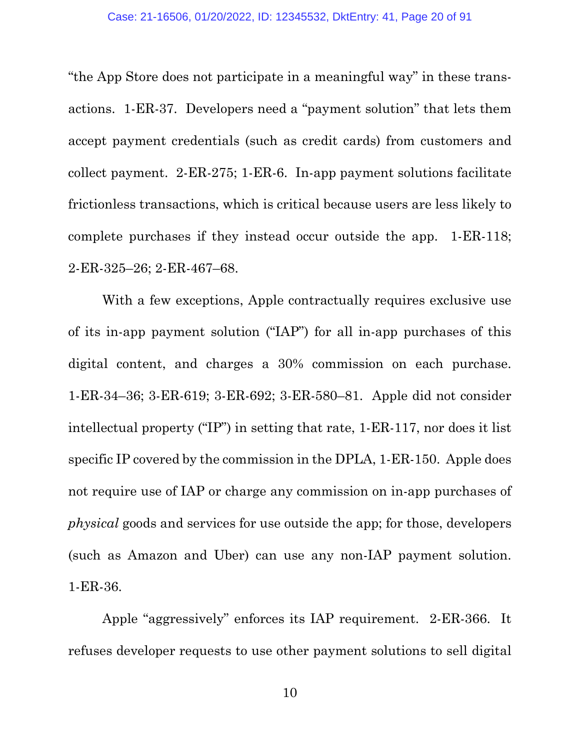“the App Store does not participate in a meaningful way” in these transactions. 1-ER-37. Developers need a “payment solution” that lets them accept payment credentials (such as credit cards) from customers and collect payment. 2-ER-275; 1-ER-6. In-app payment solutions facilitate frictionless transactions, which is critical because users are less likely to complete purchases if they instead occur outside the app. 1-ER-118; 2-ER-325–26; 2-ER-467–68.

With a few exceptions, Apple contractually requires exclusive use of its in-app payment solution (“IAP”) for all in-app purchases of this digital content, and charges a 30% commission on each purchase. 1-ER-34–36; 3-ER-619; 3-ER-692; 3-ER-580–81. Apple did not consider intellectual property (“IP”) in setting that rate, 1-ER-117, nor does it list specific IP covered by the commission in the DPLA, 1-ER-150. Apple does not require use of IAP or charge any commission on in-app purchases of *physical* goods and services for use outside the app; for those, developers (such as Amazon and Uber) can use any non-IAP payment solution. 1-ER-36.

Apple “aggressively” enforces its IAP requirement. 2-ER-366. It refuses developer requests to use other payment solutions to sell digital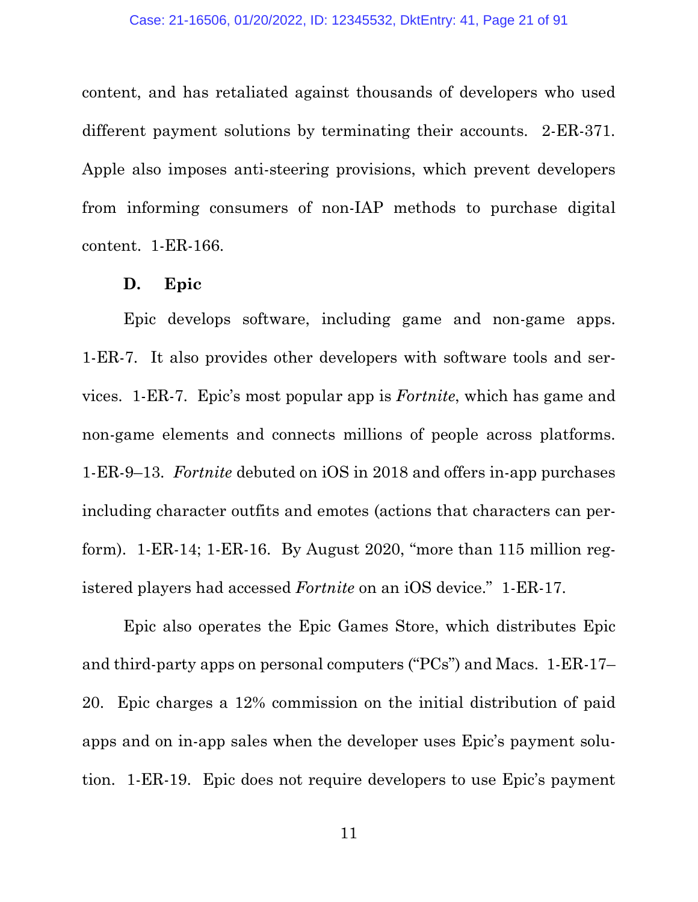content, and has retaliated against thousands of developers who used different payment solutions by terminating their accounts. 2-ER-371. Apple also imposes anti-steering provisions, which prevent developers from informing consumers of non-IAP methods to purchase digital content. 1-ER-166.

### D. Epic

Epic develops software, including game and non-game apps. 1-ER-7. It also provides other developers with software tools and services. 1-ER-7. Epic's most popular app is *Fortnite*, which has game and non-game elements and connects millions of people across platforms. 1-ER-9–13. *Fortnite* debuted on iOS in 2018 and offers in-app purchases including character outfits and emotes (actions that characters can perform). 1-ER-14; 1-ER-16. By August 2020, "more than 115 million registered players had accessed *Fortnite* on an iOS device." 1-ER-17.

Epic also operates the Epic Games Store, which distributes Epic and third-party apps on personal computers ("PCs") and Macs. 1-ER-17–20. Epic charges a 12% commission on the initial distribution of paid apps and on in-app sales when the developer uses Epic's payment solution. 1-ER-19. Epic does not require developers to use Epic's payment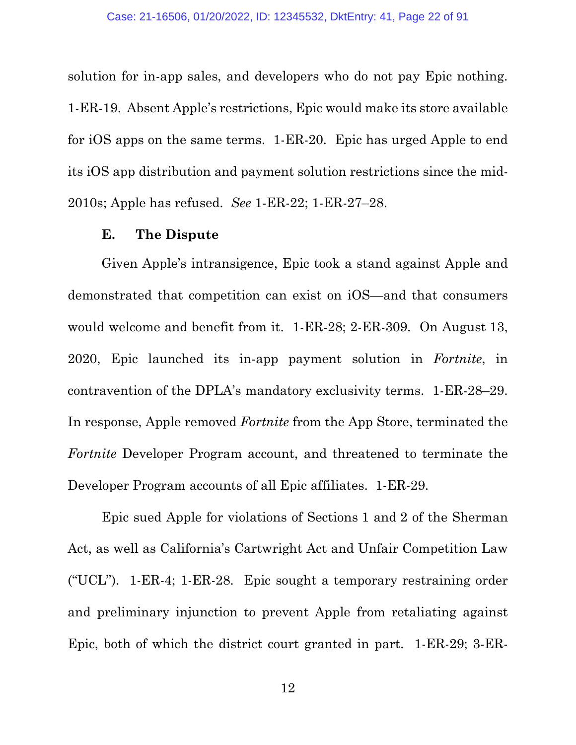solution for in-app sales, and developers who do not pay Epic nothing. 1-ER-19. Absent Apple's restrictions, Epic would make its store available for iOS apps on the same terms. 1-ER-20. Epic has urged Apple to end its iOS app distribution and payment solution restrictions since the mid-2010s; Apple has refused. *See* 1-ER-22; 1-ER-27–28.

### E. The Dispute

Given Apple's intransigence, Epic took a stand against Apple and demonstrated that competition can exist on iOS—and that consumers would welcome and benefit from it. 1-ER-28; 2-ER-309. On August 13, 2020, Epic launched its in-app payment solution in *Fortnite*, in contravention of the DPLA's mandatory exclusivity terms. 1-ER-28–29. In response, Apple removed *Fortnite* from the App Store, terminated the *Fortnite* Developer Program account, and threatened to terminate the Developer Program accounts of all Epic affiliates. 1-ER-29.

Epic sued Apple for violations of Sections 1 and 2 of the Sherman Act, as well as California's Cartwright Act and Unfair Competition Law ("UCL"). 1-ER-4; 1-ER-28. Epic sought a temporary restraining order and preliminary injunction to prevent Apple from retaliating against Epic, both of which the district court granted in part. 1-ER-29; 3-ER-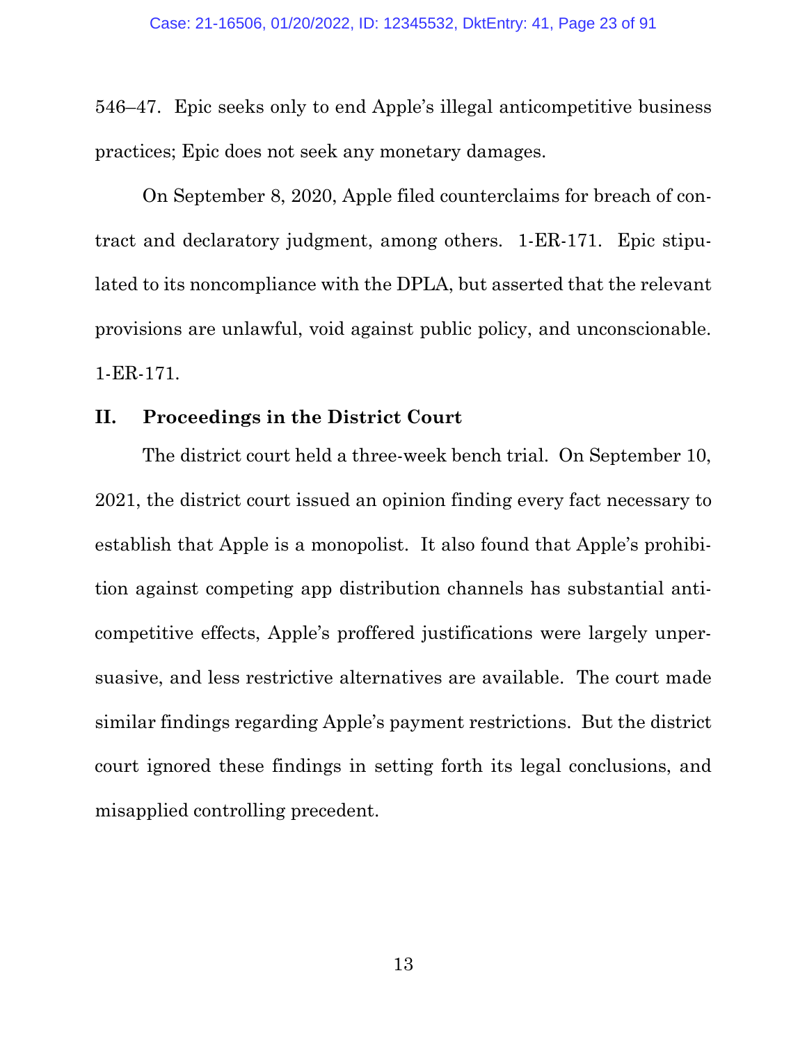546–47. Epic seeks only to end Apple's illegal anticompetitive business practices; Epic does not seek any monetary damages.

On September 8, 2020, Apple filed counterclaims for breach of contract and declaratory judgment, among others. 1-ER-171. Epic stipulated to its noncompliance with the DPLA, but asserted that the relevant provisions are unlawful, void against public policy, and unconscionable. 1-ER-171.

## II. Proceedings in the District Court

The district court held a three-week bench trial. On September 10, 2021, the district court issued an opinion finding every fact necessary to establish that Apple is a monopolist. It also found that Apple's prohibition against competing app distribution channels has substantial anticompetitive effects, Apple's proffered justifications were largely unpersuasive, and less restrictive alternatives are available. The court made similar findings regarding Apple's payment restrictions. But the district court ignored these findings in setting forth its legal conclusions, and misapplied controlling precedent.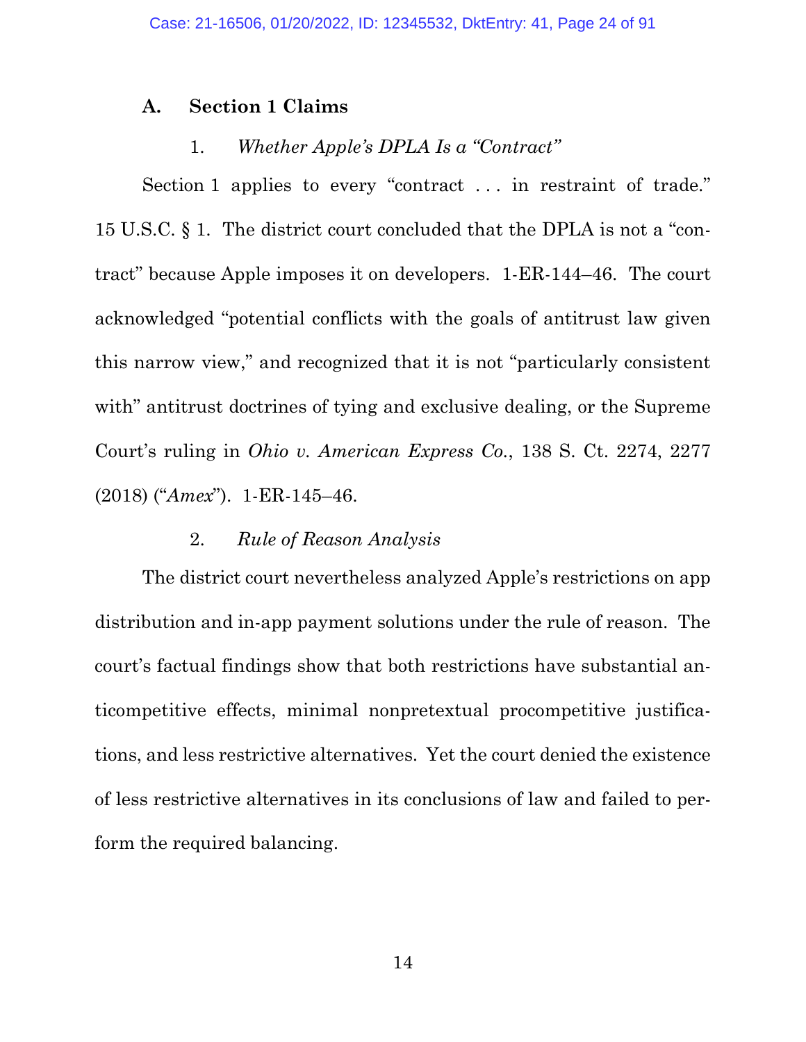### A. Section 1 Claims

#### 1. *Whether Apple's DPLA Is a "Contract"*

Section 1 applies to every "contract . . . in restraint of trade." 15 U.S.C. § 1. The district court concluded that the DPLA is not a "contract" because Apple imposes it on developers. 1-ER-144–46. The court acknowledged "potential conflicts with the goals of antitrust law given this narrow view," and recognized that it is not "particularly consistent with" antitrust doctrines of tying and exclusive dealing, or the Supreme Court's ruling in *Ohio v. American Express Co.*, 138 S. Ct. 2274, 2277 (2018) ("*Amex*"). 1-ER-145–46.

#### 2. *Rule of Reason Analysis*

The district court nevertheless analyzed Apple's restrictions on app distribution and in-app payment solutions under the rule of reason. The court's factual findings show that both restrictions have substantial anticompetitive effects, minimal nonpretextual procompetitive justifications, and less restrictive alternatives. Yet the court denied the existence of less restrictive alternatives in its conclusions of law and failed to perform the required balancing.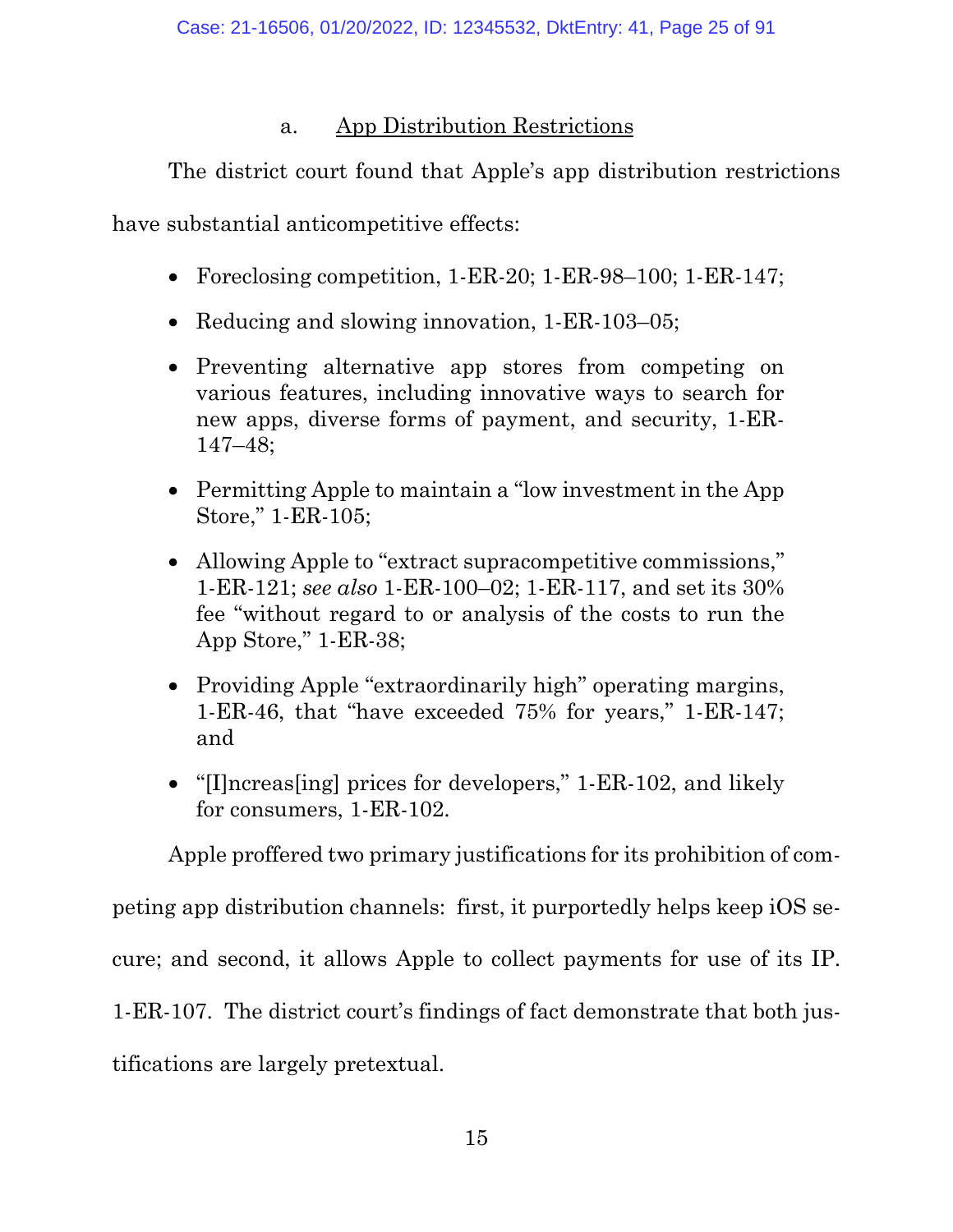a. <u>App Distribution Restrictions</u>

The district court found that Apple's app distribution restrictions have substantial anticompetitive effects:

- Foreclosing competition, 1-ER-20; 1-ER-98–100; 1-ER-147;
- Reducing and slowing innovation, 1-ER-103–05;
- Preventing alternative app stores from competing on various features, including innovative ways to search for new apps, diverse forms of payment, and security, 1-ER-147–48;
- Permitting Apple to maintain a "low investment in the App Store," 1-ER-105;
- Allowing Apple to "extract supracompetitive commissions," 1-ER-121; *see also* 1-ER-100–02; 1-ER-117, and set its 30% fee "without regard to or analysis of the costs to run the App Store," 1-ER-38;
- Providing Apple "extraordinarily high" operating margins, 1-ER-46, that "have exceeded 75% for years," 1-ER-147; and
- "[I]ncreas[ing] prices for developers," 1-ER-102, and likely for consumers, 1-ER-102.

Apple proffered two primary justifications for its prohibition of competing app distribution channels: first, it purportedly helps keep iOS secure; and second, it allows Apple to collect payments for use of its IP. 1-ER-107. The district court's findings of fact demonstrate that both justifications are largely pretextual.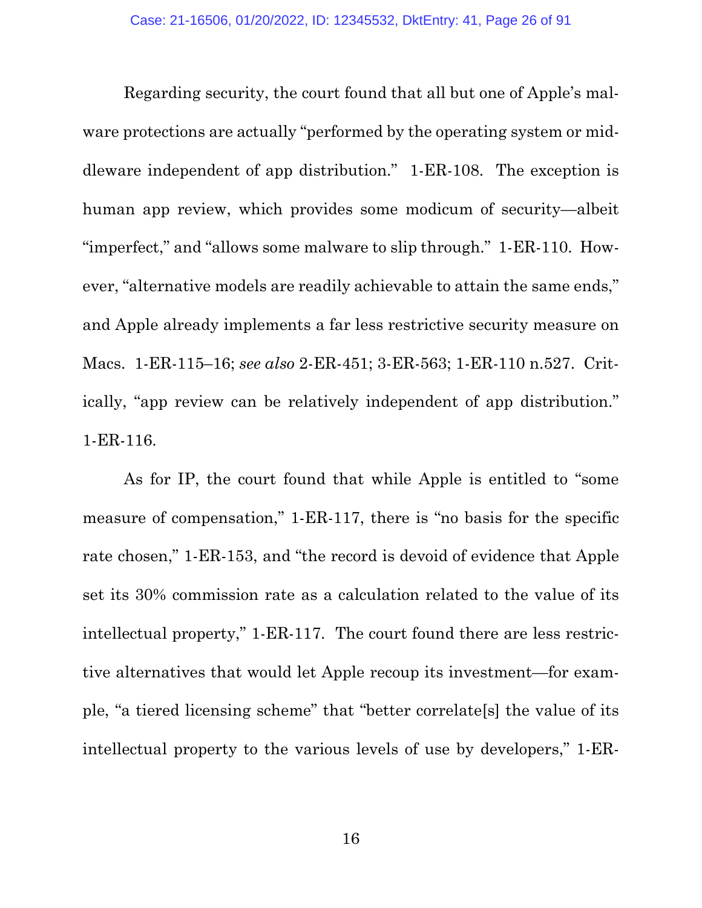Regarding security, the court found that all but one of Apple's malware protections are actually "performed by the operating system or middleware independent of app distribution." 1-ER-108. The exception is human app review, which provides some modicum of security—albeit "imperfect," and "allows some malware to slip through." 1-ER-110. However, "alternative models are readily achievable to attain the same ends," and Apple already implements a far less restrictive security measure on Macs. 1-ER-115–16; *see also* 2-ER-451; 3-ER-563; 1-ER-110 n.527. Critically, "app review can be relatively independent of app distribution." 1-ER-116.

As for IP, the court found that while Apple is entitled to "some measure of compensation," 1-ER-117, there is "no basis for the specific rate chosen," 1-ER-153, and "the record is devoid of evidence that Apple set its 30% commission rate as a calculation related to the value of its intellectual property," 1-ER-117. The court found there are less restrictive alternatives that would let Apple recoup its investment—for example, "a tiered licensing scheme" that "better correlate[s] the value of its intellectual property to the various levels of use by developers," 1-ER-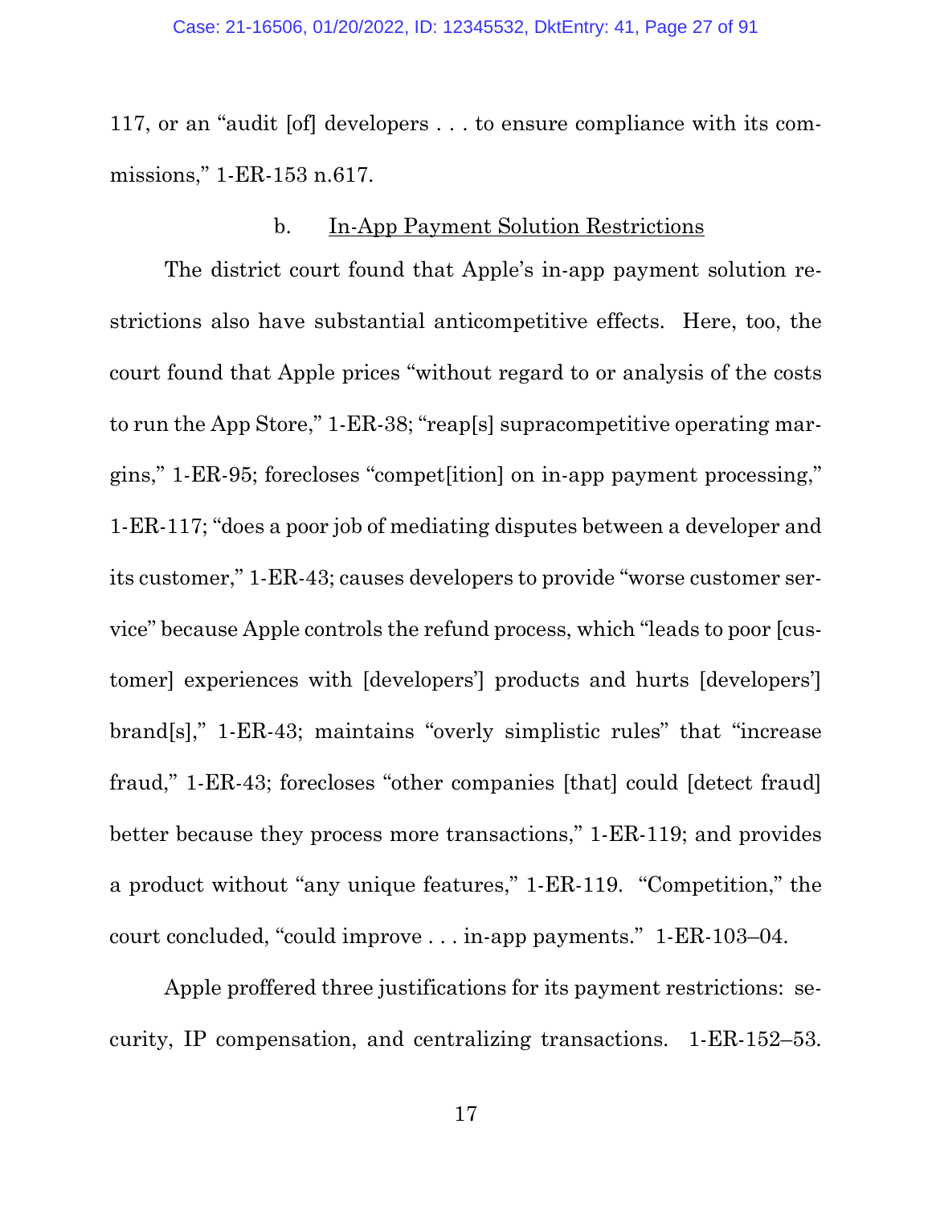117, or an "audit [of] developers . . . to ensure compliance with its commissions," 1-ER-153 n.617.

### b. In-App Payment Solution Restrictions

The district court found that Apple's in-app payment solution restrictions also have substantial anticompetitive effects. Here, too, the court found that Apple prices "without regard to or analysis of the costs to run the App Store," 1-ER-38; "reap[s] supracompetitive operating margins," 1-ER-95; forecloses "compet[ition] on in-app payment processing," 1-ER-117; "does a poor job of mediating disputes between a developer and its customer," 1-ER-43; causes developers to provide "worse customer service" because Apple controls the refund process, which "leads to poor [customer] experiences with [developers'] products and hurts [developers'] brand[s]," 1-ER-43; maintains "overly simplistic rules" that "increase fraud," 1-ER-43; forecloses "other companies [that] could [detect fraud] better because they process more transactions," 1-ER-119; and provides a product without "any unique features," 1-ER-119. "Competition," the court concluded, "could improve . . . in-app payments." 1-ER-103–04.

Apple proffered three justifications for its payment restrictions: security, IP compensation, and centralizing transactions. 1-ER-152–53.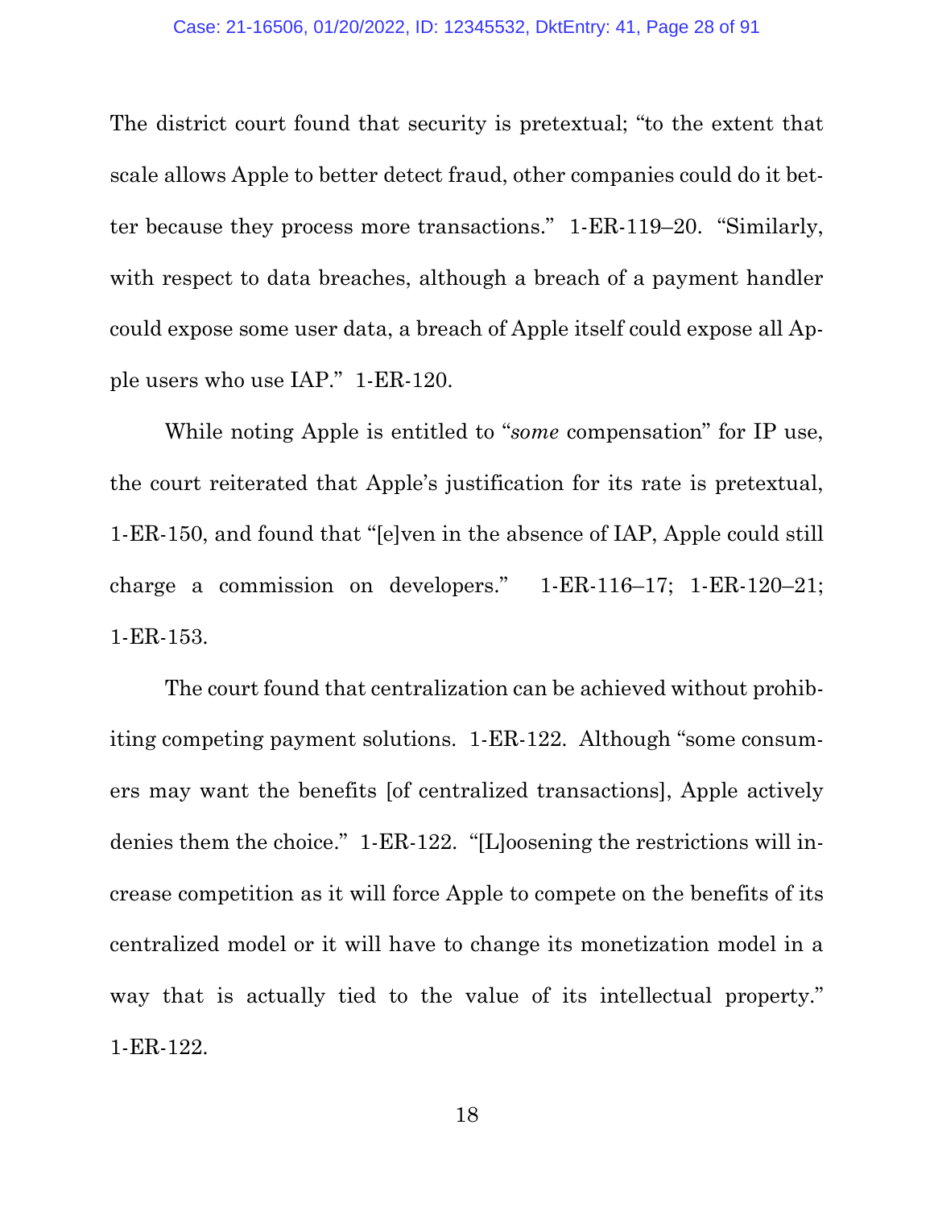The district court found that security is pretextual; "to the extent that scale allows Apple to better detect fraud, other companies could do it better because they process more transactions." 1-ER-119–20. "Similarly, with respect to data breaches, although a breach of a payment handler could expose some user data, a breach of Apple itself could expose all Apple users who use IAP." 1-ER-120.

While noting Apple is entitled to "*some* compensation" for IP use, the court reiterated that Apple's justification for its rate is pretextual, 1-ER-150, and found that "[e]ven in the absence of IAP, Apple could still charge a commission on developers." 1-ER-116–17; 1-ER-120–21; 1-ER-153.

The court found that centralization can be achieved without prohibiting competing payment solutions. 1-ER-122. Although "some consumers may want the benefits [of centralized transactions], Apple actively denies them the choice." 1-ER-122. "[L]oosening the restrictions will increase competition as it will force Apple to compete on the benefits of its centralized model or it will have to change its monetization model in a way that is actually tied to the value of its intellectual property." 1-ER-122.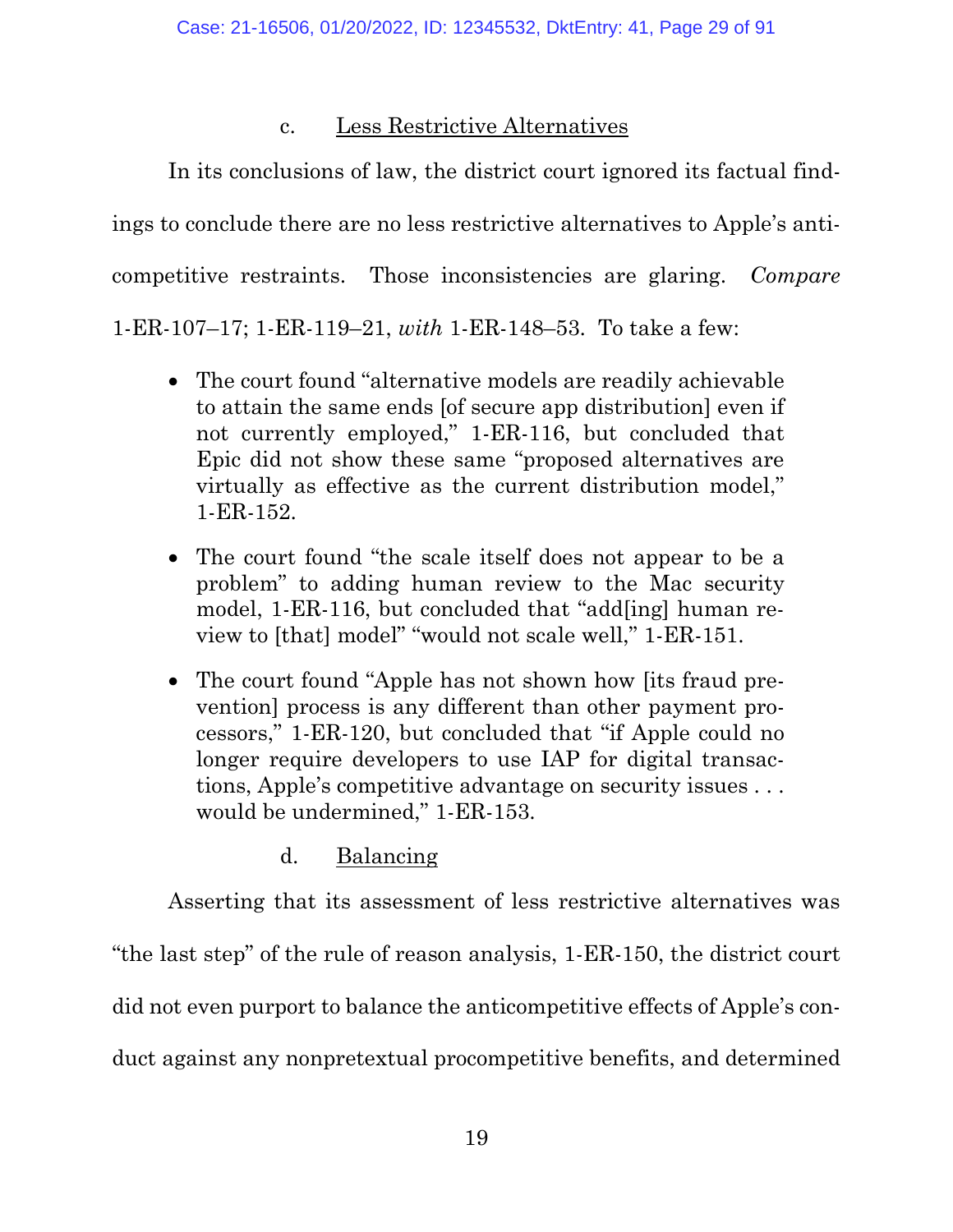#### c. Less Restrictive Alternatives

In its conclusions of law, the district court ignored its factual findings to conclude there are no less restrictive alternatives to Apple's anticompetitive restraints. Those inconsistencies are glaring. *Compare* 1-ER-107–17; 1-ER-119–21, *with* 1-ER-148–53. To take a few:

- The court found "alternative models are readily achievable to attain the same ends [of secure app distribution] even if not currently employed," 1-ER-116, but concluded that Epic did not show these same "proposed alternatives are virtually as effective as the current distribution model," 1-ER-152.
- The court found "the scale itself does not appear to be a problem" to adding human review to the Mac security model, 1-ER-116, but concluded that "add[ing] human review to [that] model" "would not scale well," 1-ER-151.
- The court found "Apple has not shown how [its fraud prevention] process is any different than other payment processors," 1-ER-120, but concluded that "if Apple could no longer require developers to use IAP for digital transactions, Apple's competitive advantage on security issues . . . would be undermined," 1-ER-153.

#### d. Balancing

Asserting that its assessment of less restrictive alternatives was "the last step" of the rule of reason analysis, 1-ER-150, the district court did not even purport to balance the anticompetitive effects of Apple's conduct against any nonpretextual procompetitive benefits, and determined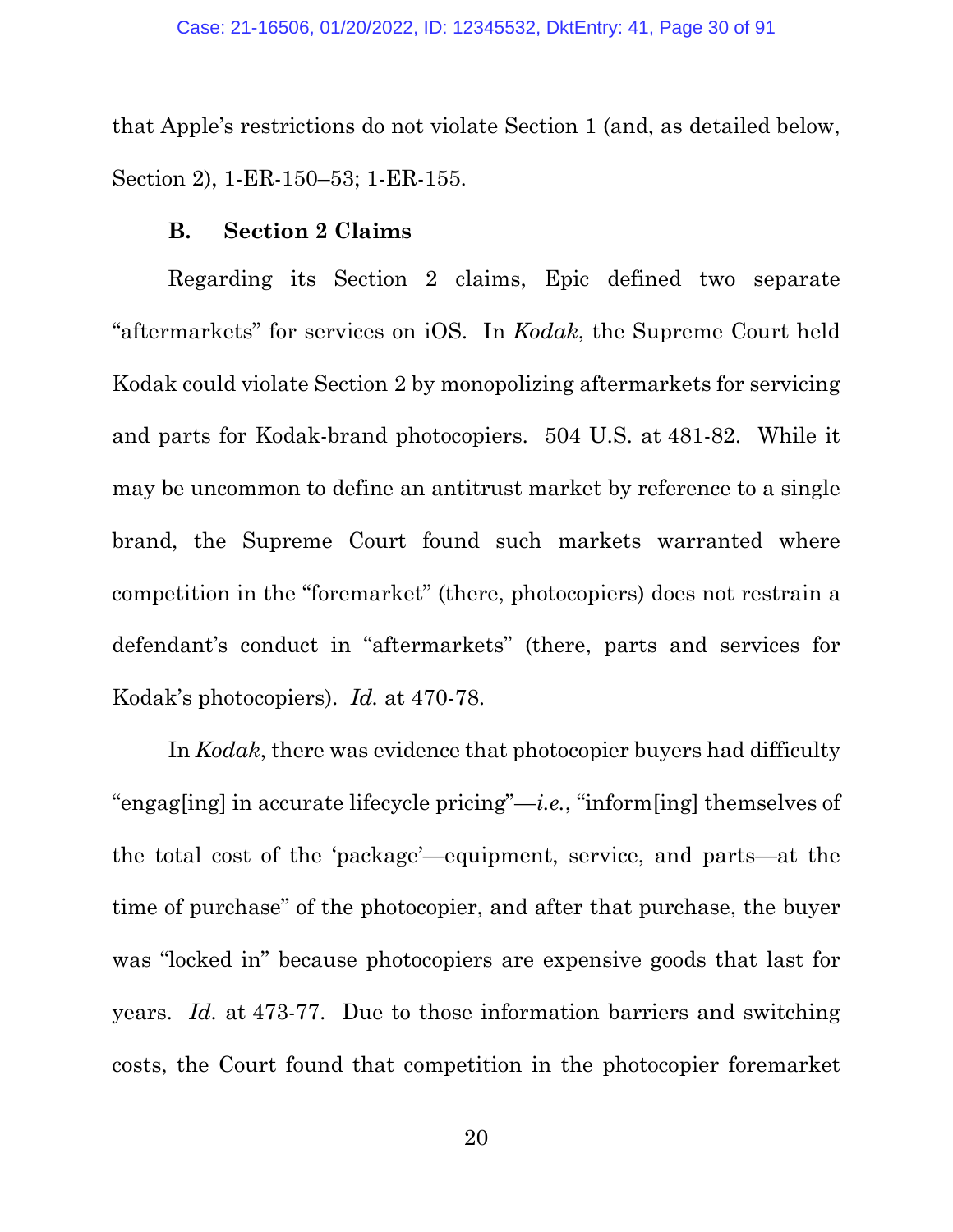that Apple's restrictions do not violate Section 1 (and, as detailed below, Section 2), 1-ER-150–53; 1-ER-155.

### B. Section 2 Claims

Regarding its Section 2 claims, Epic defined two separate "aftermarkets" for services on iOS. In *Kodak*, the Supreme Court held Kodak could violate Section 2 by monopolizing aftermarkets for servicing and parts for Kodak-brand photocopiers. 504 U.S. at 481-82. While it may be uncommon to define an antitrust market by reference to a single brand, the Supreme Court found such markets warranted where competition in the "foremarket" (there, photocopiers) does not restrain a defendant's conduct in "aftermarkets" (there, parts and services for Kodak's photocopiers). *Id.* at 470-78.

In *Kodak*, there was evidence that photocopier buyers had difficulty "engag[ing] in accurate lifecycle pricing"—*i.e.*, "inform[ing] themselves of the total cost of the 'package'—equipment, service, and parts—at the time of purchase" of the photocopier, and after that purchase, the buyer was "locked in" because photocopiers are expensive goods that last for years. *Id.* at 473-77. Due to those information barriers and switching costs, the Court found that competition in the photocopier foremarket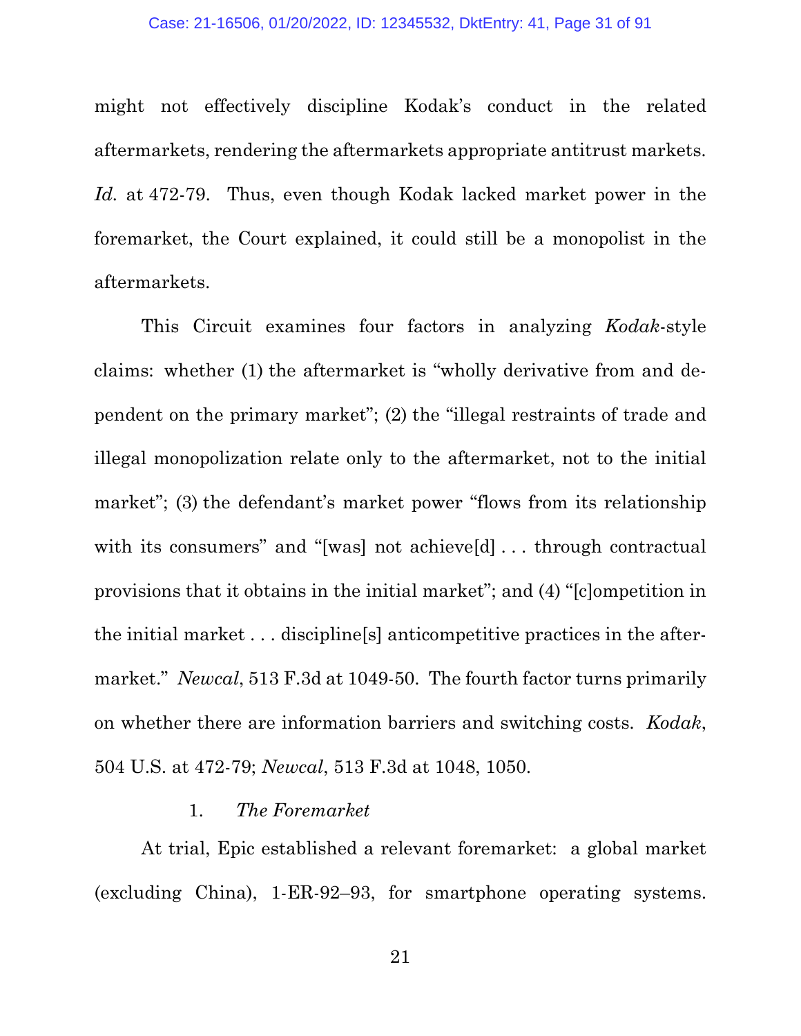might not effectively discipline Kodak's conduct in the related aftermarkets, rendering the aftermarkets appropriate antitrust markets. *Id.* at 472-79. Thus, even though Kodak lacked market power in the foremarket, the Court explained, it could still be a monopolist in the aftermarkets.

This Circuit examines four factors in analyzing *Kodak*-style claims: whether (1) the aftermarket is "wholly derivative from and dependent on the primary market"; (2) the "illegal restraints of trade and illegal monopolization relate only to the aftermarket, not to the initial market"; (3) the defendant's market power "flows from its relationship with its consumers" and "[was] not achieve[d] . . . through contractual provisions that it obtains in the initial market"; and (4) "[c]ompetition in the initial market . . . discipline[s] anticompetitive practices in the aftermarket." *Newcal*, 513 F.3d at 1049-50. The fourth factor turns primarily on whether there are information barriers and switching costs. *Kodak*, 504 U.S. at 472-79; *Newcal*, 513 F.3d at 1048, 1050.

1. *The Foremarket*

At trial, Epic established a relevant foremarket: a global market (excluding China), 1-ER-92–93, for smartphone operating systems.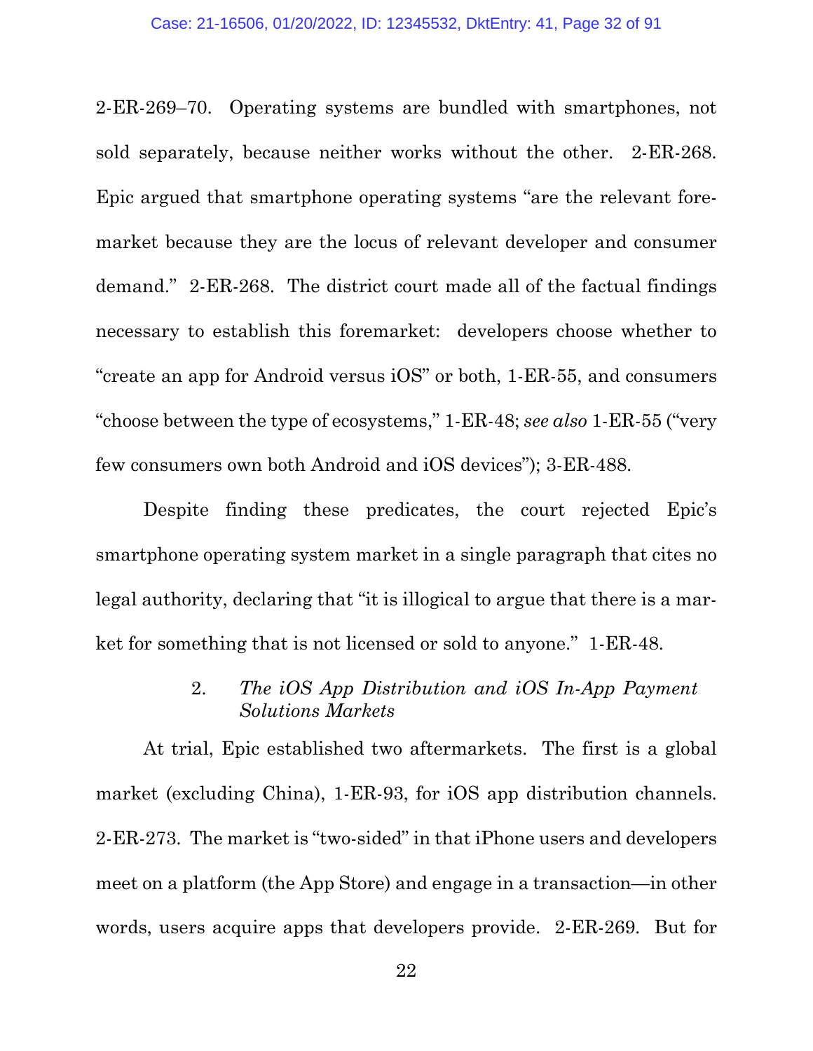2-ER-269–70. Operating systems are bundled with smartphones, not sold separately, because neither works without the other. 2-ER-268. Epic argued that smartphone operating systems "are the relevant foremarket because they are the locus of relevant developer and consumer demand." 2-ER-268. The district court made all of the factual findings necessary to establish this foremarket: developers choose whether to "create an app for Android versus iOS" or both, 1-ER-55, and consumers "choose between the type of ecosystems," 1-ER-48; *see also* 1-ER-55 ("very few consumers own both Android and iOS devices"); 3-ER-488.

Despite finding these predicates, the court rejected Epic's smartphone operating system market in a single paragraph that cites no legal authority, declaring that "it is illogical to argue that there is a market for something that is not licensed or sold to anyone." 1-ER-48.

#### 2. *The iOS App Distribution and iOS In-App Payment Solutions Markets*

At trial, Epic established two aftermarkets. The first is a global market (excluding China), 1-ER-93, for iOS app distribution channels. 2-ER-273. The market is "two-sided" in that iPhone users and developers meet on a platform (the App Store) and engage in a transaction—in other words, users acquire apps that developers provide. 2-ER-269. But for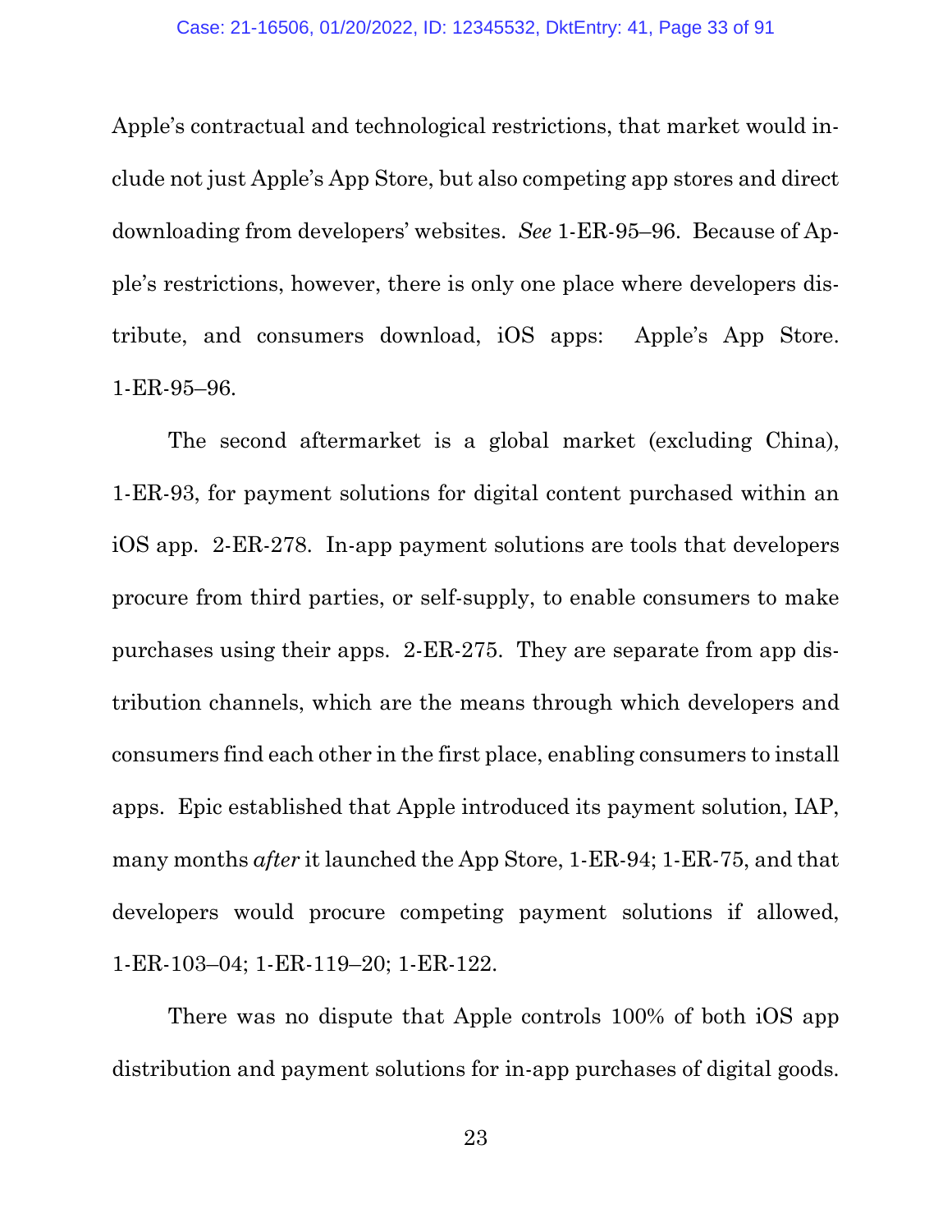Apple's contractual and technological restrictions, that market would include not just Apple's App Store, but also competing app stores and direct downloading from developers' websites. *See* 1-ER-95–96. Because of Apple's restrictions, however, there is only one place where developers distribute, and consumers download, iOS apps: Apple's App Store. 1-ER-95–96.

The second aftermarket is a global market (excluding China), 1-ER-93, for payment solutions for digital content purchased within an iOS app. 2-ER-278. In-app payment solutions are tools that developers procure from third parties, or self-supply, to enable consumers to make purchases using their apps. 2-ER-275. They are separate from app distribution channels, which are the means through which developers and consumers find each other in the first place, enabling consumers to install apps. Epic established that Apple introduced its payment solution, IAP, many months *after* it launched the App Store, 1-ER-94; 1-ER-75, and that developers would procure competing payment solutions if allowed, 1-ER-103–04; 1-ER-119–20; 1-ER-122.

There was no dispute that Apple controls 100% of both iOS app distribution and payment solutions for in-app purchases of digital goods.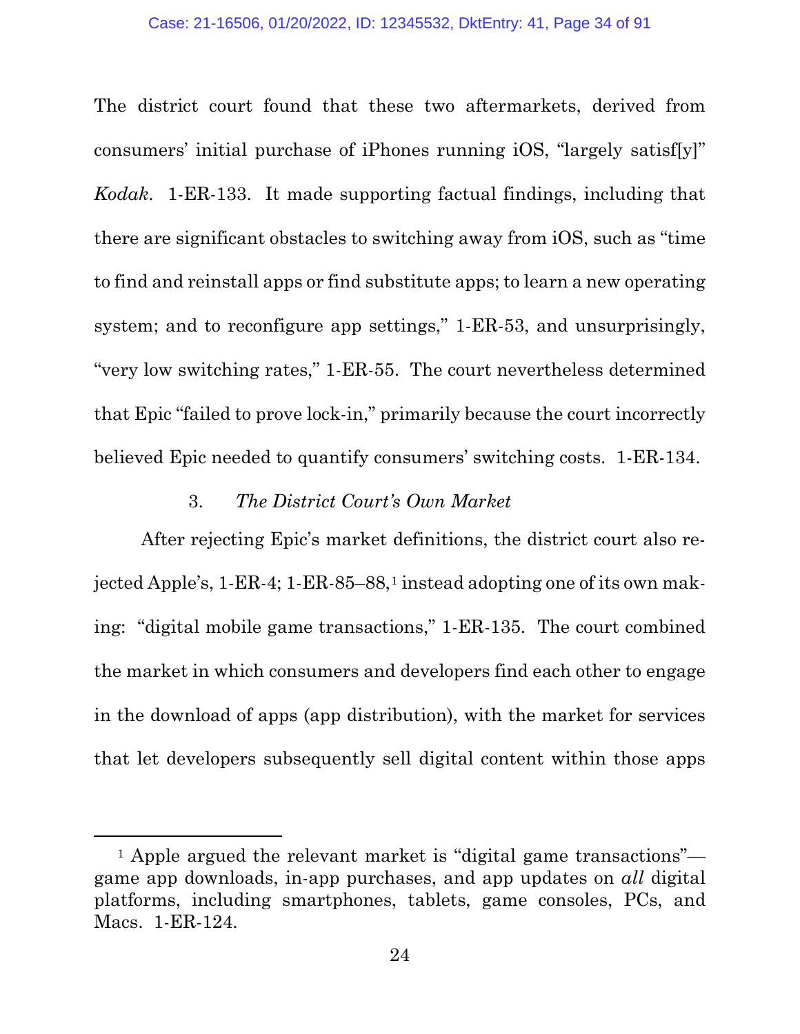The district court found that these two aftermarkets, derived from consumers' initial purchase of iPhones running iOS, "largely satisf[y]" *Kodak*. 1-ER-133. It made supporting factual findings, including that there are significant obstacles to switching away from iOS, such as "time to find and reinstall apps or find substitute apps; to learn a new operating system; and to reconfigure app settings," 1-ER-53, and unsurprisingly, "very low switching rates," 1-ER-55. The court nevertheless determined that Epic "failed to prove lock-in," primarily because the court incorrectly believed Epic needed to quantify consumers' switching costs. 1-ER-134.

### 3. *The District Court's Own Market*

After rejecting Epic's market definitions, the district court also rejected Apple's, 1-ER-4; 1-ER-85–88,[1] instead adopting one of its own making: "digital mobile game transactions," 1-ER-135. The court combined the market in which consumers and developers find each other to engage in the download of apps (app distribution), with the market for services that let developers subsequently sell digital content within those apps

---

[1] Apple argued the relevant market is "digital game transactions"—game app downloads, in-app purchases, and app updates on *all* digital platforms, including smartphones, tablets, game consoles, PCs, and Macs. 1-ER-124.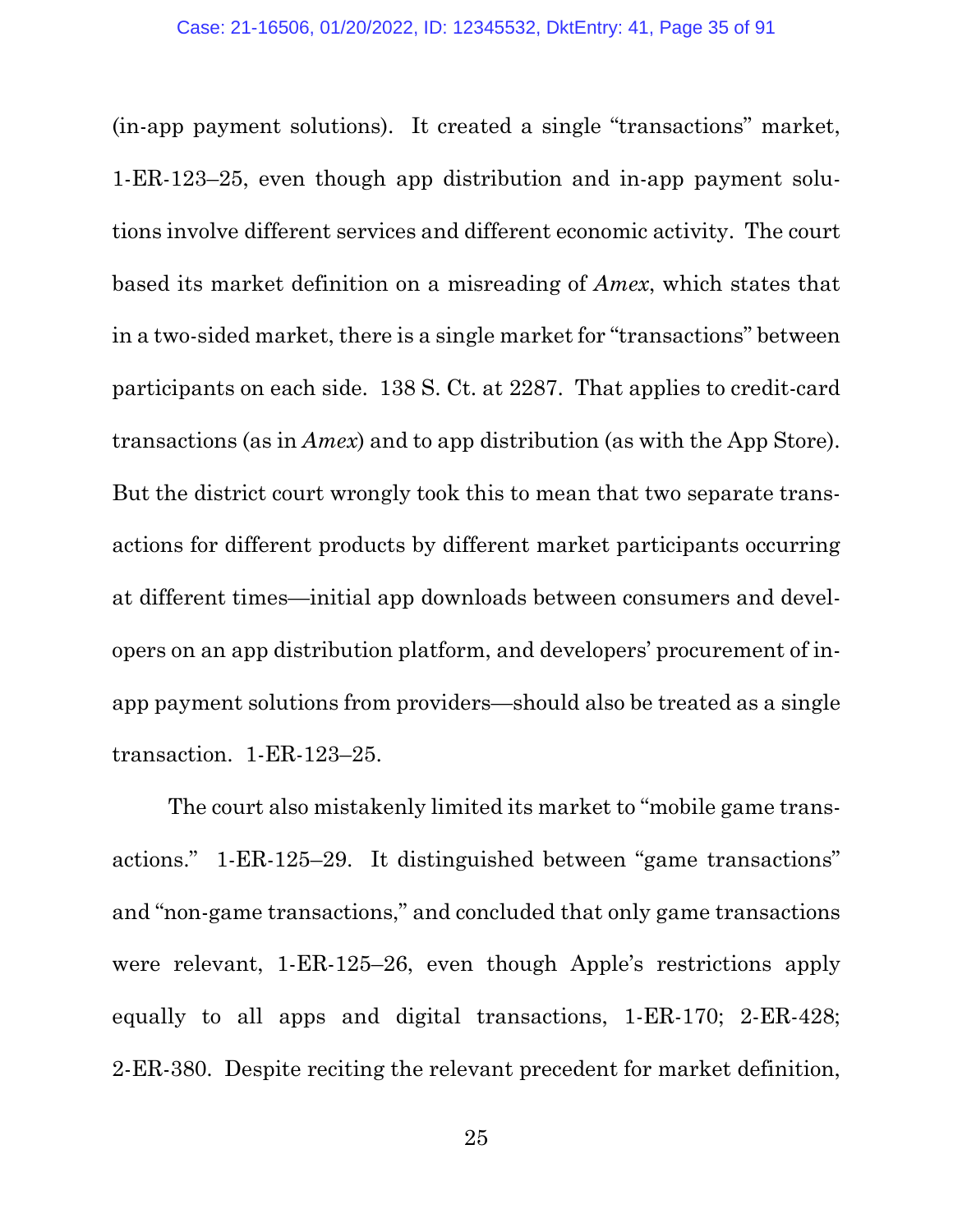(in-app payment solutions). It created a single "transactions" market, 1-ER-123–25, even though app distribution and in-app payment solutions involve different services and different economic activity. The court based its market definition on a misreading of *Amex*, which states that in a two-sided market, there is a single market for "transactions" between participants on each side. 138 S. Ct. at 2287. That applies to credit-card transactions (as in *Amex*) and to app distribution (as with the App Store). But the district court wrongly took this to mean that two separate transactions for different products by different market participants occurring at different times—initial app downloads between consumers and developers on an app distribution platform, and developers' procurement of in-app payment solutions from providers—should also be treated as a single transaction. 1-ER-123–25.

The court also mistakenly limited its market to "mobile game transactions." 1-ER-125–29. It distinguished between "game transactions" and "non-game transactions," and concluded that only game transactions were relevant, 1-ER-125–26, even though Apple's restrictions apply equally to all apps and digital transactions, 1-ER-170; 2-ER-428; 2-ER-380. Despite reciting the relevant precedent for market definition,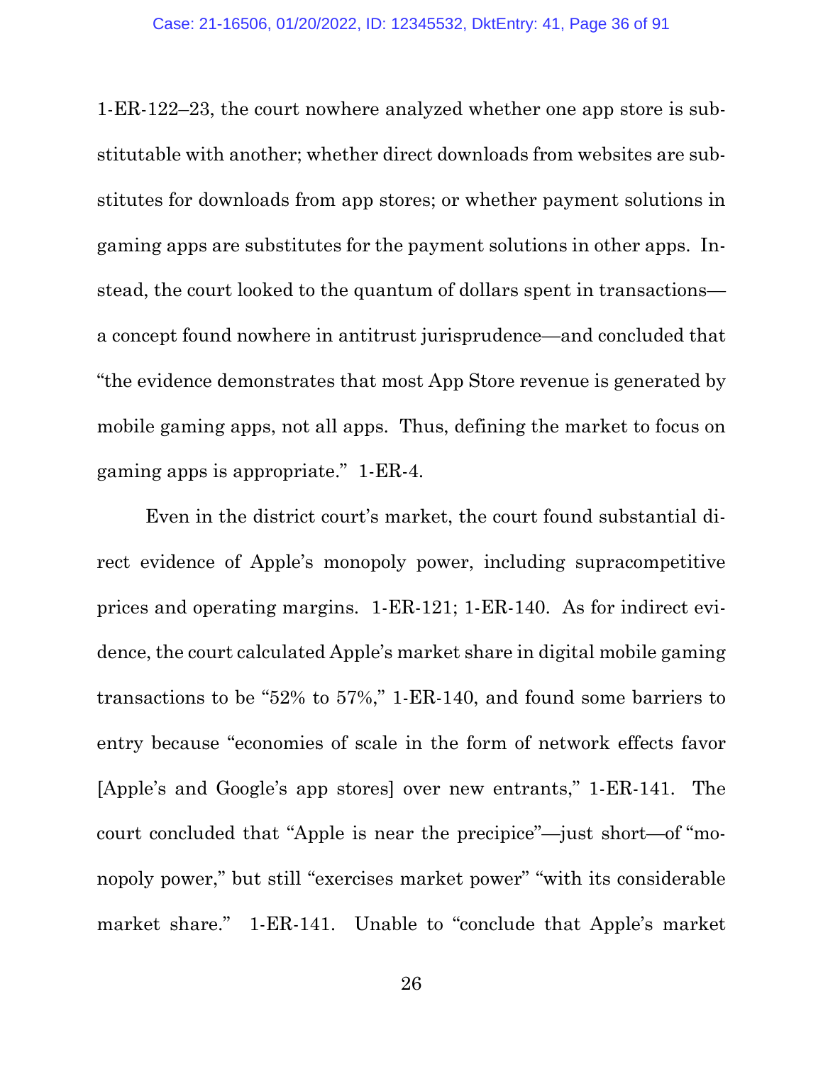1-ER-122–23, the court nowhere analyzed whether one app store is substitutable with another; whether direct downloads from websites are substitutes for downloads from app stores; or whether payment solutions in gaming apps are substitutes for the payment solutions in other apps. Instead, the court looked to the quantum of dollars spent in transactions—a concept found nowhere in antitrust jurisprudence—and concluded that "the evidence demonstrates that most App Store revenue is generated by mobile gaming apps, not all apps. Thus, defining the market to focus on gaming apps is appropriate." 1-ER-4.

Even in the district court's market, the court found substantial direct evidence of Apple's monopoly power, including supracompetitive prices and operating margins. 1-ER-121; 1-ER-140. As for indirect evidence, the court calculated Apple's market share in digital mobile gaming transactions to be "52% to 57%," 1-ER-140, and found some barriers to entry because "economies of scale in the form of network effects favor [Apple's and Google's app stores] over new entrants," 1-ER-141. The court concluded that "Apple is near the precipice"—just short—of "monopoly power," but still "exercises market power" "with its considerable market share." 1-ER-141. Unable to "conclude that Apple's market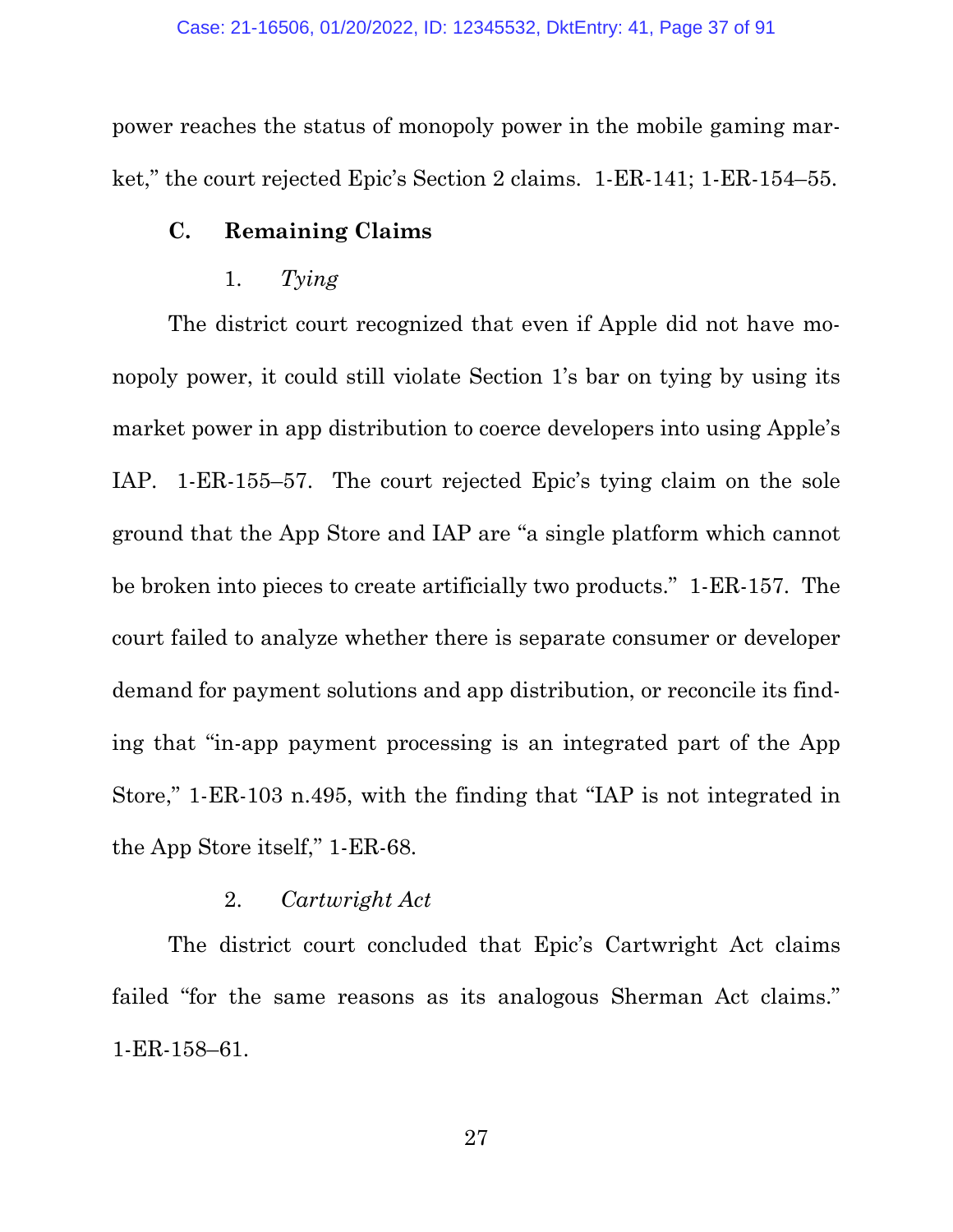power reaches the status of monopoly power in the mobile gaming market," the court rejected Epic's Section 2 claims. 1-ER-141; 1-ER-154–55.

### C. Remaining Claims

#### 1. *Tying*

The district court recognized that even if Apple did not have monopoly power, it could still violate Section 1's bar on tying by using its market power in app distribution to coerce developers into using Apple's IAP. 1-ER-155–57. The court rejected Epic's tying claim on the sole ground that the App Store and IAP are "a single platform which cannot be broken into pieces to create artificially two products." 1-ER-157. The court failed to analyze whether there is separate consumer or developer demand for payment solutions and app distribution, or reconcile its finding that "in-app payment processing is an integrated part of the App Store," 1-ER-103 n.495, with the finding that "IAP is not integrated in the App Store itself," 1-ER-68.

#### 2. *Cartwright Act*

The district court concluded that Epic's Cartwright Act claims failed "for the same reasons as its analogous Sherman Act claims." 1-ER-158–61.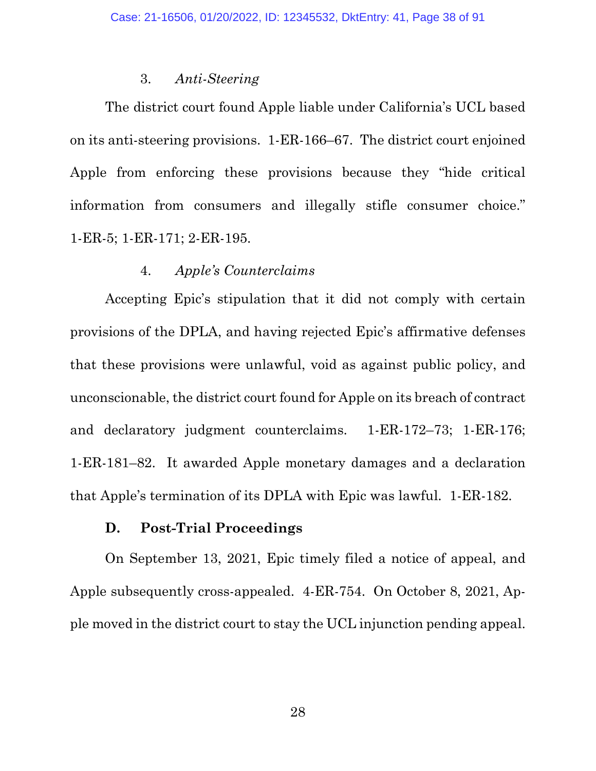### 3. *Anti-Steering*

The district court found Apple liable under California's UCL based on its anti-steering provisions. 1-ER-166–67. The district court enjoined Apple from enforcing these provisions because they "hide critical information from consumers and illegally stifle consumer choice." 1-ER-5; 1-ER-171; 2-ER-195.

### 4. *Apple's Counterclaims*

Accepting Epic's stipulation that it did not comply with certain provisions of the DPLA, and having rejected Epic's affirmative defenses that these provisions were unlawful, void as against public policy, and unconscionable, the district court found for Apple on its breach of contract and declaratory judgment counterclaims. 1-ER-172–73; 1-ER-176; 1-ER-181–82. It awarded Apple monetary damages and a declaration that Apple's termination of its DPLA with Epic was lawful. 1-ER-182.

## D. Post-Trial Proceedings

On September 13, 2021, Epic timely filed a notice of appeal, and Apple subsequently cross-appealed. 4-ER-754. On October 8, 2021, Apple moved in the district court to stay the UCL injunction pending appeal.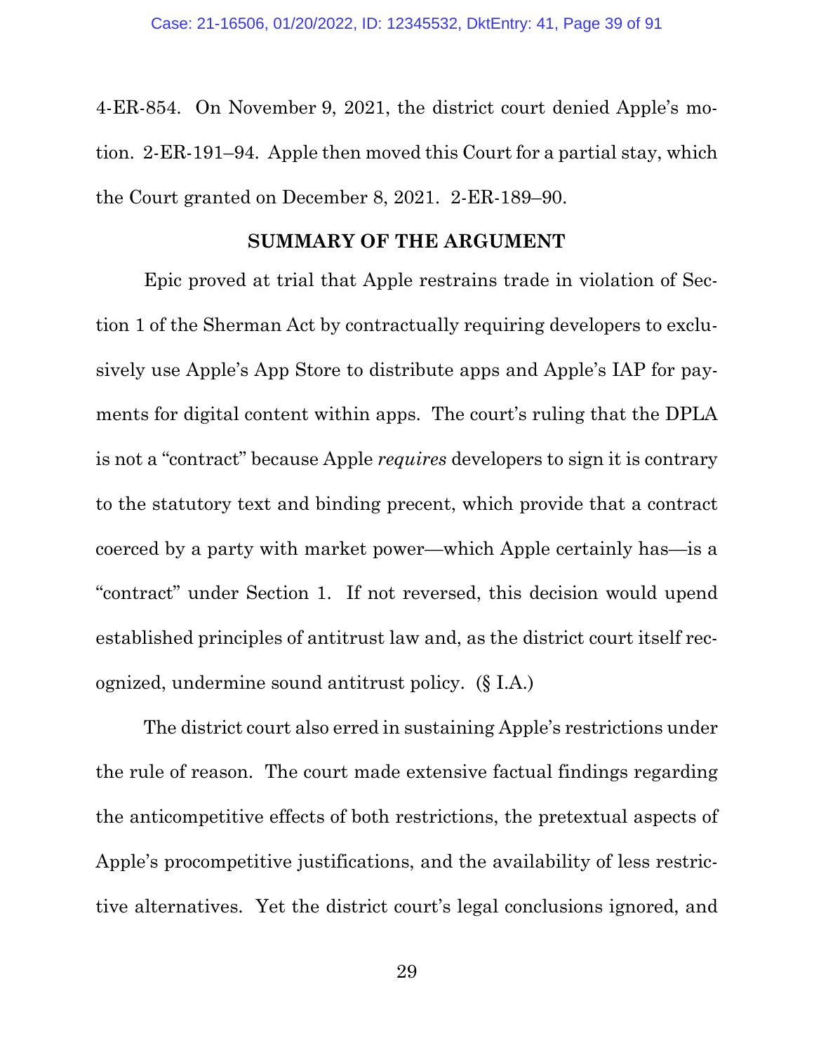4-ER-854. On November 9, 2021, the district court denied Apple's motion. 2-ER-191–94. Apple then moved this Court for a partial stay, which the Court granted on December 8, 2021. 2-ER-189–90.

## SUMMARY OF THE ARGUMENT

Epic proved at trial that Apple restrains trade in violation of Section 1 of the Sherman Act by contractually requiring developers to exclusively use Apple's App Store to distribute apps and Apple's IAP for payments for digital content within apps. The court's ruling that the DPLA is not a "contract" because Apple *requires* developers to sign it is contrary to the statutory text and binding precent, which provide that a contract coerced by a party with market power—which Apple certainly has—is a "contract" under Section 1. If not reversed, this decision would upend established principles of antitrust law and, as the district court itself recognized, undermine sound antitrust policy. (§ I.A.)

The district court also erred in sustaining Apple's restrictions under the rule of reason. The court made extensive factual findings regarding the anticompetitive effects of both restrictions, the pretextual aspects of Apple's procompetitive justifications, and the availability of less restrictive alternatives. Yet the district court's legal conclusions ignored, and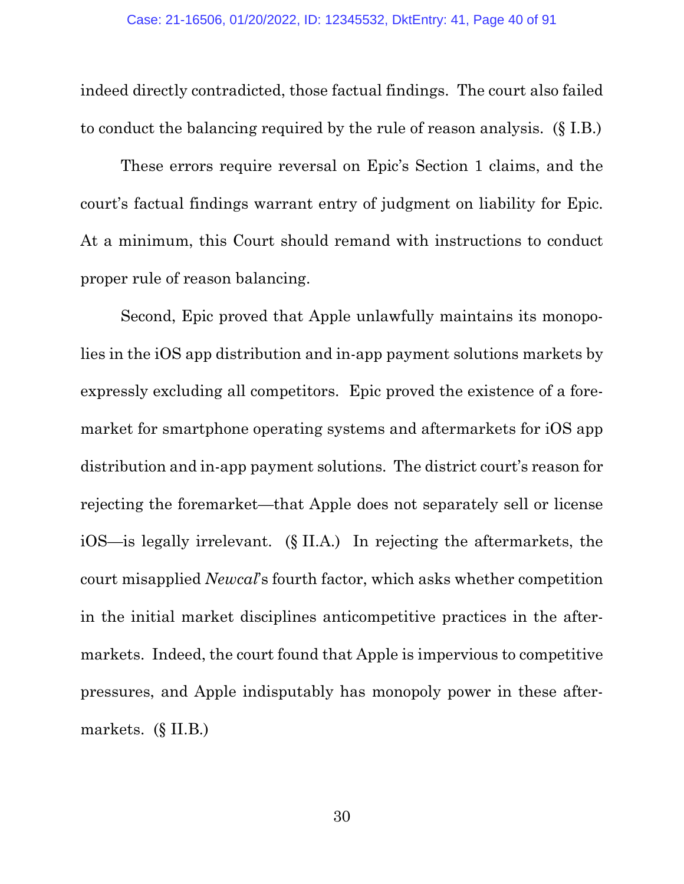indeed directly contradicted, those factual findings. The court also failed to conduct the balancing required by the rule of reason analysis. (§ I.B.)

These errors require reversal on Epic's Section 1 claims, and the court's factual findings warrant entry of judgment on liability for Epic. At a minimum, this Court should remand with instructions to conduct proper rule of reason balancing.

Second, Epic proved that Apple unlawfully maintains its monopolies in the iOS app distribution and in-app payment solutions markets by expressly excluding all competitors. Epic proved the existence of a foremarket for smartphone operating systems and aftermarkets for iOS app distribution and in-app payment solutions. The district court's reason for rejecting the foremarket—that Apple does not separately sell or license iOS—is legally irrelevant. (§ II.A.) In rejecting the aftermarkets, the court misapplied *Newcal*'s fourth factor, which asks whether competition in the initial market disciplines anticompetitive practices in the aftermarkets. Indeed, the court found that Apple is impervious to competitive pressures, and Apple indisputably has monopoly power in these aftermarkets. (§ II.B.)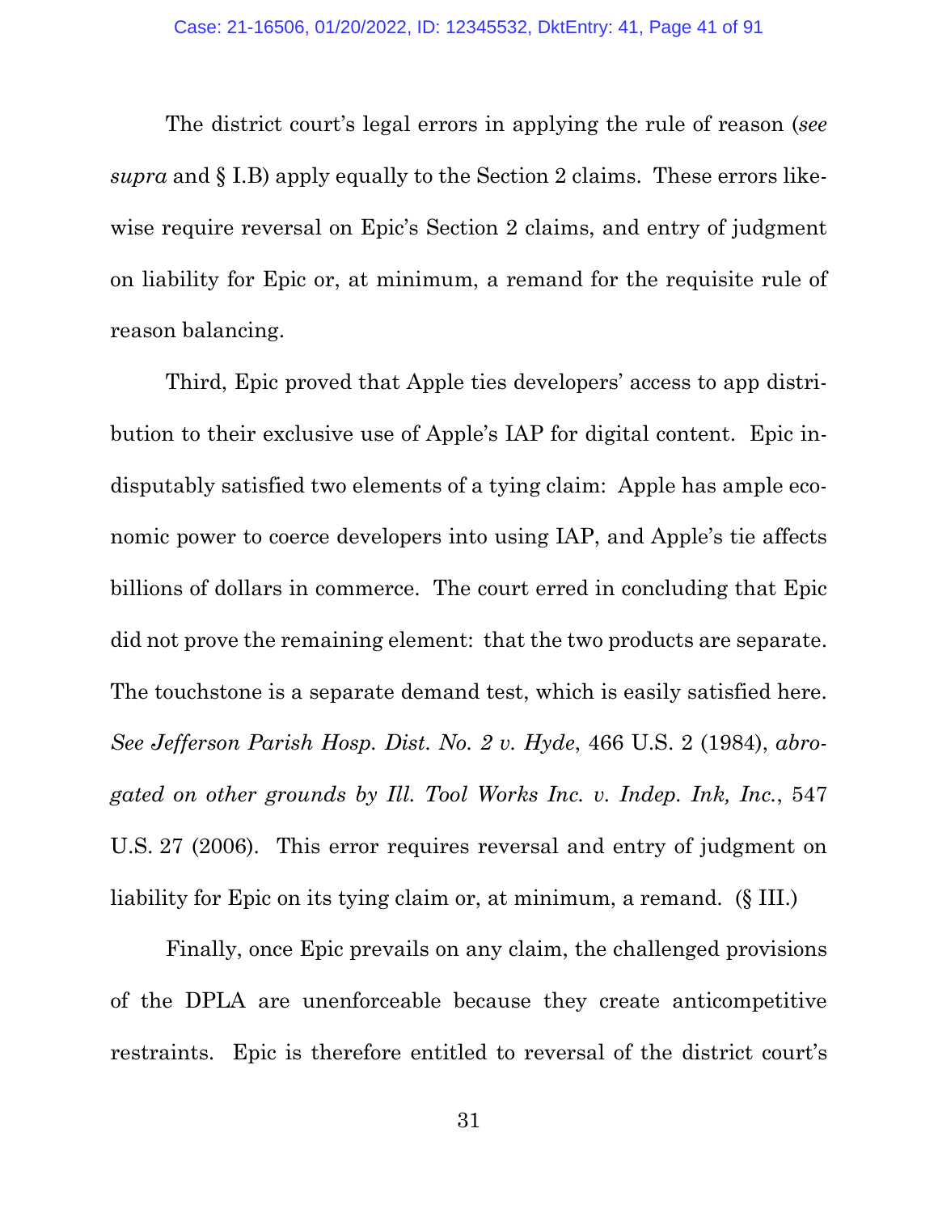The district court's legal errors in applying the rule of reason (*see supra* and § I.B) apply equally to the Section 2 claims. These errors likewise require reversal on Epic's Section 2 claims, and entry of judgment on liability for Epic or, at minimum, a remand for the requisite rule of reason balancing.

Third, Epic proved that Apple ties developers' access to app distribution to their exclusive use of Apple's IAP for digital content. Epic indisputably satisfied two elements of a tying claim: Apple has ample economic power to coerce developers into using IAP, and Apple's tie affects billions of dollars in commerce. The court erred in concluding that Epic did not prove the remaining element: that the two products are separate. The touchstone is a separate demand test, which is easily satisfied here. *See Jefferson Parish Hosp. Dist. No. 2 v. Hyde*, 466 U.S. 2 (1984), *abrogated on other grounds by Ill. Tool Works Inc. v. Indep. Ink, Inc.*, 547 U.S. 27 (2006). This error requires reversal and entry of judgment on liability for Epic on its tying claim or, at minimum, a remand. (§ III.)

Finally, once Epic prevails on any claim, the challenged provisions of the DPLA are unenforceable because they create anticompetitive restraints. Epic is therefore entitled to reversal of the district court's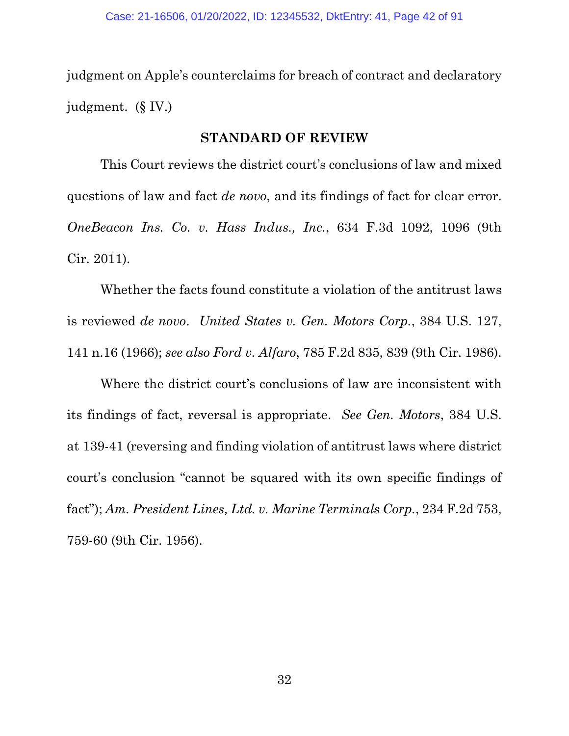judgment on Apple's counterclaims for breach of contract and declaratory judgment. (§ IV.)

## STANDARD OF REVIEW

This Court reviews the district court's conclusions of law and mixed questions of law and fact *de novo*, and its findings of fact for clear error. *OneBeacon Ins. Co. v. Hass Indus., Inc.*, 634 F.3d 1092, 1096 (9th Cir. 2011).

Whether the facts found constitute a violation of the antitrust laws is reviewed *de novo*. *United States v. Gen. Motors Corp.*, 384 U.S. 127, 141 n.16 (1966); *see also Ford v. Alfaro*, 785 F.2d 835, 839 (9th Cir. 1986).

Where the district court's conclusions of law are inconsistent with its findings of fact, reversal is appropriate. *See Gen. Motors*, 384 U.S. at 139-41 (reversing and finding violation of antitrust laws where district court's conclusion "cannot be squared with its own specific findings of fact"); *Am. President Lines, Ltd. v. Marine Terminals Corp.*, 234 F.2d 753, 759-60 (9th Cir. 1956).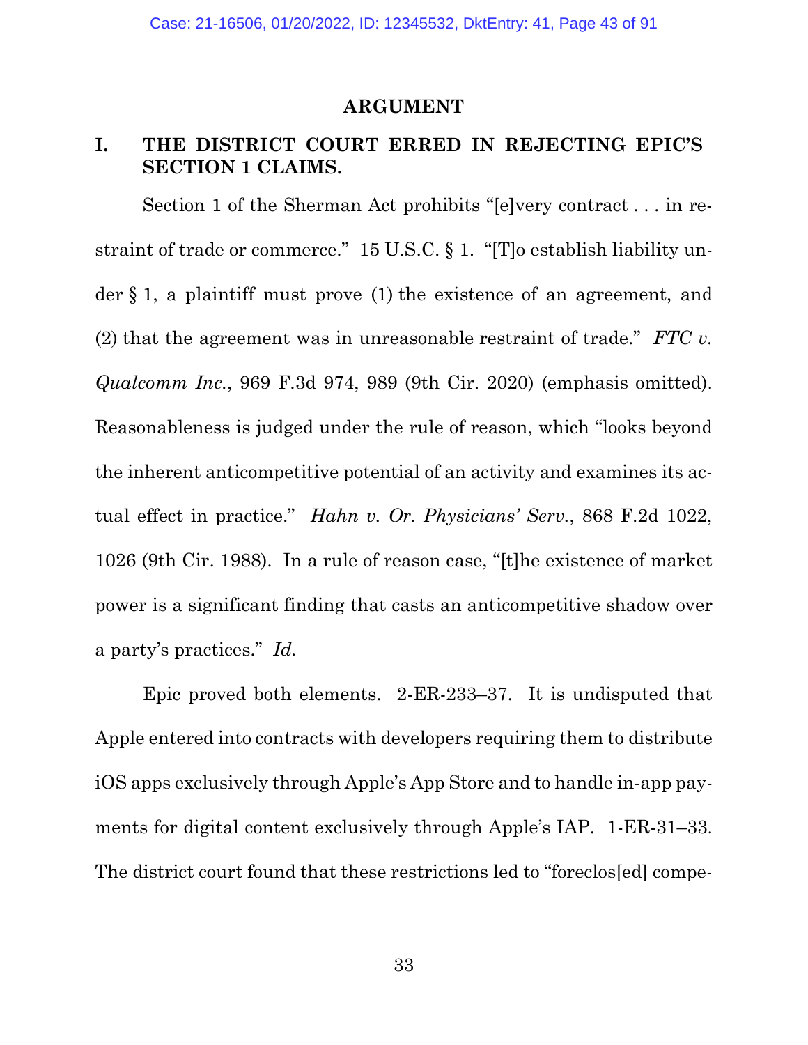## ARGUMENT

### I. THE DISTRICT COURT ERRED IN REJECTING EPIC'S SECTION 1 CLAIMS.

Section 1 of the Sherman Act prohibits "[e]very contract . . . in restraint of trade or commerce." 15 U.S.C. § 1. "[T]o establish liability under § 1, a plaintiff must prove (1) the existence of an agreement, and (2) that the agreement was in unreasonable restraint of trade." *FTC v. Qualcomm Inc.*, 969 F.3d 974, 989 (9th Cir. 2020) (emphasis omitted). Reasonableness is judged under the rule of reason, which "looks beyond the inherent anticompetitive potential of an activity and examines its actual effect in practice." *Hahn v. Or. Physicians' Serv.*, 868 F.2d 1022, 1026 (9th Cir. 1988). In a rule of reason case, "[t]he existence of market power is a significant finding that casts an anticompetitive shadow over a party's practices." *Id.*

Epic proved both elements. 2-ER-233–37. It is undisputed that Apple entered into contracts with developers requiring them to distribute iOS apps exclusively through Apple's App Store and to handle in-app payments for digital content exclusively through Apple's IAP. 1-ER-31–33. The district court found that these restrictions led to "foreclos[ed] compe-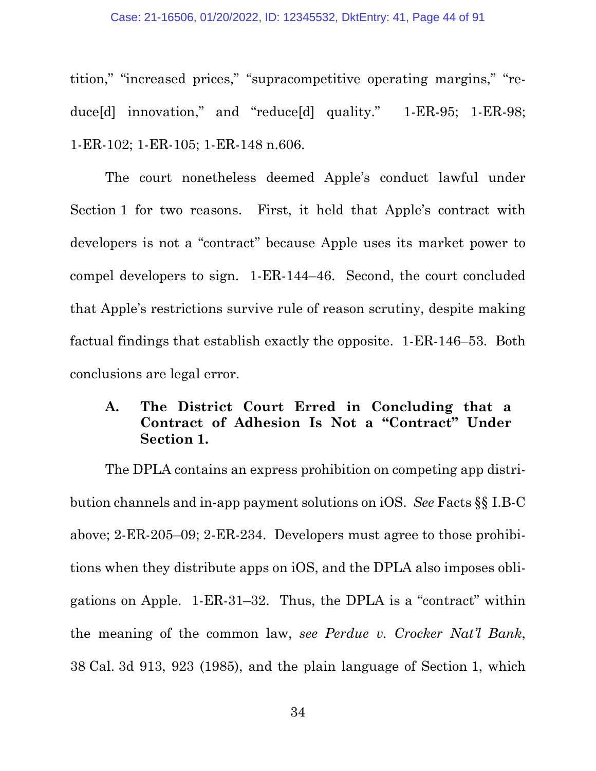tition," "increased prices," "supracompetitive operating margins," "reduce[d] innovation," and "reduce[d] quality." 1-ER-95; 1-ER-98; 1-ER-102; 1-ER-105; 1-ER-148 n.606.

The court nonetheless deemed Apple's conduct lawful under Section 1 for two reasons. First, it held that Apple's contract with developers is not a "contract" because Apple uses its market power to compel developers to sign. 1-ER-144–46. Second, the court concluded that Apple's restrictions survive rule of reason scrutiny, despite making factual findings that establish exactly the opposite. 1-ER-146–53. Both conclusions are legal error.

### A. The District Court Erred in Concluding that a Contract of Adhesion Is Not a "Contract" Under Section 1.

The DPLA contains an express prohibition on competing app distribution channels and in-app payment solutions on iOS. *See* Facts §§ I.B-C above; 2-ER-205–09; 2-ER-234. Developers must agree to those prohibitions when they distribute apps on iOS, and the DPLA also imposes obligations on Apple. 1-ER-31–32. Thus, the DPLA is a "contract" within the meaning of the common law, *see Perdue v. Crocker Nat'l Bank*, 38 Cal. 3d 913, 923 (1985), and the plain language of Section 1, which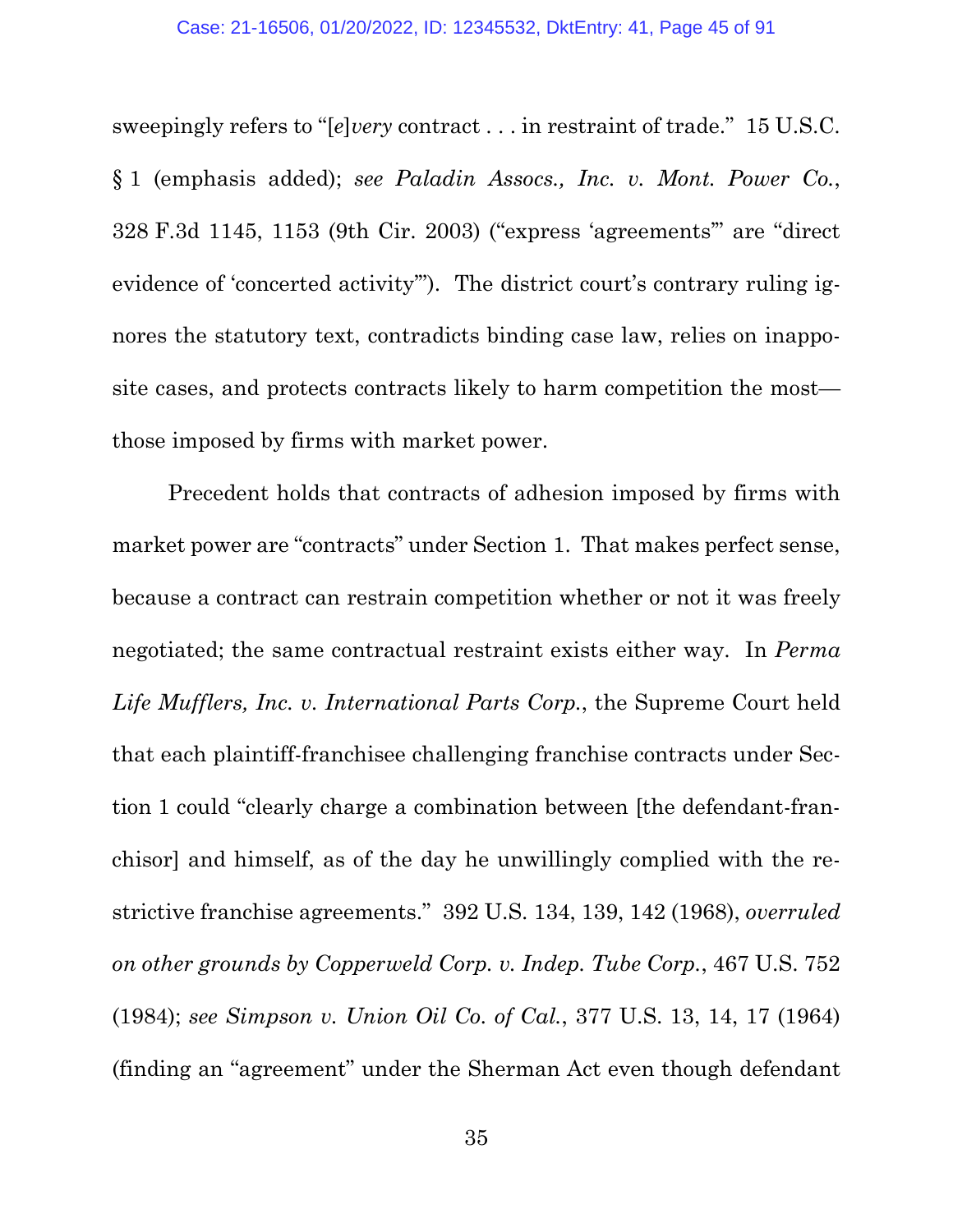sweepingly refers to "[*e*]*very* contract . . . in restraint of trade." 15 U.S.C. § 1 (emphasis added); *see Paladin Assocs., Inc. v. Mont. Power Co.*, 328 F.3d 1145, 1153 (9th Cir. 2003) ("express 'agreements'" are "direct evidence of 'concerted activity'"). The district court's contrary ruling ignores the statutory text, contradicts binding case law, relies on inapposite cases, and protects contracts likely to harm competition the most—those imposed by firms with market power.

Precedent holds that contracts of adhesion imposed by firms with market power are "contracts" under Section 1. That makes perfect sense, because a contract can restrain competition whether or not it was freely negotiated; the same contractual restraint exists either way. In *Perma Life Mufflers, Inc. v. International Parts Corp.*, the Supreme Court held that each plaintiff-franchisee challenging franchise contracts under Section 1 could "clearly charge a combination between [the defendant-franchisor] and himself, as of the day he unwillingly complied with the restrictive franchise agreements." 392 U.S. 134, 139, 142 (1968), *overruled on other grounds by Copperweld Corp. v. Indep. Tube Corp.*, 467 U.S. 752 (1984); *see Simpson v. Union Oil Co. of Cal.*, 377 U.S. 13, 14, 17 (1964) (finding an "agreement" under the Sherman Act even though defendant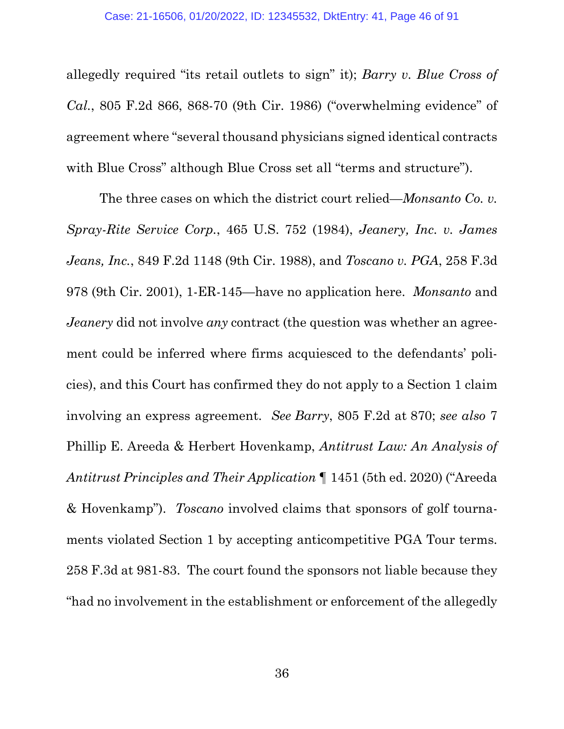allegedly required "its retail outlets to sign" it); *Barry v. Blue Cross of Cal.*, 805 F.2d 866, 868-70 (9th Cir. 1986) ("overwhelming evidence" of agreement where "several thousand physicians signed identical contracts with Blue Cross" although Blue Cross set all "terms and structure").

The three cases on which the district court relied—*Monsanto Co. v. Spray-Rite Service Corp.*, 465 U.S. 752 (1984), *Jeanery, Inc. v. James Jeans, Inc.*, 849 F.2d 1148 (9th Cir. 1988), and *Toscano v. PGA*, 258 F.3d 978 (9th Cir. 2001), 1-ER-145—have no application here. *Monsanto* and *Jeanery* did not involve *any* contract (the question was whether an agreement could be inferred where firms acquiesced to the defendants' policies), and this Court has confirmed they do not apply to a Section 1 claim involving an express agreement. *See Barry*, 805 F.2d at 870; *see also* 7 Phillip E. Areeda & Herbert Hovenkamp, *Antitrust Law: An Analysis of Antitrust Principles and Their Application* ¶ 1451 (5th ed. 2020) ("Areeda & Hovenkamp"). *Toscano* involved claims that sponsors of golf tournaments violated Section 1 by accepting anticompetitive PGA Tour terms. 258 F.3d at 981-83. The court found the sponsors not liable because they "had no involvement in the establishment or enforcement of the allegedly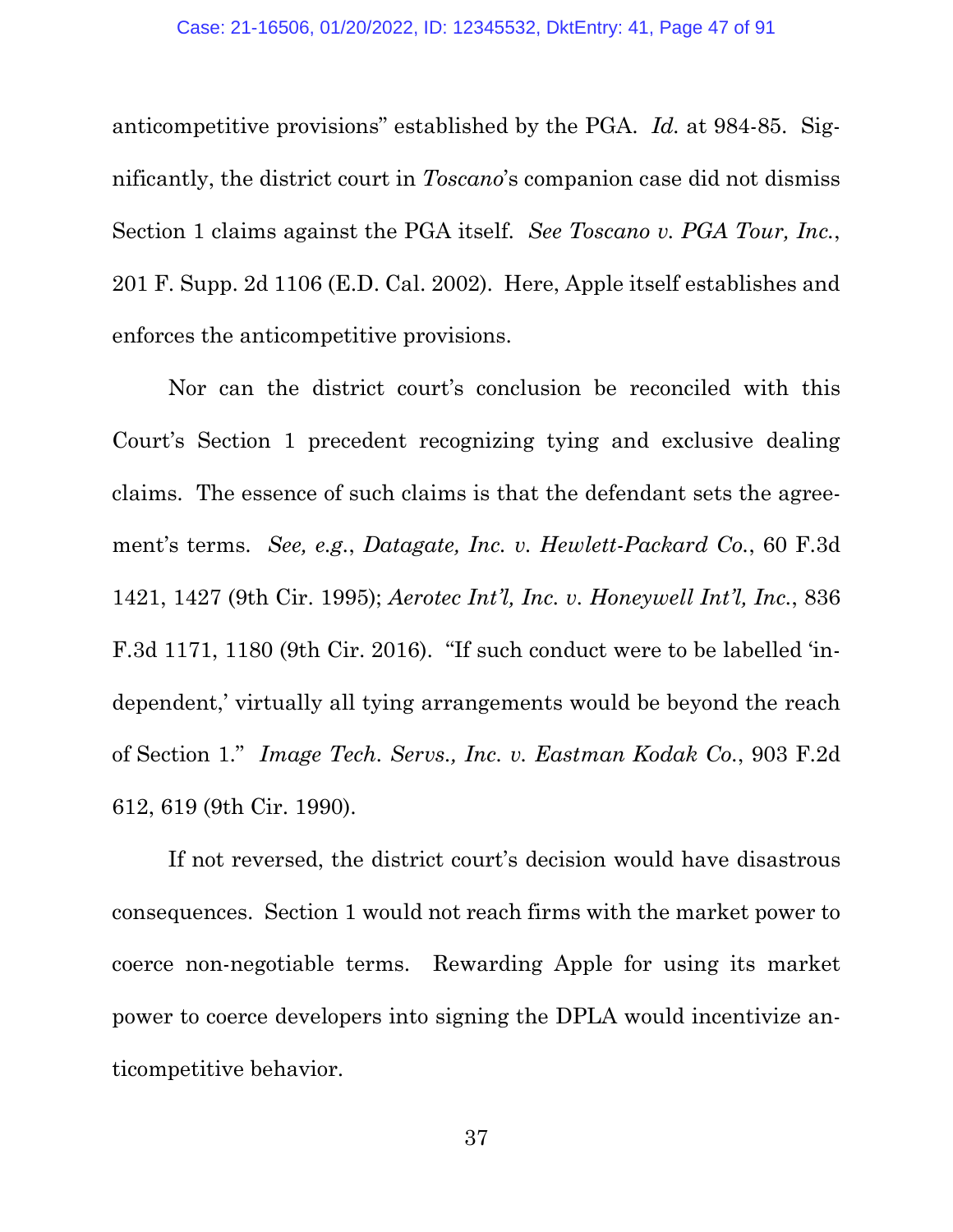anticompetitive provisions" established by the PGA. *Id.* at 984-85. Significantly, the district court in *Toscano*'s companion case did not dismiss Section 1 claims against the PGA itself. *See Toscano v. PGA Tour, Inc.*, 201 F. Supp. 2d 1106 (E.D. Cal. 2002). Here, Apple itself establishes and enforces the anticompetitive provisions.

Nor can the district court's conclusion be reconciled with this Court's Section 1 precedent recognizing tying and exclusive dealing claims. The essence of such claims is that the defendant sets the agreement's terms. *See, e.g.*, *Datagate, Inc. v. Hewlett-Packard Co.*, 60 F.3d 1421, 1427 (9th Cir. 1995); *Aerotec Int'l, Inc. v. Honeywell Int'l, Inc.*, 836 F.3d 1171, 1180 (9th Cir. 2016). "If such conduct were to be labelled 'independent,' virtually all tying arrangements would be beyond the reach of Section 1." *Image Tech. Servs., Inc. v. Eastman Kodak Co.*, 903 F.2d 612, 619 (9th Cir. 1990).

If not reversed, the district court's decision would have disastrous consequences. Section 1 would not reach firms with the market power to coerce non-negotiable terms. Rewarding Apple for using its market power to coerce developers into signing the DPLA would incentivize anticompetitive behavior.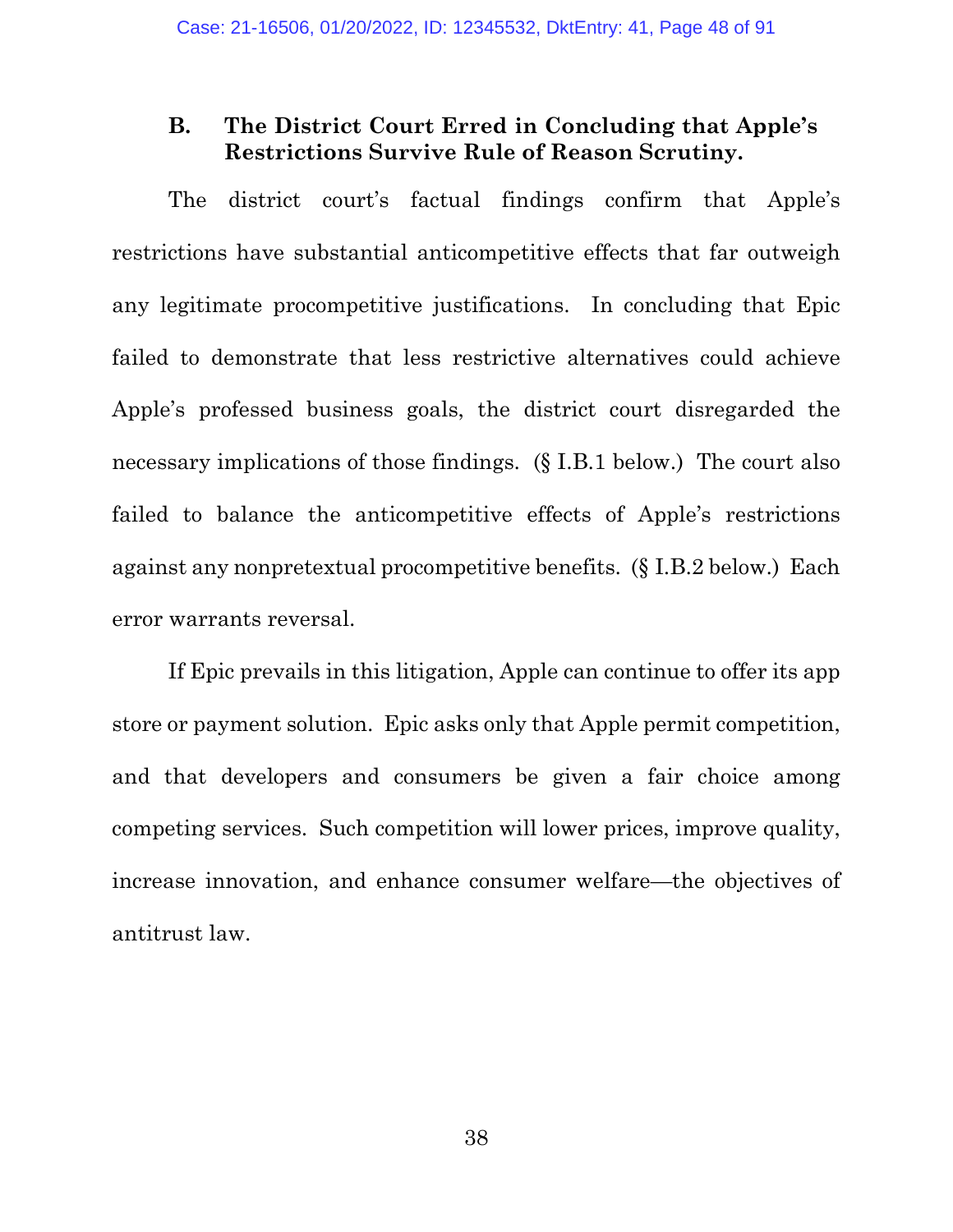### B. The District Court Erred in Concluding that Apple's Restrictions Survive Rule of Reason Scrutiny.

The district court's factual findings confirm that Apple's restrictions have substantial anticompetitive effects that far outweigh any legitimate procompetitive justifications. In concluding that Epic failed to demonstrate that less restrictive alternatives could achieve Apple's professed business goals, the district court disregarded the necessary implications of those findings. (§ I.B.1 below.) The court also failed to balance the anticompetitive effects of Apple's restrictions against any nonpretextual procompetitive benefits. (§ I.B.2 below.) Each error warrants reversal.

If Epic prevails in this litigation, Apple can continue to offer its app store or payment solution. Epic asks only that Apple permit competition, and that developers and consumers be given a fair choice among competing services. Such competition will lower prices, improve quality, increase innovation, and enhance consumer welfare—the objectives of antitrust law.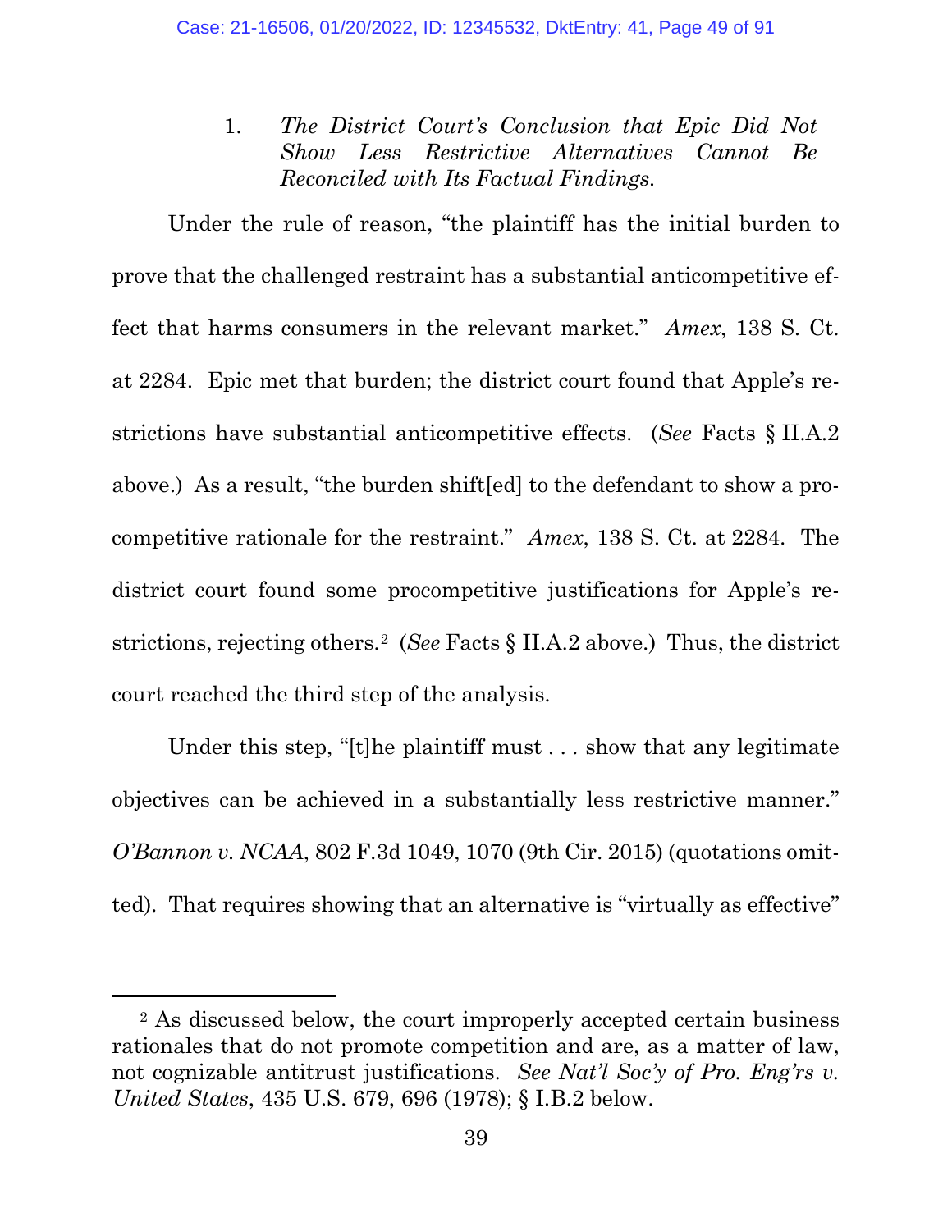1. *The District Court's Conclusion that Epic Did Not Show Less Restrictive Alternatives Cannot Be Reconciled with Its Factual Findings.*

Under the rule of reason, "the plaintiff has the initial burden to prove that the challenged restraint has a substantial anticompetitive effect that harms consumers in the relevant market." *Amex*, 138 S. Ct. at 2284. Epic met that burden; the district court found that Apple's restrictions have substantial anticompetitive effects. (*See* Facts § II.A.2 above.) As a result, "the burden shift[ed] to the defendant to show a procompetitive rationale for the restraint." *Amex*, 138 S. Ct. at 2284. The district court found some procompetitive justifications for Apple's restrictions, rejecting others.[2] (*See* Facts § II.A.2 above.) Thus, the district court reached the third step of the analysis.

Under this step, "[t]he plaintiff must . . . show that any legitimate objectives can be achieved in a substantially less restrictive manner." *O'Bannon v. NCAA*, 802 F.3d 1049, 1070 (9th Cir. 2015) (quotations omitted). That requires showing that an alternative is "virtually as effective"

---

[2] As discussed below, the court improperly accepted certain business rationales that do not promote competition and are, as a matter of law, not cognizable antitrust justifications. *See Nat'l Soc'y of Pro. Eng'rs v. United States*, 435 U.S. 679, 696 (1978); § I.B.2 below.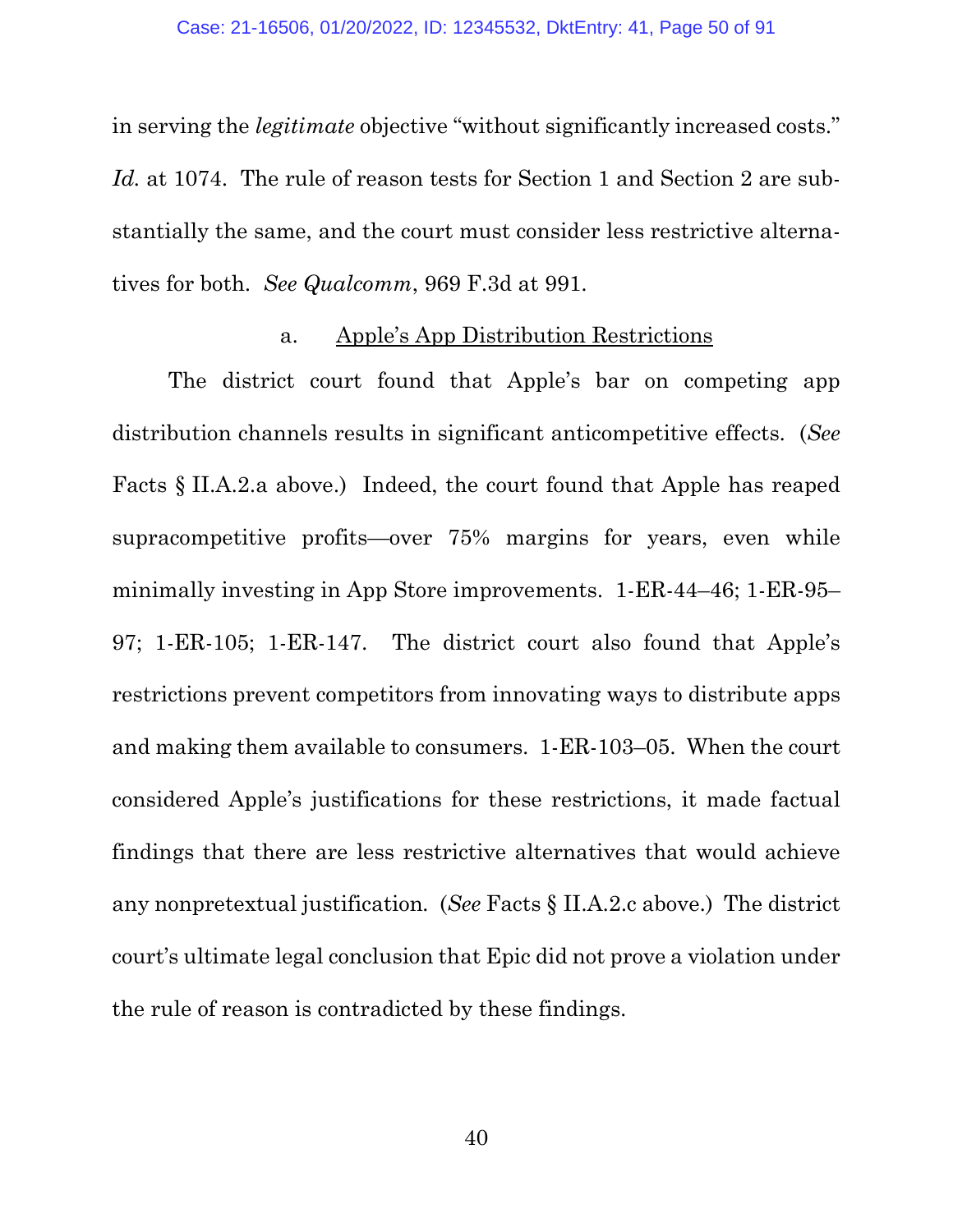in serving the *legitimate* objective "without significantly increased costs." *Id.* at 1074. The rule of reason tests for Section 1 and Section 2 are substantially the same, and the court must consider less restrictive alternatives for both. *See Qualcomm*, 969 F.3d at 991.

a. Apple's App Distribution Restrictions

The district court found that Apple's bar on competing app distribution channels results in significant anticompetitive effects. (*See* Facts § II.A.2.a above.) Indeed, the court found that Apple has reaped supracompetitive profits—over 75% margins for years, even while minimally investing in App Store improvements. 1-ER-44–46; 1-ER-95–97; 1-ER-105; 1-ER-147. The district court also found that Apple's restrictions prevent competitors from innovating ways to distribute apps and making them available to consumers. 1-ER-103–05. When the court considered Apple's justifications for these restrictions, it made factual findings that there are less restrictive alternatives that would achieve any nonpretextual justification. (*See* Facts § II.A.2.c above.) The district court's ultimate legal conclusion that Epic did not prove a violation under the rule of reason is contradicted by these findings.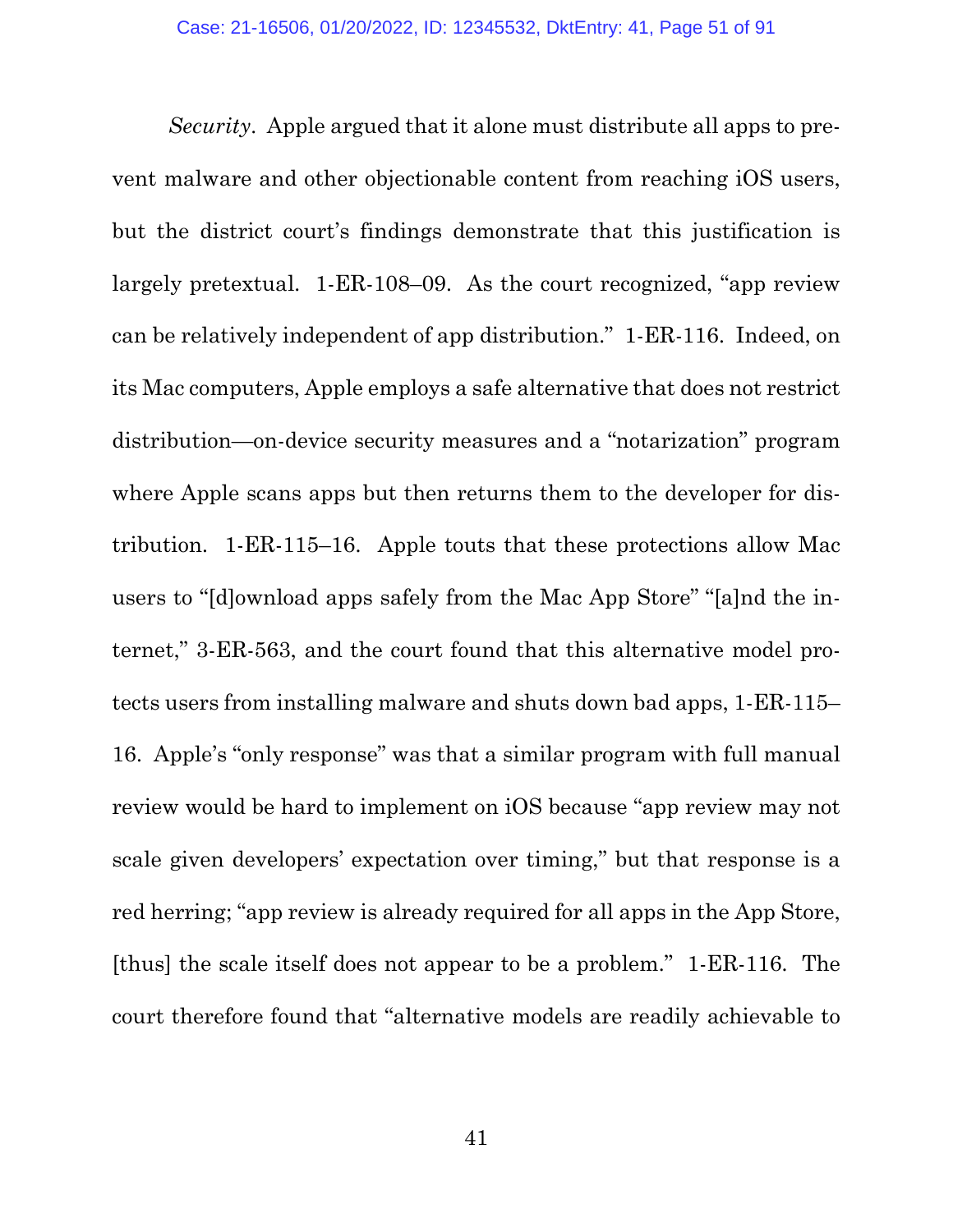*Security*. Apple argued that it alone must distribute all apps to prevent malware and other objectionable content from reaching iOS users, but the district court's findings demonstrate that this justification is largely pretextual. 1-ER-108–09. As the court recognized, "app review can be relatively independent of app distribution." 1-ER-116. Indeed, on its Mac computers, Apple employs a safe alternative that does not restrict distribution—on-device security measures and a "notarization" program where Apple scans apps but then returns them to the developer for distribution. 1-ER-115–16. Apple touts that these protections allow Mac users to "[d]ownload apps safely from the Mac App Store" "[a]nd the internet," 3-ER-563, and the court found that this alternative model protects users from installing malware and shuts down bad apps, 1-ER-115–16. Apple's "only response" was that a similar program with full manual review would be hard to implement on iOS because "app review may not scale given developers' expectation over timing," but that response is a red herring; "app review is already required for all apps in the App Store, [thus] the scale itself does not appear to be a problem." 1-ER-116. The court therefore found that "alternative models are readily achievable to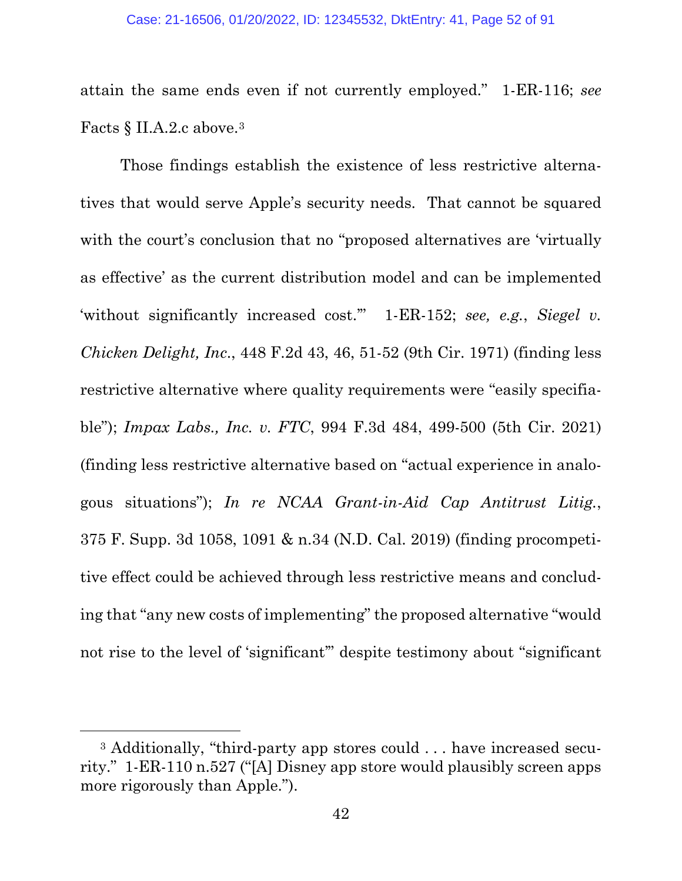attain the same ends even if not currently employed." 1-ER-116; *see* Facts § II.A.2.c above.[3]

Those findings establish the existence of less restrictive alternatives that would serve Apple's security needs. That cannot be squared with the court's conclusion that no "proposed alternatives are 'virtually as effective' as the current distribution model and can be implemented 'without significantly increased cost.'" 1-ER-152; *see, e.g.*, *Siegel v. Chicken Delight, Inc.*, 448 F.2d 43, 46, 51-52 (9th Cir. 1971) (finding less restrictive alternative where quality requirements were "easily specifiable"); *Impax Labs., Inc. v. FTC*, 994 F.3d 484, 499-500 (5th Cir. 2021) (finding less restrictive alternative based on "actual experience in analogous situations"); *In re NCAA Grant-in-Aid Cap Antitrust Litig.*, 375 F. Supp. 3d 1058, 1091 & n.34 (N.D. Cal. 2019) (finding procompetitive effect could be achieved through less restrictive means and concluding that "any new costs of implementing" the proposed alternative "would not rise to the level of 'significant'" despite testimony about "significant

---

[3] Additionally, "third-party app stores could . . . have increased security." 1-ER-110 n.527 ("[A] Disney app store would plausibly screen apps more rigorously than Apple.").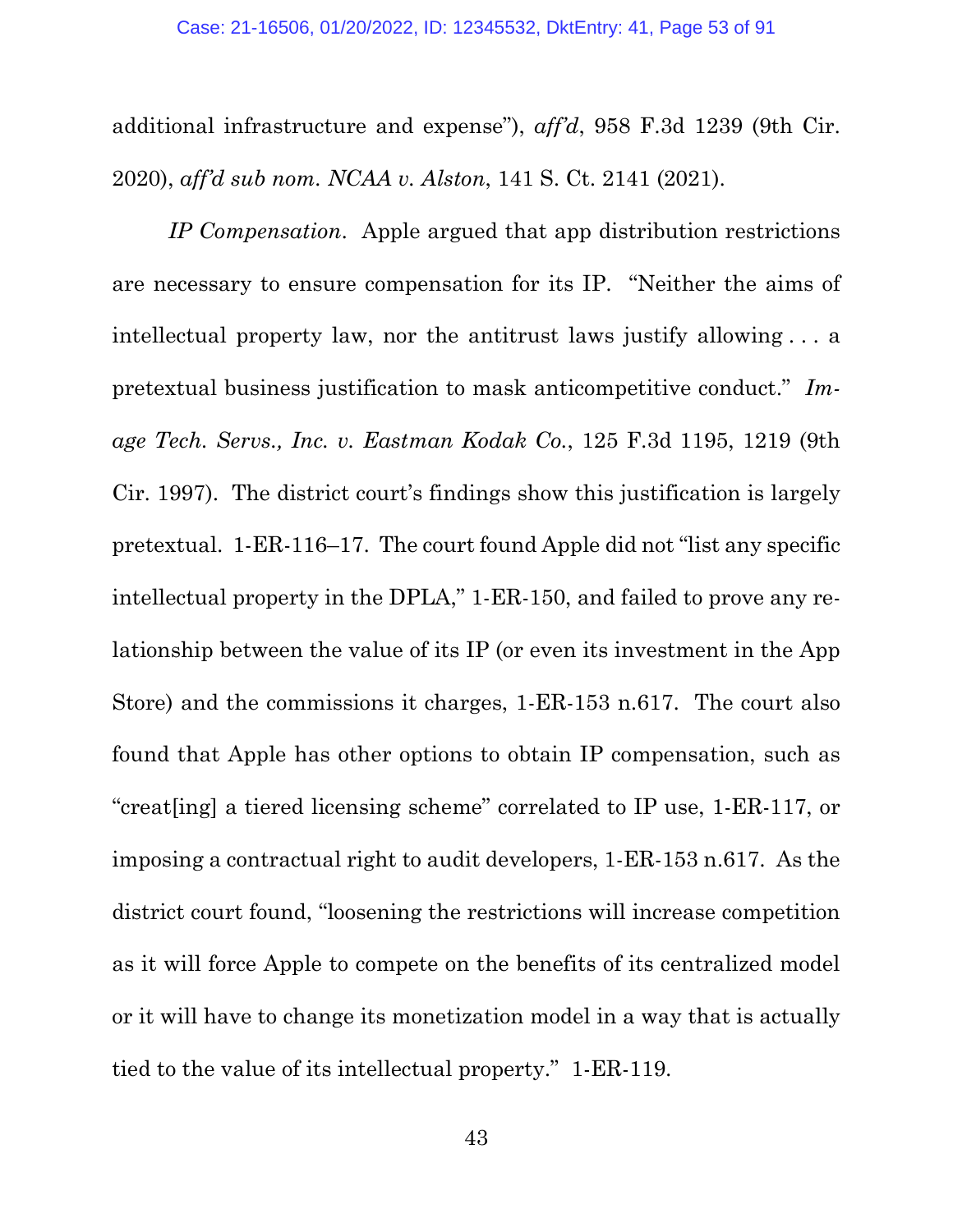additional infrastructure and expense"), *aff'd*, 958 F.3d 1239 (9th Cir. 2020), *aff'd sub nom. NCAA v. Alston*, 141 S. Ct. 2141 (2021).

*IP Compensation*. Apple argued that app distribution restrictions are necessary to ensure compensation for its IP. "Neither the aims of intellectual property law, nor the antitrust laws justify allowing . . . a pretextual business justification to mask anticompetitive conduct." *Image Tech. Servs., Inc. v. Eastman Kodak Co.*, 125 F.3d 1195, 1219 (9th Cir. 1997). The district court's findings show this justification is largely pretextual. 1-ER-116–17. The court found Apple did not "list any specific intellectual property in the DPLA," 1-ER-150, and failed to prove any relationship between the value of its IP (or even its investment in the App Store) and the commissions it charges, 1-ER-153 n.617. The court also found that Apple has other options to obtain IP compensation, such as "creat[ing] a tiered licensing scheme" correlated to IP use, 1-ER-117, or imposing a contractual right to audit developers, 1-ER-153 n.617. As the district court found, "loosening the restrictions will increase competition as it will force Apple to compete on the benefits of its centralized model or it will have to change its monetization model in a way that is actually tied to the value of its intellectual property." 1-ER-119.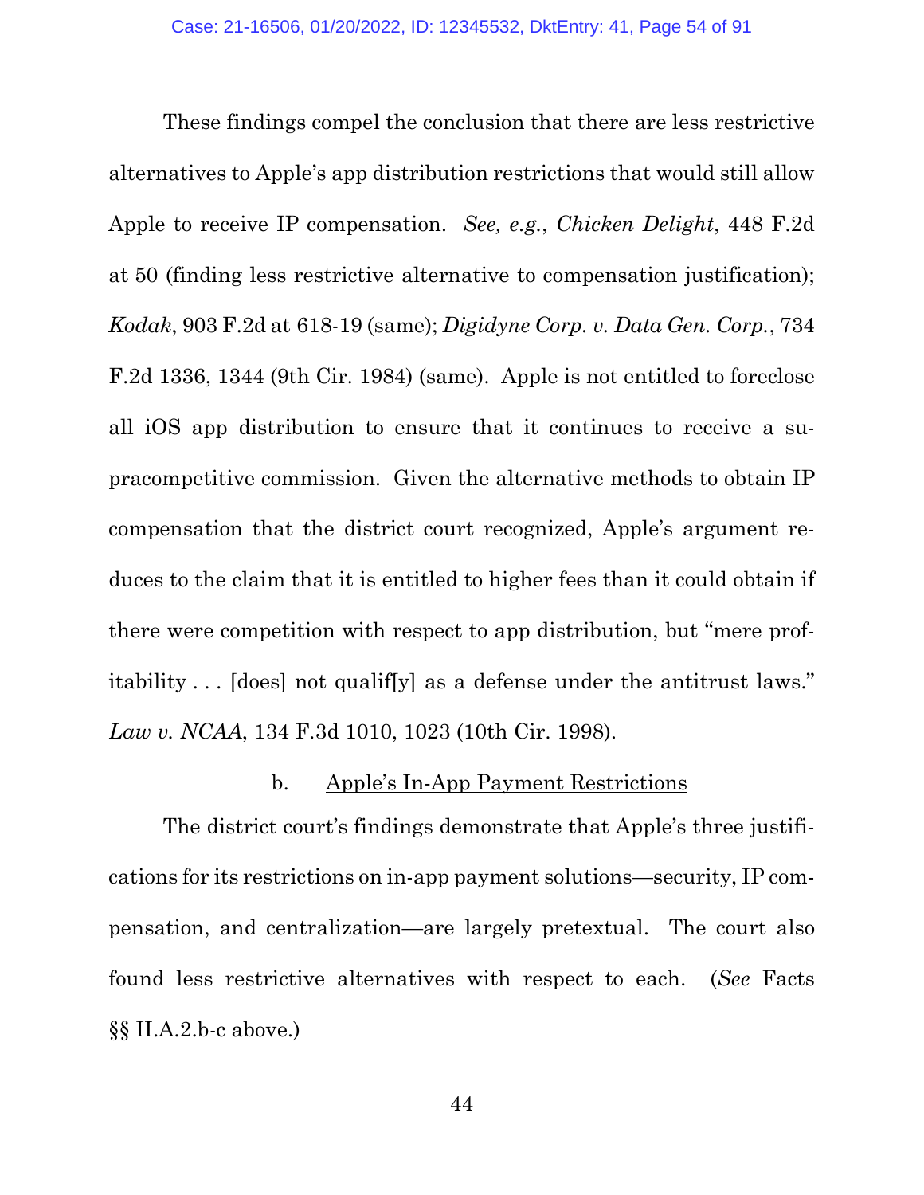These findings compel the conclusion that there are less restrictive alternatives to Apple's app distribution restrictions that would still allow Apple to receive IP compensation. *See, e.g.*, *Chicken Delight*, 448 F.2d at 50 (finding less restrictive alternative to compensation justification); *Kodak*, 903 F.2d at 618-19 (same); *Digidyne Corp. v. Data Gen. Corp.*, 734 F.2d 1336, 1344 (9th Cir. 1984) (same). Apple is not entitled to foreclose all iOS app distribution to ensure that it continues to receive a supracompetitive commission. Given the alternative methods to obtain IP compensation that the district court recognized, Apple's argument reduces to the claim that it is entitled to higher fees than it could obtain if there were competition with respect to app distribution, but "mere profitability . . . [does] not qualif[y] as a defense under the antitrust laws." *Law v. NCAA*, 134 F.3d 1010, 1023 (10th Cir. 1998).

b. Apple's In-App Payment Restrictions

The district court's findings demonstrate that Apple's three justifications for its restrictions on in-app payment solutions—security, IP compensation, and centralization—are largely pretextual. The court also found less restrictive alternatives with respect to each. (*See* Facts §§ II.A.2.b-c above.)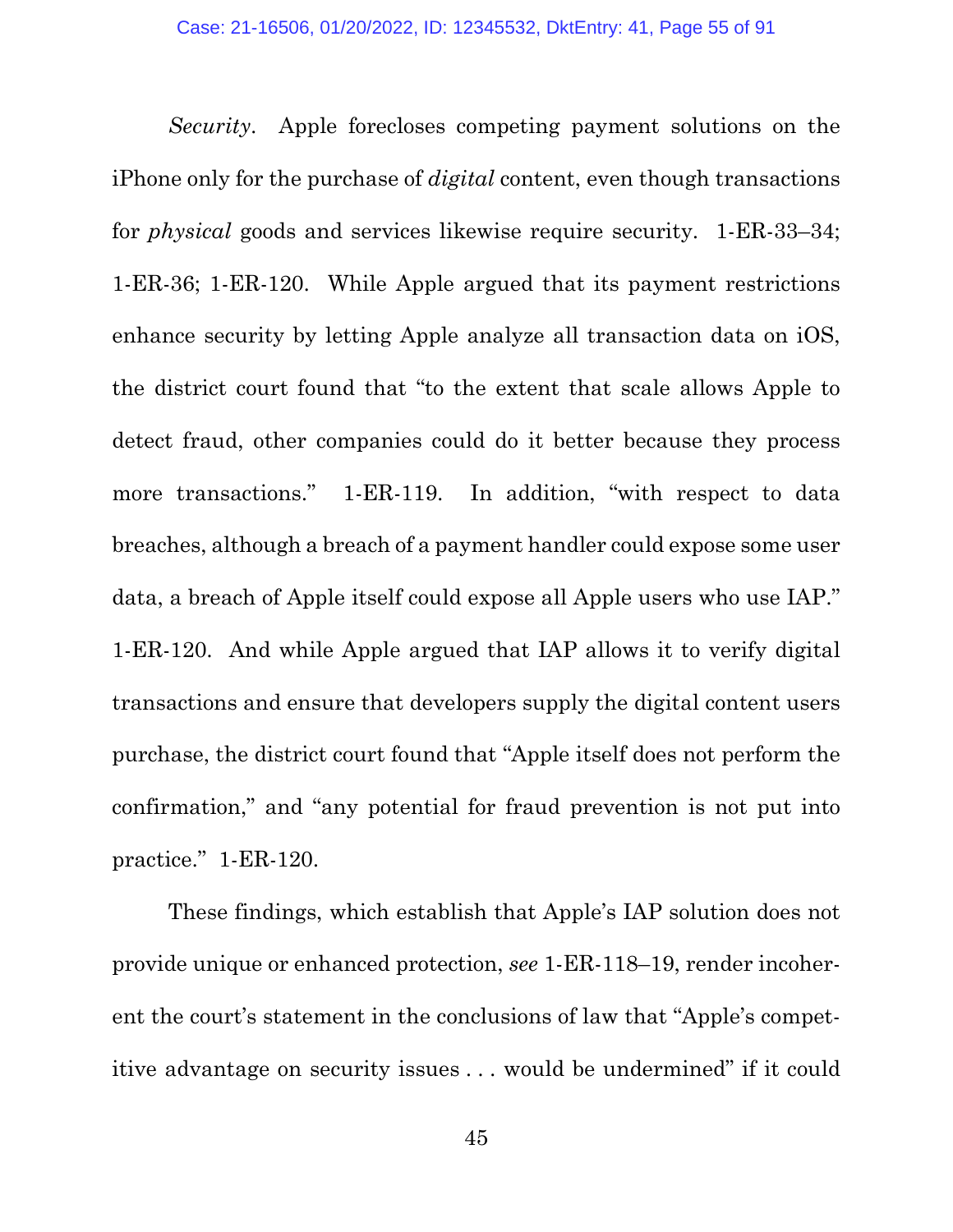*Security*. Apple forecloses competing payment solutions on the iPhone only for the purchase of *digital* content, even though transactions for *physical* goods and services likewise require security. 1-ER-33–34; 1-ER-36; 1-ER-120. While Apple argued that its payment restrictions enhance security by letting Apple analyze all transaction data on iOS, the district court found that "to the extent that scale allows Apple to detect fraud, other companies could do it better because they process more transactions." 1-ER-119. In addition, "with respect to data breaches, although a breach of a payment handler could expose some user data, a breach of Apple itself could expose all Apple users who use IAP." 1-ER-120. And while Apple argued that IAP allows it to verify digital transactions and ensure that developers supply the digital content users purchase, the district court found that "Apple itself does not perform the confirmation," and "any potential for fraud prevention is not put into practice." 1-ER-120.

These findings, which establish that Apple's IAP solution does not provide unique or enhanced protection, *see* 1-ER-118–19, render incoherent the court's statement in the conclusions of law that "Apple's competitive advantage on security issues . . . would be undermined" if it could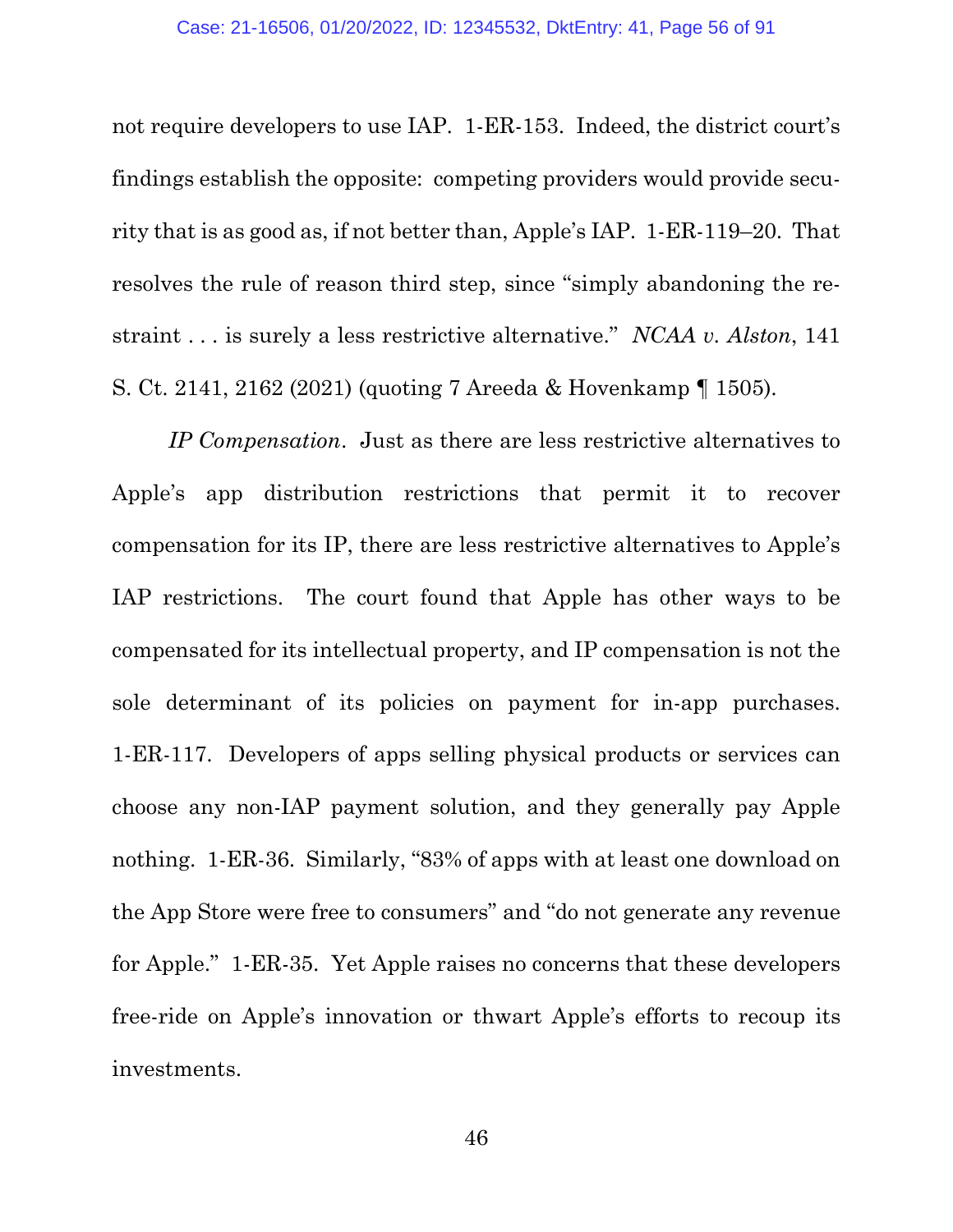not require developers to use IAP. 1-ER-153. Indeed, the district court's findings establish the opposite: competing providers would provide security that is as good as, if not better than, Apple's IAP. 1-ER-119–20. That resolves the rule of reason third step, since "simply abandoning the restraint . . . is surely a less restrictive alternative." *NCAA v. Alston*, 141 S. Ct. 2141, 2162 (2021) (quoting 7 Areeda & Hovenkamp ¶ 1505).

*IP Compensation*. Just as there are less restrictive alternatives to Apple's app distribution restrictions that permit it to recover compensation for its IP, there are less restrictive alternatives to Apple's IAP restrictions. The court found that Apple has other ways to be compensated for its intellectual property, and IP compensation is not the sole determinant of its policies on payment for in-app purchases. 1-ER-117. Developers of apps selling physical products or services can choose any non-IAP payment solution, and they generally pay Apple nothing. 1-ER-36. Similarly, "83% of apps with at least one download on the App Store were free to consumers" and "do not generate any revenue for Apple." 1-ER-35. Yet Apple raises no concerns that these developers free-ride on Apple's innovation or thwart Apple's efforts to recoup its investments.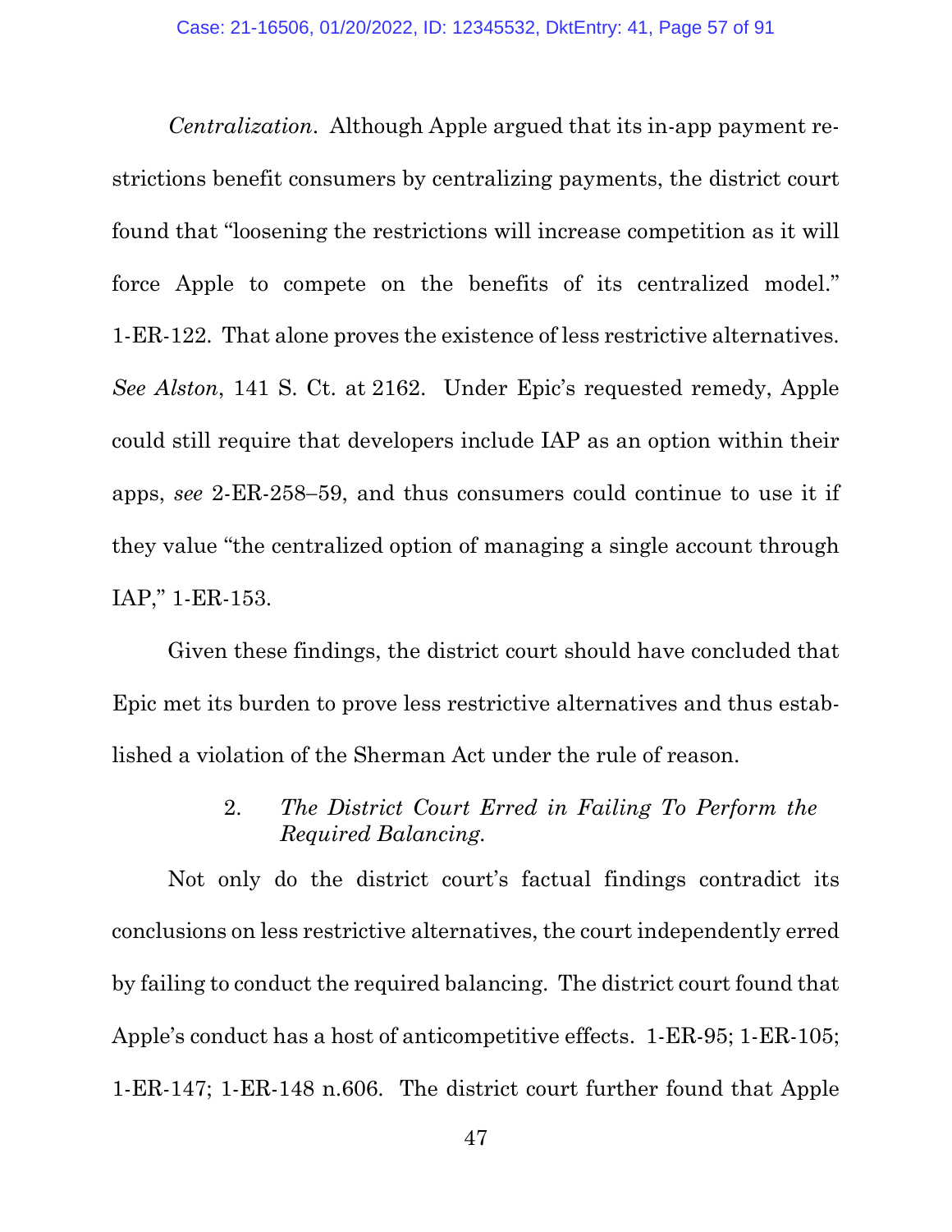*Centralization*. Although Apple argued that its in-app payment restrictions benefit consumers by centralizing payments, the district court found that "loosening the restrictions will increase competition as it will force Apple to compete on the benefits of its centralized model." 1-ER-122. That alone proves the existence of less restrictive alternatives. *See Alston*, 141 S. Ct. at 2162. Under Epic's requested remedy, Apple could still require that developers include IAP as an option within their apps, *see* 2-ER-258–59, and thus consumers could continue to use it if they value "the centralized option of managing a single account through IAP," 1-ER-153.

Given these findings, the district court should have concluded that Epic met its burden to prove less restrictive alternatives and thus established a violation of the Sherman Act under the rule of reason.

### 2. *The District Court Erred in Failing To Perform the Required Balancing.*

Not only do the district court's factual findings contradict its conclusions on less restrictive alternatives, the court independently erred by failing to conduct the required balancing. The district court found that Apple's conduct has a host of anticompetitive effects. 1-ER-95; 1-ER-105; 1-ER-147; 1-ER-148 n.606. The district court further found that Apple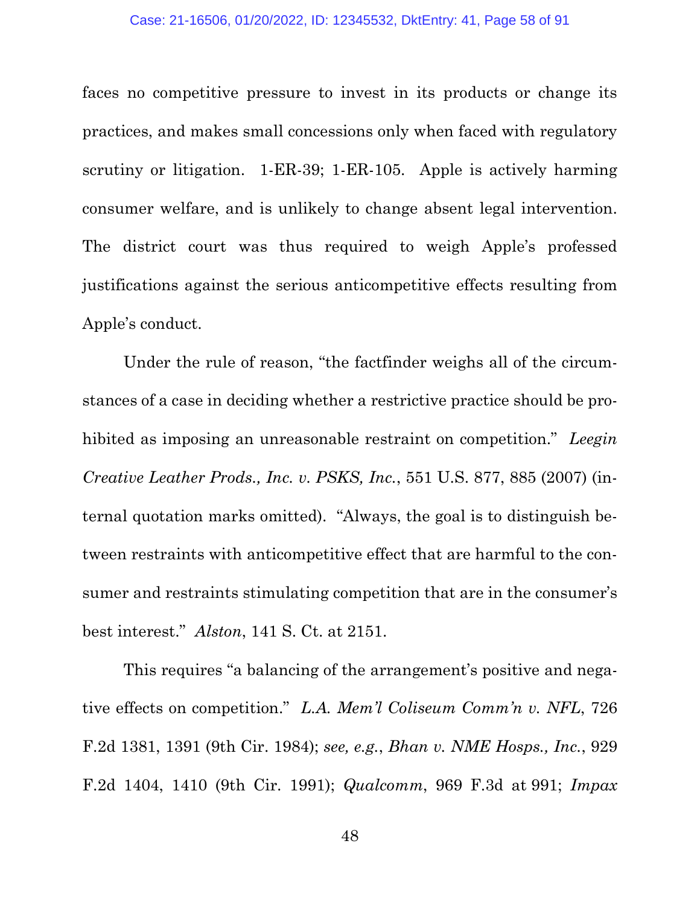faces no competitive pressure to invest in its products or change its practices, and makes small concessions only when faced with regulatory scrutiny or litigation. 1-ER-39; 1-ER-105. Apple is actively harming consumer welfare, and is unlikely to change absent legal intervention. The district court was thus required to weigh Apple's professed justifications against the serious anticompetitive effects resulting from Apple's conduct.

Under the rule of reason, "the factfinder weighs all of the circumstances of a case in deciding whether a restrictive practice should be prohibited as imposing an unreasonable restraint on competition." *Leegin Creative Leather Prods., Inc. v. PSKS, Inc.*, 551 U.S. 877, 885 (2007) (internal quotation marks omitted). "Always, the goal is to distinguish between restraints with anticompetitive effect that are harmful to the consumer and restraints stimulating competition that are in the consumer's best interest." *Alston*, 141 S. Ct. at 2151.

This requires "a balancing of the arrangement's positive and negative effects on competition." *L.A. Mem'l Coliseum Comm'n v. NFL*, 726 F.2d 1381, 1391 (9th Cir. 1984); *see, e.g.*, *Bhan v. NME Hosps., Inc.*, 929 F.2d 1404, 1410 (9th Cir. 1991); *Qualcomm*, 969 F.3d at 991; *Impax*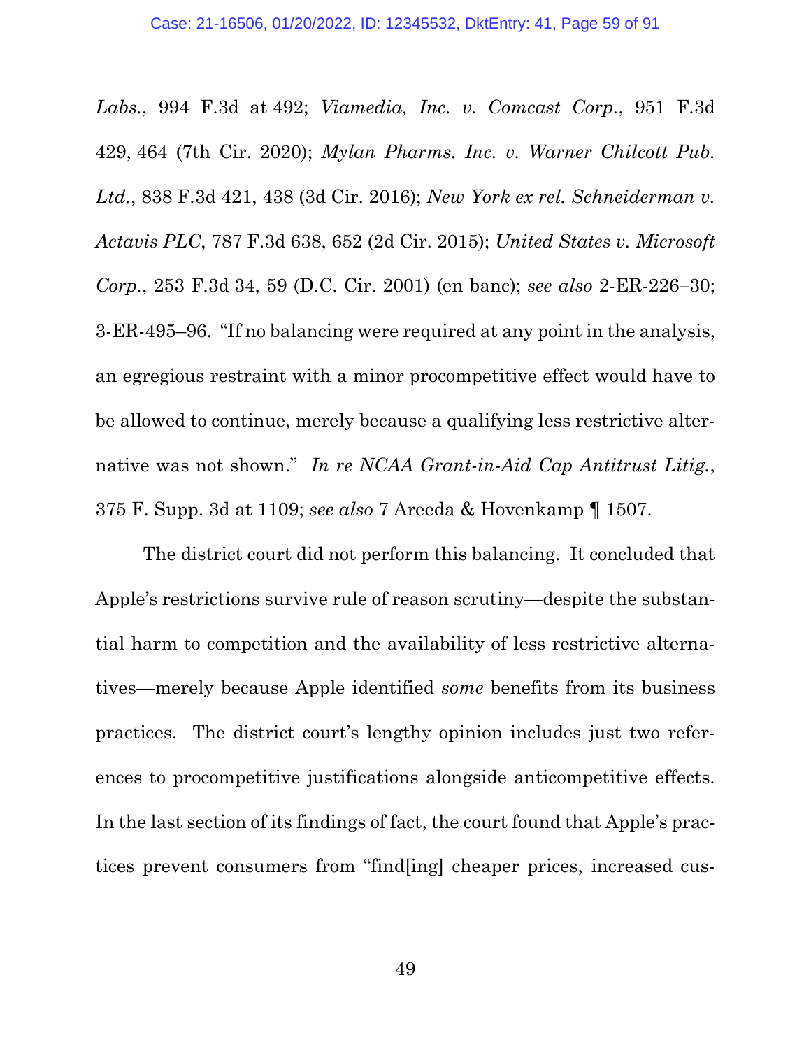*Labs.*, 994 F.3d at 492; *Viamedia, Inc. v. Comcast Corp.*, 951 F.3d 429, 464 (7th Cir. 2020); *Mylan Pharms. Inc. v. Warner Chilcott Pub. Ltd.*, 838 F.3d 421, 438 (3d Cir. 2016); *New York ex rel. Schneiderman v. Actavis PLC*, 787 F.3d 638, 652 (2d Cir. 2015); *United States v. Microsoft Corp.*, 253 F.3d 34, 59 (D.C. Cir. 2001) (en banc); *see also* 2-ER-226–30; 3-ER-495–96. "If no balancing were required at any point in the analysis, an egregious restraint with a minor procompetitive effect would have to be allowed to continue, merely because a qualifying less restrictive alternative was not shown." *In re NCAA Grant-in-Aid Cap Antitrust Litig.*, 375 F. Supp. 3d at 1109; *see also* 7 Areeda & Hovenkamp ¶ 1507.

The district court did not perform this balancing. It concluded that Apple's restrictions survive rule of reason scrutiny—despite the substantial harm to competition and the availability of less restrictive alternatives—merely because Apple identified *some* benefits from its business practices. The district court's lengthy opinion includes just two references to procompetitive justifications alongside anticompetitive effects. In the last section of its findings of fact, the court found that Apple's practices prevent consumers from "find[ing] cheaper prices, increased cus-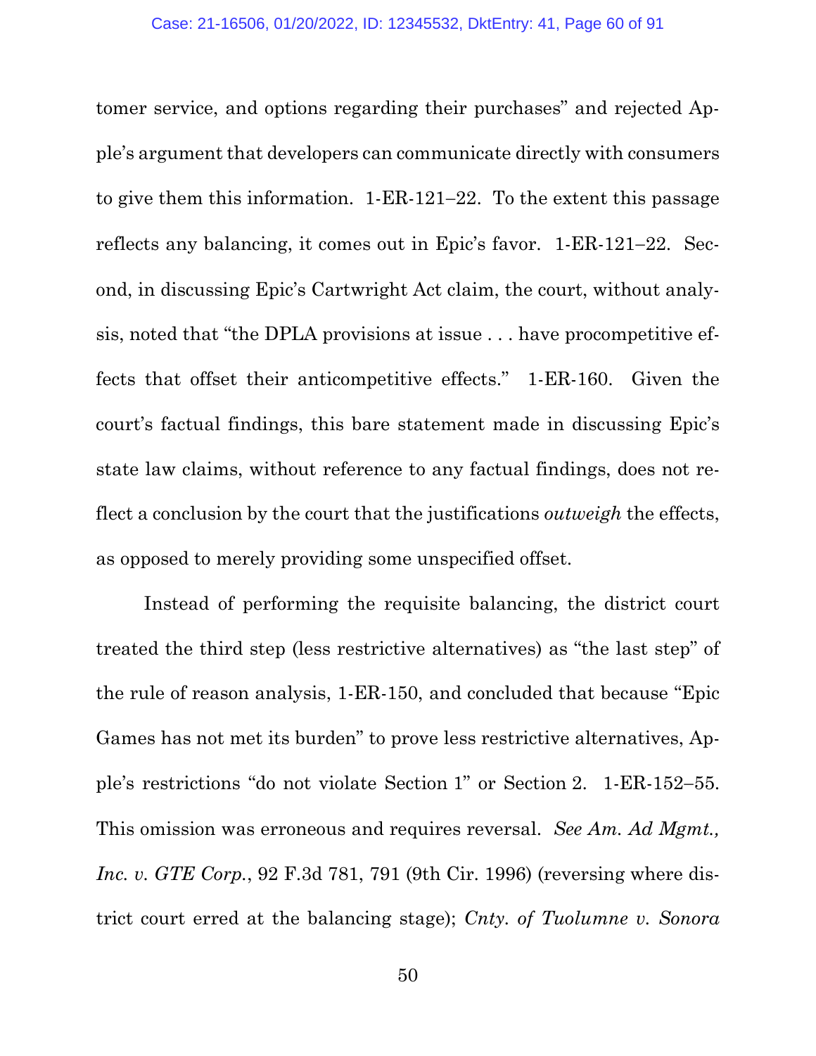tomer service, and options regarding their purchases" and rejected Apple's argument that developers can communicate directly with consumers to give them this information. 1-ER-121–22. To the extent this passage reflects any balancing, it comes out in Epic's favor. 1-ER-121–22. Second, in discussing Epic's Cartwright Act claim, the court, without analysis, noted that "the DPLA provisions at issue . . . have procompetitive effects that offset their anticompetitive effects." 1-ER-160. Given the court's factual findings, this bare statement made in discussing Epic's state law claims, without reference to any factual findings, does not reflect a conclusion by the court that the justifications *outweigh* the effects, as opposed to merely providing some unspecified offset.

Instead of performing the requisite balancing, the district court treated the third step (less restrictive alternatives) as "the last step" of the rule of reason analysis, 1-ER-150, and concluded that because "Epic Games has not met its burden" to prove less restrictive alternatives, Apple's restrictions "do not violate Section 1" or Section 2. 1-ER-152–55. This omission was erroneous and requires reversal. *See Am. Ad Mgmt., Inc. v. GTE Corp.*, 92 F.3d 781, 791 (9th Cir. 1996) (reversing where district court erred at the balancing stage); *Cnty. of Tuolumne v. Sonora*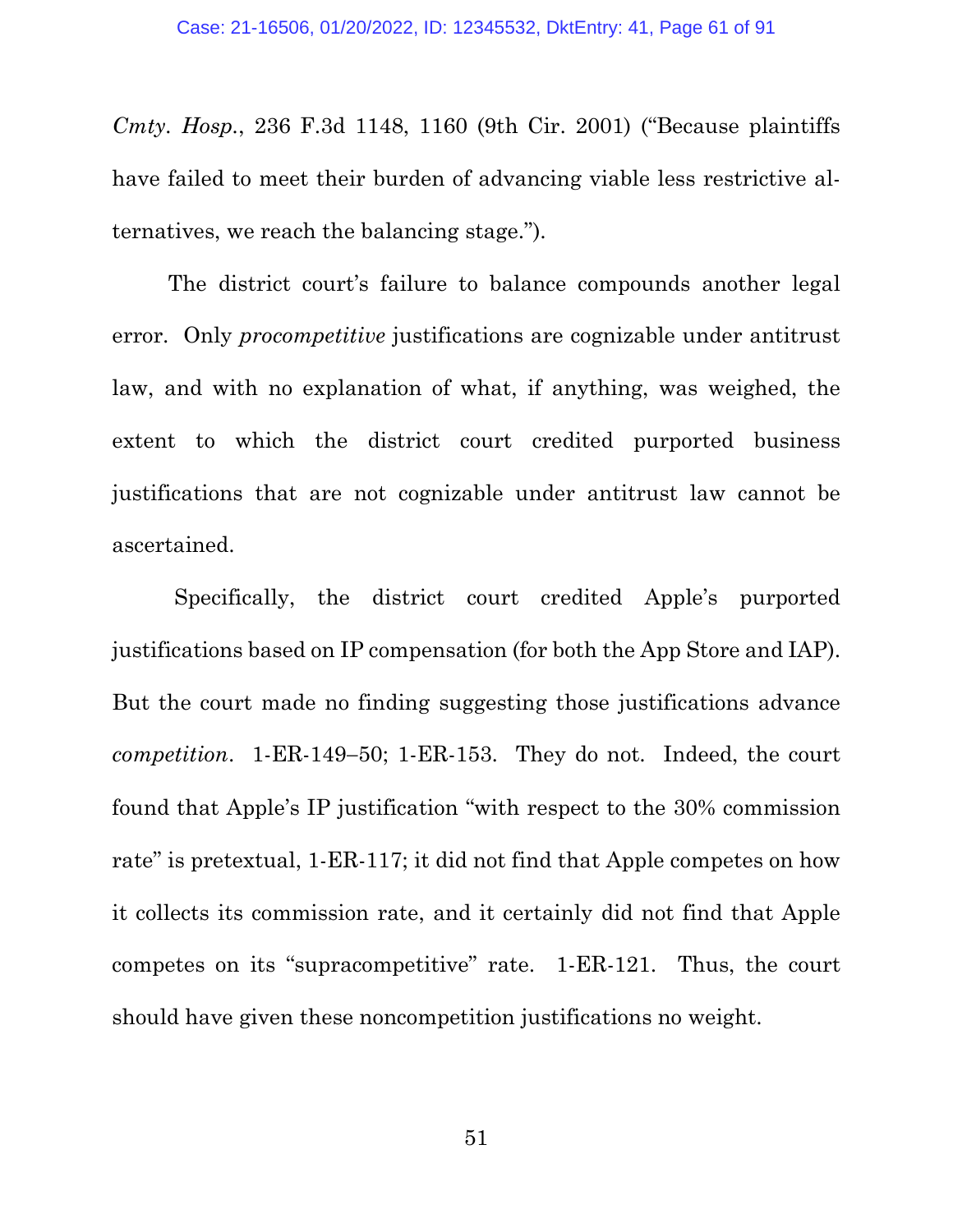*Cmty. Hosp.*, 236 F.3d 1148, 1160 (9th Cir. 2001) ("Because plaintiffs have failed to meet their burden of advancing viable less restrictive alternatives, we reach the balancing stage.").

The district court's failure to balance compounds another legal error. Only *procompetitive* justifications are cognizable under antitrust law, and with no explanation of what, if anything, was weighed, the extent to which the district court credited purported business justifications that are not cognizable under antitrust law cannot be ascertained.

Specifically, the district court credited Apple's purported justifications based on IP compensation (for both the App Store and IAP). But the court made no finding suggesting those justifications advance *competition*. 1-ER-149–50; 1-ER-153. They do not. Indeed, the court found that Apple's IP justification "with respect to the 30% commission rate" is pretextual, 1-ER-117; it did not find that Apple competes on how it collects its commission rate, and it certainly did not find that Apple competes on its "supracompetitive" rate. 1-ER-121. Thus, the court should have given these noncompetition justifications no weight.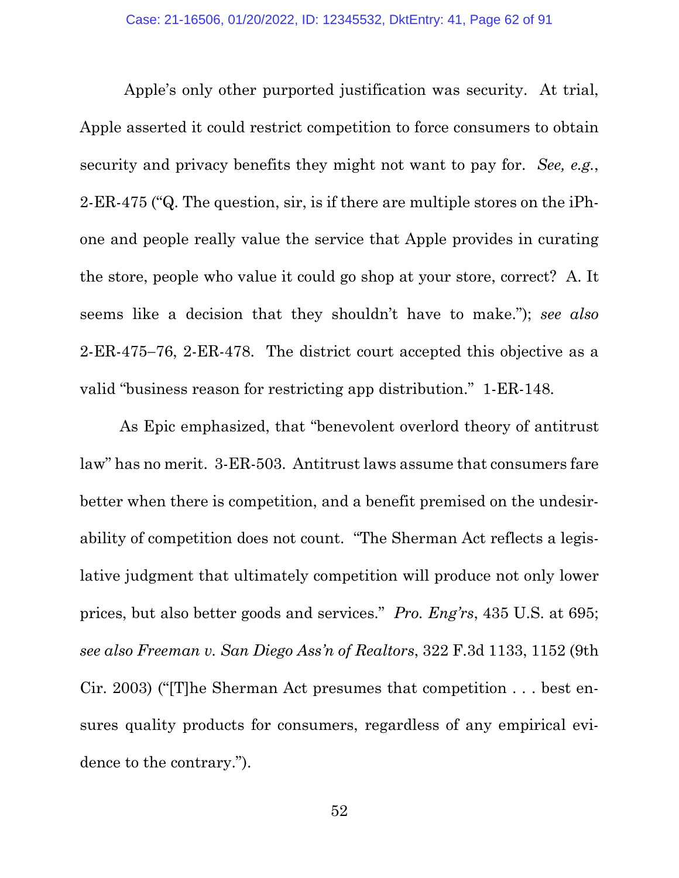Apple's only other purported justification was security. At trial, Apple asserted it could restrict competition to force consumers to obtain security and privacy benefits they might not want to pay for. *See, e.g.*, 2-ER-475 ("Q. The question, sir, is if there are multiple stores on the iPhone and people really value the service that Apple provides in curating the store, people who value it could go shop at your store, correct? A. It seems like a decision that they shouldn't have to make."); *see also* 2-ER-475–76, 2-ER-478. The district court accepted this objective as a valid "business reason for restricting app distribution." 1-ER-148.

As Epic emphasized, that "benevolent overlord theory of antitrust law" has no merit. 3-ER-503. Antitrust laws assume that consumers fare better when there is competition, and a benefit premised on the undesirability of competition does not count. "The Sherman Act reflects a legislative judgment that ultimately competition will produce not only lower prices, but also better goods and services." *Pro. Eng'rs*, 435 U.S. at 695; *see also Freeman v. San Diego Ass'n of Realtors*, 322 F.3d 1133, 1152 (9th Cir. 2003) ("[T]he Sherman Act presumes that competition . . . best ensures quality products for consumers, regardless of any empirical evidence to the contrary.").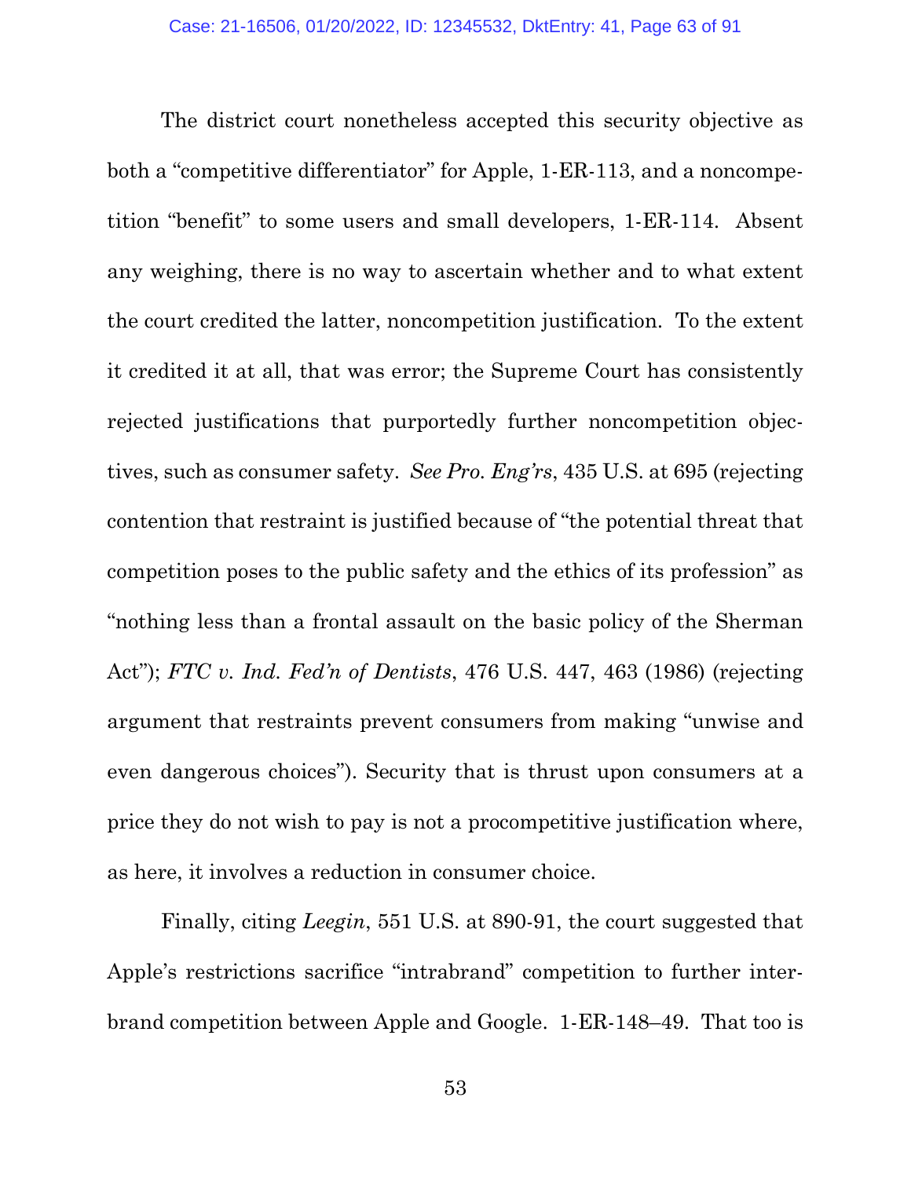The district court nonetheless accepted this security objective as both a "competitive differentiator" for Apple, 1-ER-113, and a noncompetition "benefit" to some users and small developers, 1-ER-114. Absent any weighing, there is no way to ascertain whether and to what extent the court credited the latter, noncompetition justification. To the extent it credited it at all, that was error; the Supreme Court has consistently rejected justifications that purportedly further noncompetition objectives, such as consumer safety. *See Pro. Eng'rs*, 435 U.S. at 695 (rejecting contention that restraint is justified because of "the potential threat that competition poses to the public safety and the ethics of its profession" as "nothing less than a frontal assault on the basic policy of the Sherman Act"); *FTC v. Ind. Fed'n of Dentists*, 476 U.S. 447, 463 (1986) (rejecting argument that restraints prevent consumers from making "unwise and even dangerous choices"). Security that is thrust upon consumers at a price they do not wish to pay is not a procompetitive justification where, as here, it involves a reduction in consumer choice.

Finally, citing *Leegin*, 551 U.S. at 890-91, the court suggested that Apple's restrictions sacrifice "intrabrand" competition to further interbrand competition between Apple and Google. 1-ER-148–49. That too is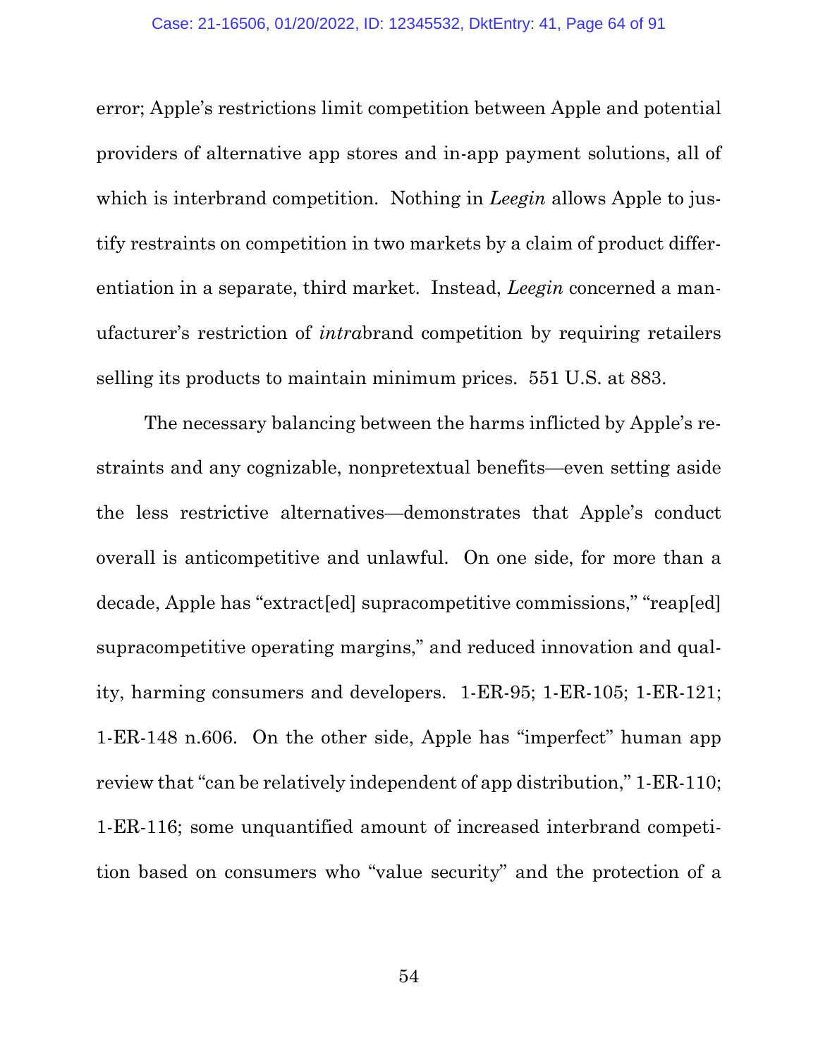error; Apple's restrictions limit competition between Apple and potential providers of alternative app stores and in-app payment solutions, all of which is interbrand competition. Nothing in *Leegin* allows Apple to justify restraints on competition in two markets by a claim of product differentiation in a separate, third market. Instead, *Leegin* concerned a manufacturer's restriction of *intra*brand competition by requiring retailers selling its products to maintain minimum prices. 551 U.S. at 883.

The necessary balancing between the harms inflicted by Apple's restraints and any cognizable, nonpretextual benefits—even setting aside the less restrictive alternatives—demonstrates that Apple's conduct overall is anticompetitive and unlawful. On one side, for more than a decade, Apple has "extract[ed] supracompetitive commissions," "reap[ed] supracompetitive operating margins," and reduced innovation and quality, harming consumers and developers. 1-ER-95; 1-ER-105; 1-ER-121; 1-ER-148 n.606. On the other side, Apple has "imperfect" human app review that "can be relatively independent of app distribution," 1-ER-110; 1-ER-116; some unquantified amount of increased interbrand competition based on consumers who "value security" and the protection of a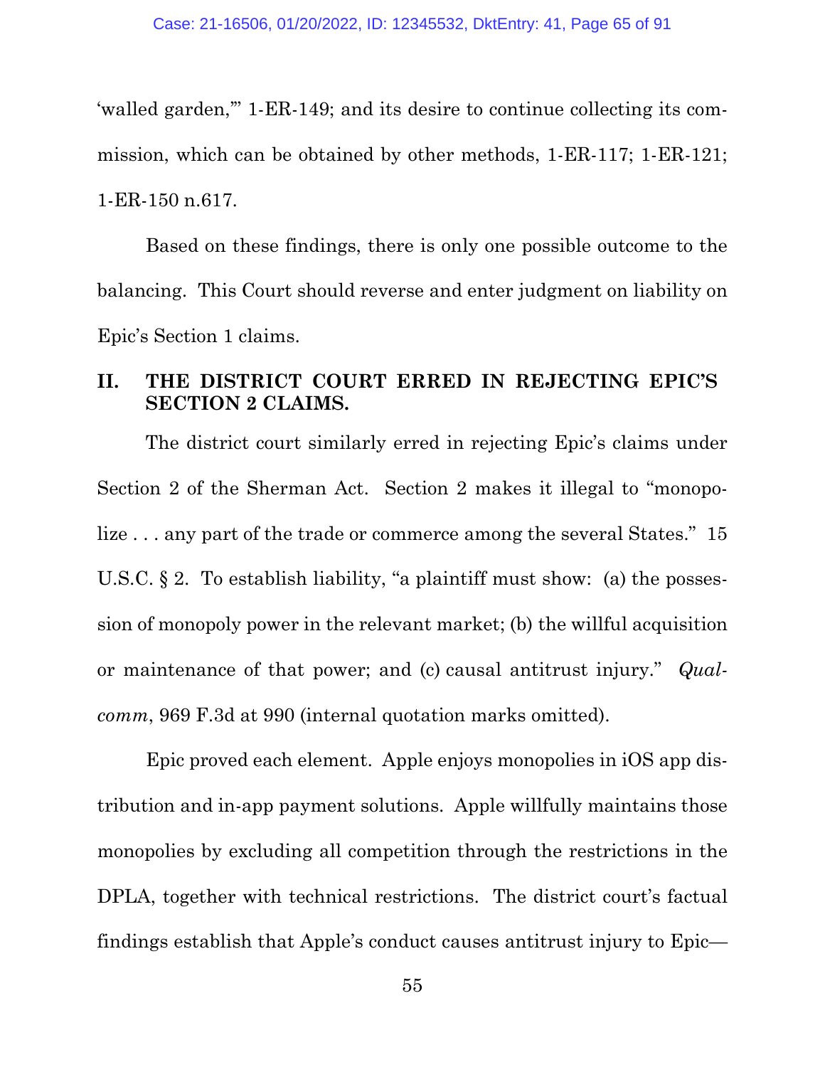'walled garden,'" 1-ER-149; and its desire to continue collecting its commission, which can be obtained by other methods, 1-ER-117; 1-ER-121; 1-ER-150 n.617.

Based on these findings, there is only one possible outcome to the balancing. This Court should reverse and enter judgment on liability on Epic's Section 1 claims.

## II. THE DISTRICT COURT ERRED IN REJECTING EPIC'S SECTION 2 CLAIMS.

The district court similarly erred in rejecting Epic's claims under Section 2 of the Sherman Act. Section 2 makes it illegal to "monopolize . . . any part of the trade or commerce among the several States." 15 U.S.C. § 2. To establish liability, "a plaintiff must show: (a) the possession of monopoly power in the relevant market; (b) the willful acquisition or maintenance of that power; and (c) causal antitrust injury." *Qualcomm*, 969 F.3d at 990 (internal quotation marks omitted).

Epic proved each element. Apple enjoys monopolies in iOS app distribution and in-app payment solutions. Apple willfully maintains those monopolies by excluding all competition through the restrictions in the DPLA, together with technical restrictions. The district court's factual findings establish that Apple's conduct causes antitrust injury to Epic—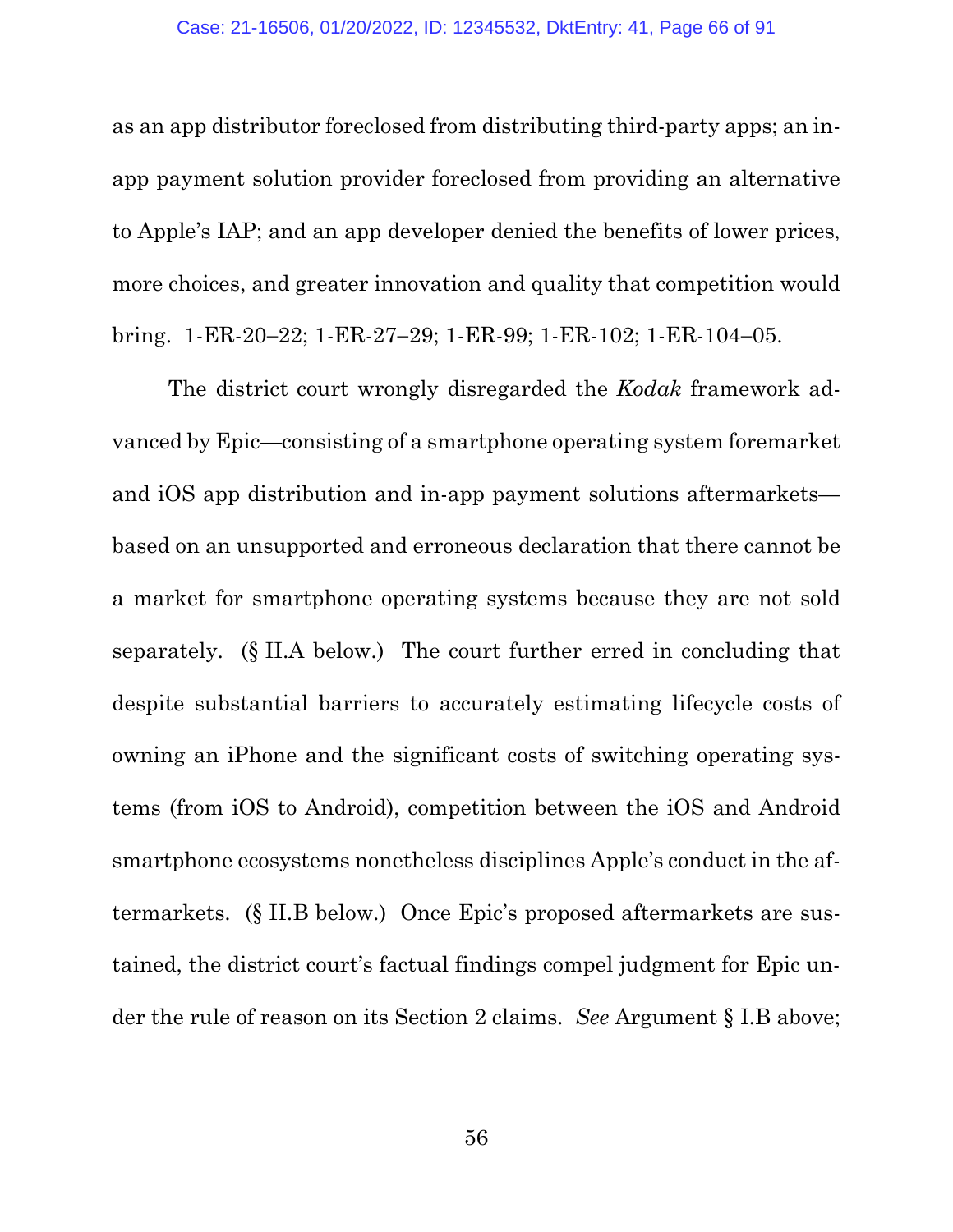as an app distributor foreclosed from distributing third-party apps; an in-app payment solution provider foreclosed from providing an alternative to Apple's IAP; and an app developer denied the benefits of lower prices, more choices, and greater innovation and quality that competition would bring. 1-ER-20–22; 1-ER-27–29; 1-ER-99; 1-ER-102; 1-ER-104–05.

The district court wrongly disregarded the *Kodak* framework advanced by Epic—consisting of a smartphone operating system foremarket and iOS app distribution and in-app payment solutions aftermarkets—based on an unsupported and erroneous declaration that there cannot be a market for smartphone operating systems because they are not sold separately. (§ II.A below.) The court further erred in concluding that despite substantial barriers to accurately estimating lifecycle costs of owning an iPhone and the significant costs of switching operating systems (from iOS to Android), competition between the iOS and Android smartphone ecosystems nonetheless disciplines Apple's conduct in the aftermarkets. (§ II.B below.) Once Epic's proposed aftermarkets are sustained, the district court's factual findings compel judgment for Epic under the rule of reason on its Section 2 claims. *See* Argument § I.B above;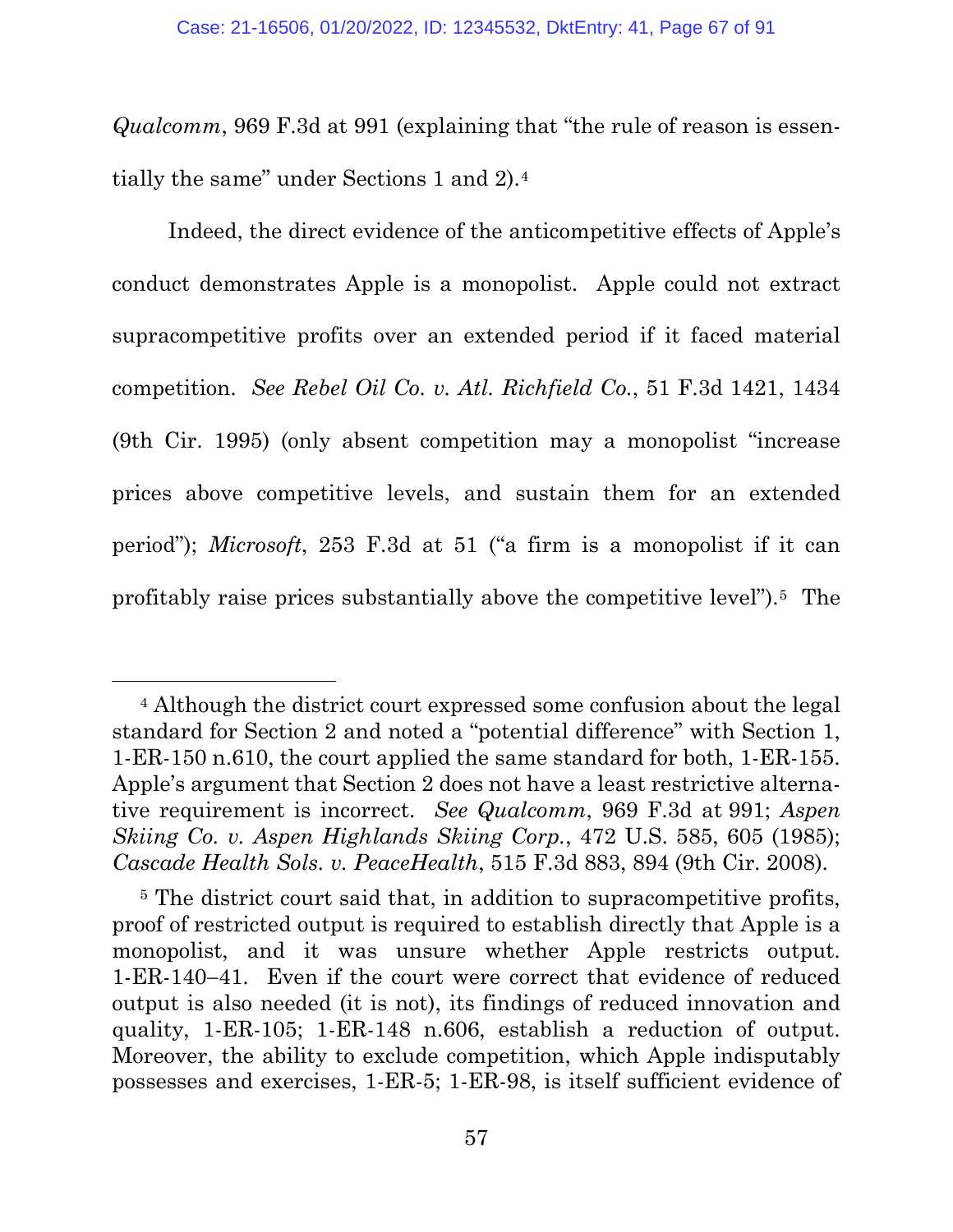*Qualcomm*, 969 F.3d at 991 (explaining that "the rule of reason is essentially the same" under Sections 1 and 2).[4]

Indeed, the direct evidence of the anticompetitive effects of Apple's conduct demonstrates Apple is a monopolist. Apple could not extract supracompetitive profits over an extended period if it faced material competition. *See Rebel Oil Co. v. Atl. Richfield Co.*, 51 F.3d 1421, 1434 (9th Cir. 1995) (only absent competition may a monopolist "increase prices above competitive levels, and sustain them for an extended period"); *Microsoft*, 253 F.3d at 51 ("a firm is a monopolist if it can profitably raise prices substantially above the competitive level").[5] The

---

[4] Although the district court expressed some confusion about the legal standard for Section 2 and noted a "potential difference" with Section 1, 1-ER-150 n.610, the court applied the same standard for both, 1-ER-155. Apple's argument that Section 2 does not have a least restrictive alternative requirement is incorrect. *See Qualcomm*, 969 F.3d at 991; *Aspen Skiing Co. v. Aspen Highlands Skiing Corp.*, 472 U.S. 585, 605 (1985); *Cascade Health Sols. v. PeaceHealth*, 515 F.3d 883, 894 (9th Cir. 2008).

[5] The district court said that, in addition to supracompetitive profits, proof of restricted output is required to establish directly that Apple is a monopolist, and it was unsure whether Apple restricts output. 1-ER-140–41. Even if the court were correct that evidence of reduced output is also needed (it is not), its findings of reduced innovation and quality, 1-ER-105; 1-ER-148 n.606, establish a reduction of output. Moreover, the ability to exclude competition, which Apple indisputably possesses and exercises, 1-ER-5; 1-ER-98, is itself sufficient evidence of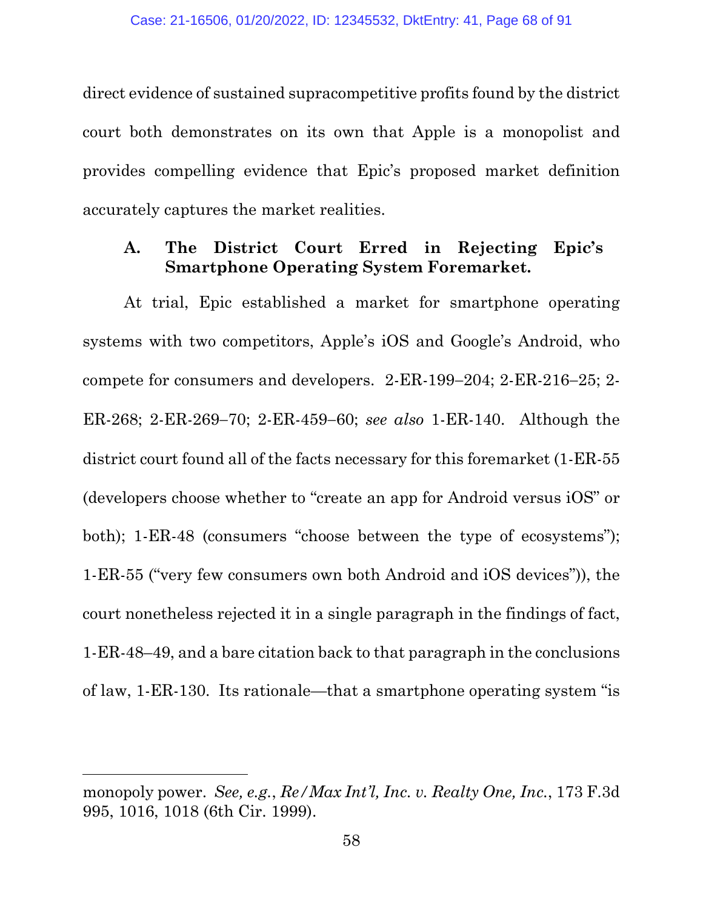direct evidence of sustained supracompetitive profits found by the district court both demonstrates on its own that Apple is a monopolist and provides compelling evidence that Epic's proposed market definition accurately captures the market realities.

### A. The District Court Erred in Rejecting Epic's Smartphone Operating System Foremarket.

At trial, Epic established a market for smartphone operating systems with two competitors, Apple's iOS and Google's Android, who compete for consumers and developers. 2-ER-199–204; 2-ER-216–25; 2-ER-268; 2-ER-269–70; 2-ER-459–60; *see also* 1-ER-140. Although the district court found all of the facts necessary for this foremarket (1-ER-55 (developers choose whether to "create an app for Android versus iOS" or both); 1-ER-48 (consumers "choose between the type of ecosystems"); 1-ER-55 ("very few consumers own both Android and iOS devices")), the court nonetheless rejected it in a single paragraph in the findings of fact, 1-ER-48–49, and a bare citation back to that paragraph in the conclusions of law, 1-ER-130. Its rationale—that a smartphone operating system "is

---

monopoly power. *See, e.g.*, *Re/Max Int'l, Inc. v. Realty One, Inc.*, 173 F.3d 995, 1016, 1018 (6th Cir. 1999).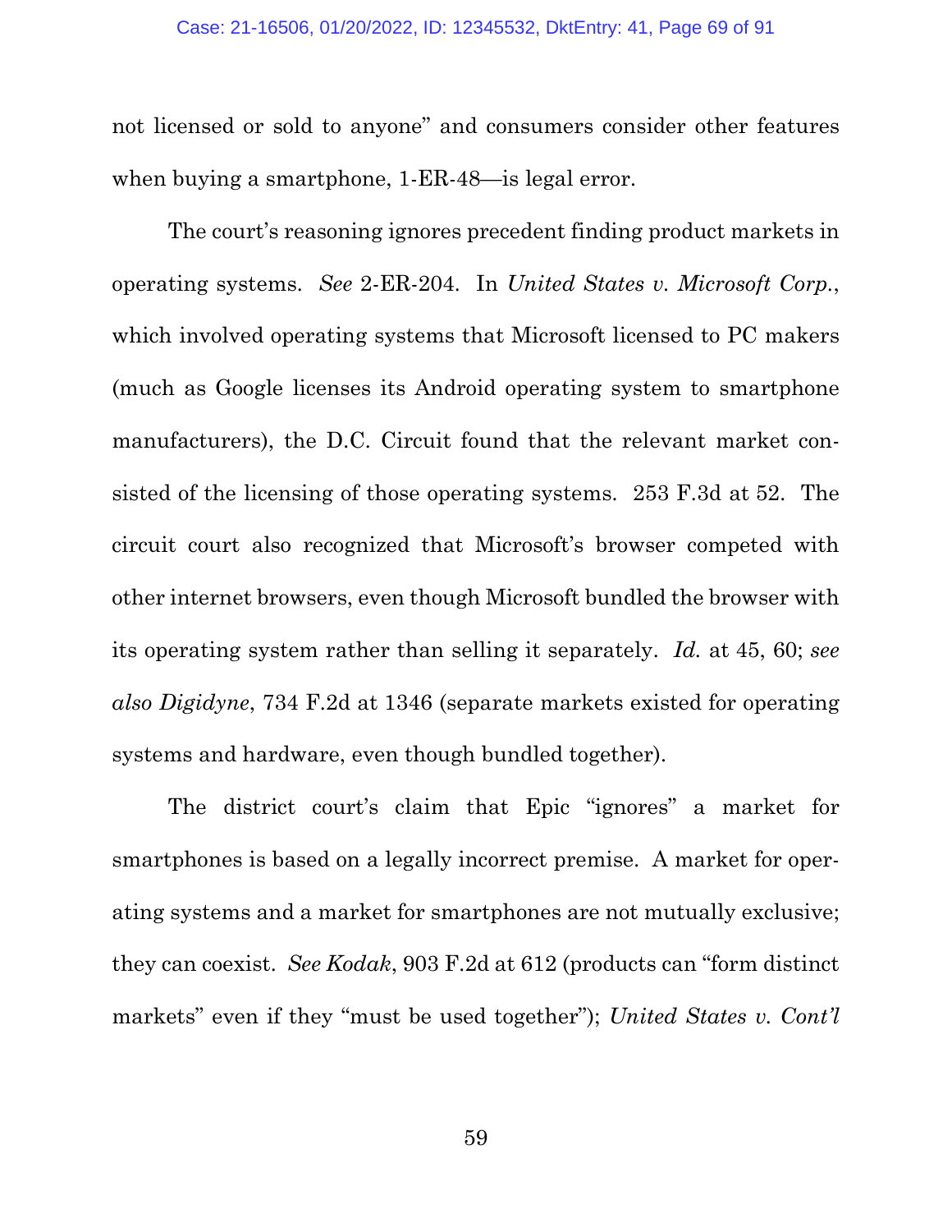not licensed or sold to anyone" and consumers consider other features when buying a smartphone, 1-ER-48—is legal error.

The court's reasoning ignores precedent finding product markets in operating systems. *See* 2-ER-204. In *United States v. Microsoft Corp.*, which involved operating systems that Microsoft licensed to PC makers (much as Google licenses its Android operating system to smartphone manufacturers), the D.C. Circuit found that the relevant market consisted of the licensing of those operating systems. 253 F.3d at 52. The circuit court also recognized that Microsoft's browser competed with other internet browsers, even though Microsoft bundled the browser with its operating system rather than selling it separately. *Id.* at 45, 60; *see also Digidyne*, 734 F.2d at 1346 (separate markets existed for operating systems and hardware, even though bundled together).

The district court's claim that Epic "ignores" a market for smartphones is based on a legally incorrect premise. A market for operating systems and a market for smartphones are not mutually exclusive; they can coexist. *See Kodak*, 903 F.2d at 612 (products can "form distinct markets" even if they "must be used together"); *United States v. Cont'l*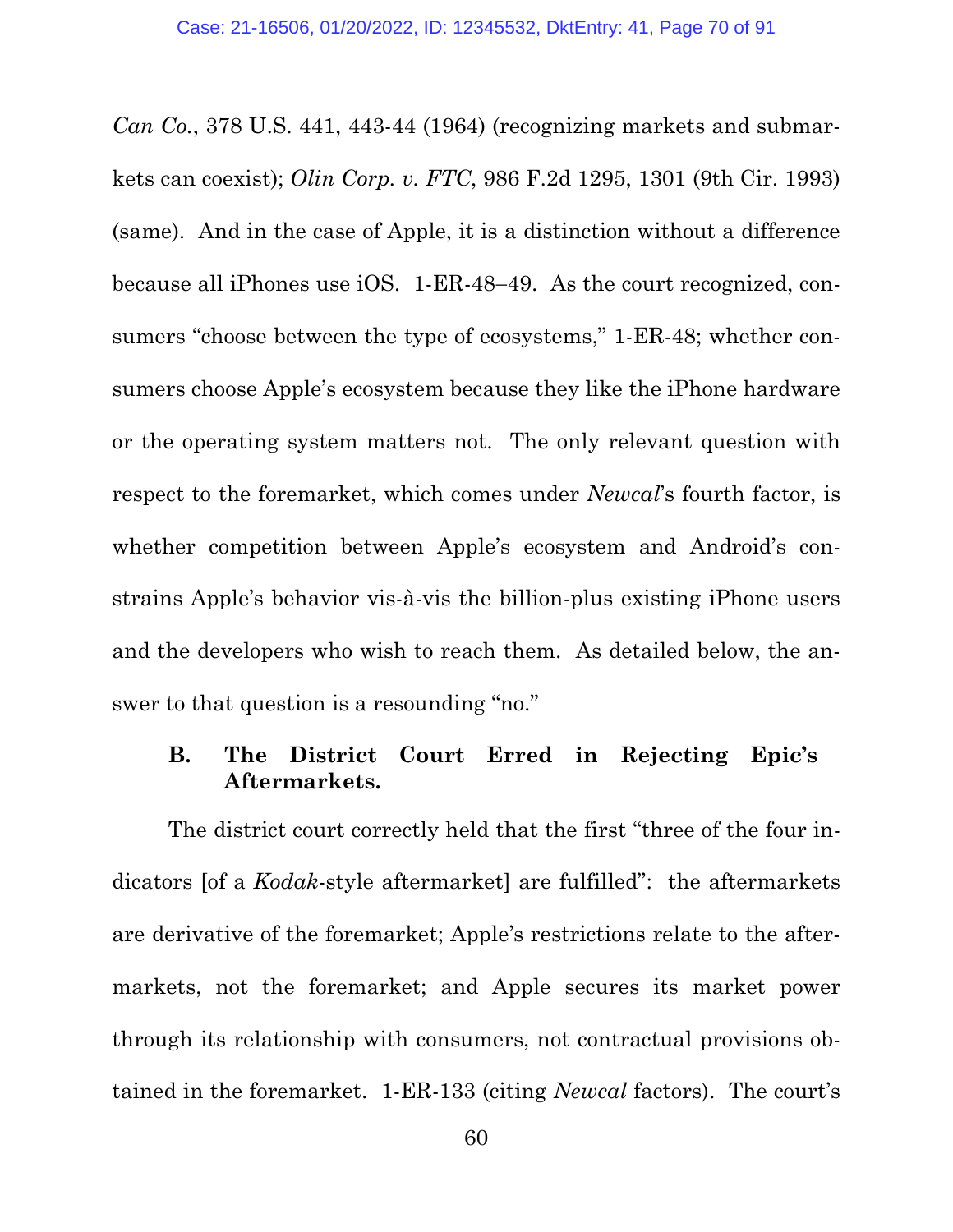*Can Co.*, 378 U.S. 441, 443-44 (1964) (recognizing markets and submarkets can coexist); *Olin Corp. v. FTC*, 986 F.2d 1295, 1301 (9th Cir. 1993) (same). And in the case of Apple, it is a distinction without a difference because all iPhones use iOS. 1-ER-48–49. As the court recognized, consumers "choose between the type of ecosystems," 1-ER-48; whether consumers choose Apple's ecosystem because they like the iPhone hardware or the operating system matters not. The only relevant question with respect to the foremarket, which comes under *Newcal*'s fourth factor, is whether competition between Apple's ecosystem and Android's constrains Apple's behavior vis-à-vis the billion-plus existing iPhone users and the developers who wish to reach them. As detailed below, the answer to that question is a resounding "no."

### B. The District Court Erred in Rejecting Epic's Aftermarkets.

The district court correctly held that the first "three of the four indicators [of a *Kodak*-style aftermarket] are fulfilled": the aftermarkets are derivative of the foremarket; Apple's restrictions relate to the aftermarkets, not the foremarket; and Apple secures its market power through its relationship with consumers, not contractual provisions obtained in the foremarket. 1-ER-133 (citing *Newcal* factors). The court's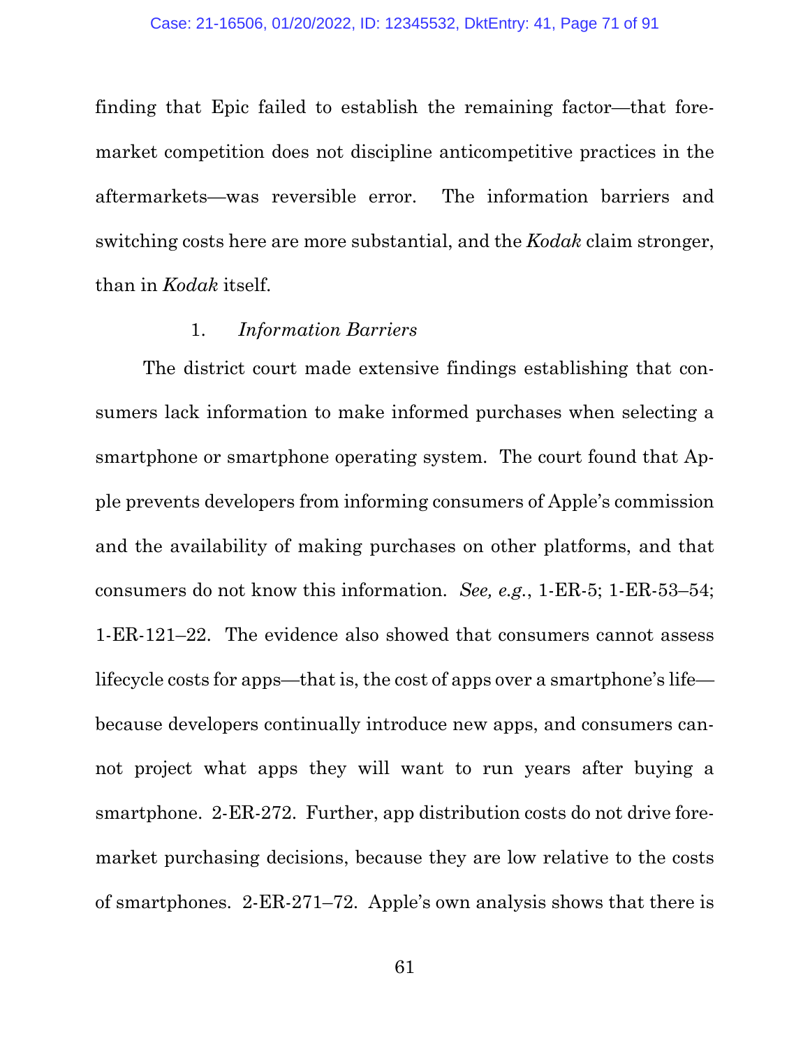finding that Epic failed to establish the remaining factor—that fore-market competition does not discipline anticompetitive practices in the aftermarkets—was reversible error. The information barriers and switching costs here are more substantial, and the *Kodak* claim stronger, than in *Kodak* itself.

1. *Information Barriers*

The district court made extensive findings establishing that consumers lack information to make informed purchases when selecting a smartphone or smartphone operating system. The court found that Apple prevents developers from informing consumers of Apple's commission and the availability of making purchases on other platforms, and that consumers do not know this information. *See, e.g.*, 1-ER-5; 1-ER-53–54; 1-ER-121–22. The evidence also showed that consumers cannot assess lifecycle costs for apps—that is, the cost of apps over a smartphone's life—because developers continually introduce new apps, and consumers cannot project what apps they will want to run years after buying a smartphone. 2-ER-272. Further, app distribution costs do not drive fore-market purchasing decisions, because they are low relative to the costs of smartphones. 2-ER-271–72. Apple's own analysis shows that there is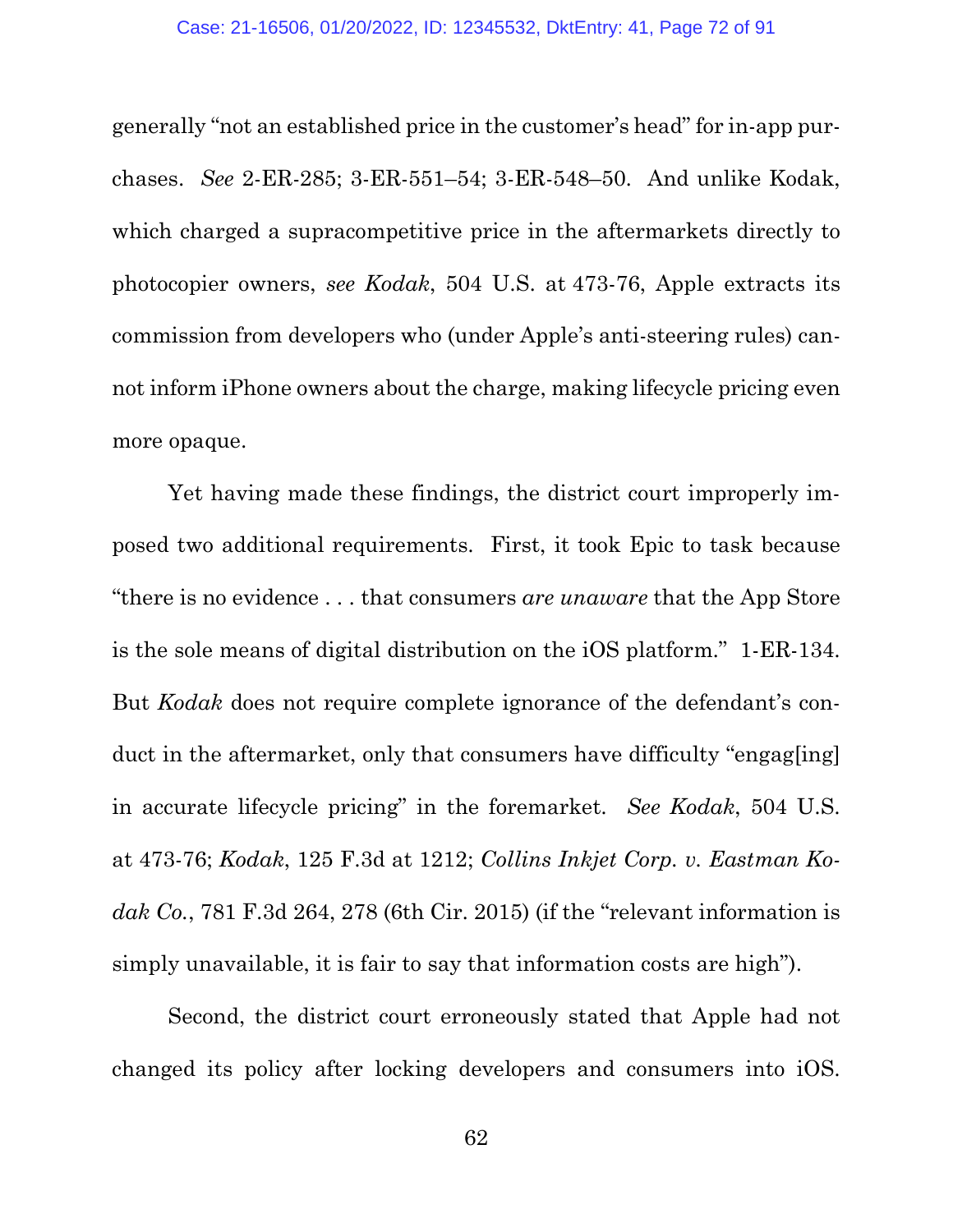generally "not an established price in the customer's head" for in-app purchases. *See* 2-ER-285; 3-ER-551–54; 3-ER-548–50. And unlike Kodak, which charged a supracompetitive price in the aftermarkets directly to photocopier owners, *see Kodak*, 504 U.S. at 473-76, Apple extracts its commission from developers who (under Apple's anti-steering rules) cannot inform iPhone owners about the charge, making lifecycle pricing even more opaque.

Yet having made these findings, the district court improperly imposed two additional requirements. First, it took Epic to task because "there is no evidence . . . that consumers *are unaware* that the App Store is the sole means of digital distribution on the iOS platform." 1-ER-134. But *Kodak* does not require complete ignorance of the defendant's conduct in the aftermarket, only that consumers have difficulty "engag[ing] in accurate lifecycle pricing" in the foremarket. *See Kodak*, 504 U.S. at 473-76; *Kodak*, 125 F.3d at 1212; *Collins Inkjet Corp. v. Eastman Kodak Co.*, 781 F.3d 264, 278 (6th Cir. 2015) (if the "relevant information is simply unavailable, it is fair to say that information costs are high").

Second, the district court erroneously stated that Apple had not changed its policy after locking developers and consumers into iOS.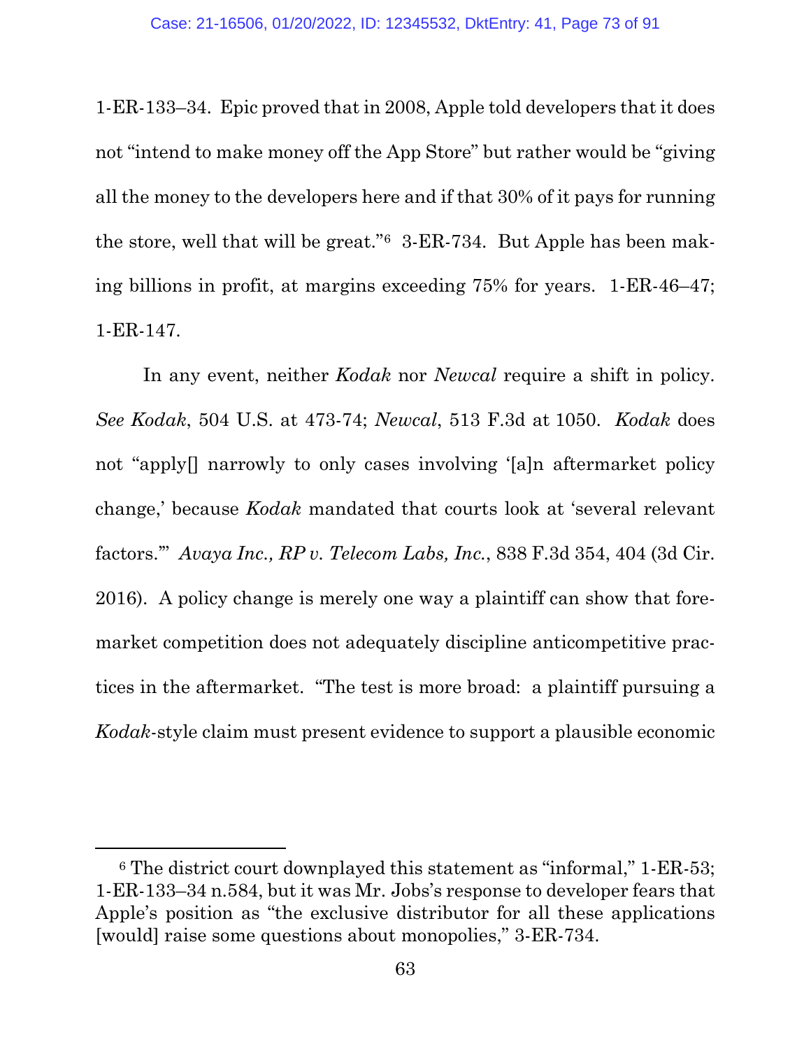1-ER-133–34. Epic proved that in 2008, Apple told developers that it does not "intend to make money off the App Store" but rather would be "giving all the money to the developers here and if that 30% of it pays for running the store, well that will be great."[6] 3-ER-734. But Apple has been making billions in profit, at margins exceeding 75% for years. 1-ER-46–47; 1-ER-147.

In any event, neither *Kodak* nor *Newcal* require a shift in policy. *See Kodak*, 504 U.S. at 473-74; *Newcal*, 513 F.3d at 1050. *Kodak* does not "apply[] narrowly to only cases involving '[a]n aftermarket policy change,' because *Kodak* mandated that courts look at 'several relevant factors.'" *Avaya Inc., RP v. Telecom Labs, Inc.*, 838 F.3d 354, 404 (3d Cir. 2016). A policy change is merely one way a plaintiff can show that foremarket competition does not adequately discipline anticompetitive practices in the aftermarket. "The test is more broad: a plaintiff pursuing a *Kodak*-style claim must present evidence to support a plausible economic

---

[6] The district court downplayed this statement as "informal," 1-ER-53; 1-ER-133–34 n.584, but it was Mr. Jobs's response to developer fears that Apple's position as "the exclusive distributor for all these applications [would] raise some questions about monopolies," 3-ER-734.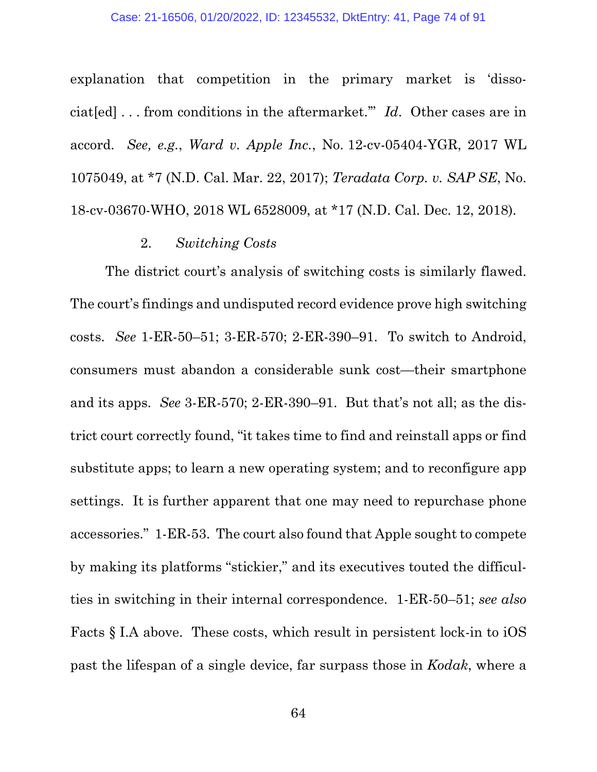explanation that competition in the primary market is 'dissociat[ed] . . . from conditions in the aftermarket.'" *Id*. Other cases are in accord. *See, e.g.*, *Ward v. Apple Inc.*, No. 12-cv-05404-YGR, 2017 WL 1075049, at *7 (N.D. Cal. Mar. 22, 2017); *Teradata Corp. v. SAP SE*, No. 18-cv-03670-WHO, 2018 WL 6528009, at *17 (N.D. Cal. Dec. 12, 2018).

### 2. *Switching Costs*

The district court's analysis of switching costs is similarly flawed. The court's findings and undisputed record evidence prove high switching costs. *See* 1-ER-50–51; 3-ER-570; 2-ER-390–91. To switch to Android, consumers must abandon a considerable sunk cost—their smartphone and its apps. *See* 3-ER-570; 2-ER-390–91. But that's not all; as the district court correctly found, "it takes time to find and reinstall apps or find substitute apps; to learn a new operating system; and to reconfigure app settings. It is further apparent that one may need to repurchase phone accessories." 1-ER-53. The court also found that Apple sought to compete by making its platforms "stickier," and its executives touted the difficulties in switching in their internal correspondence. 1-ER-50–51; *see also* Facts § I.A above. These costs, which result in persistent lock-in to iOS past the lifespan of a single device, far surpass those in *Kodak*, where a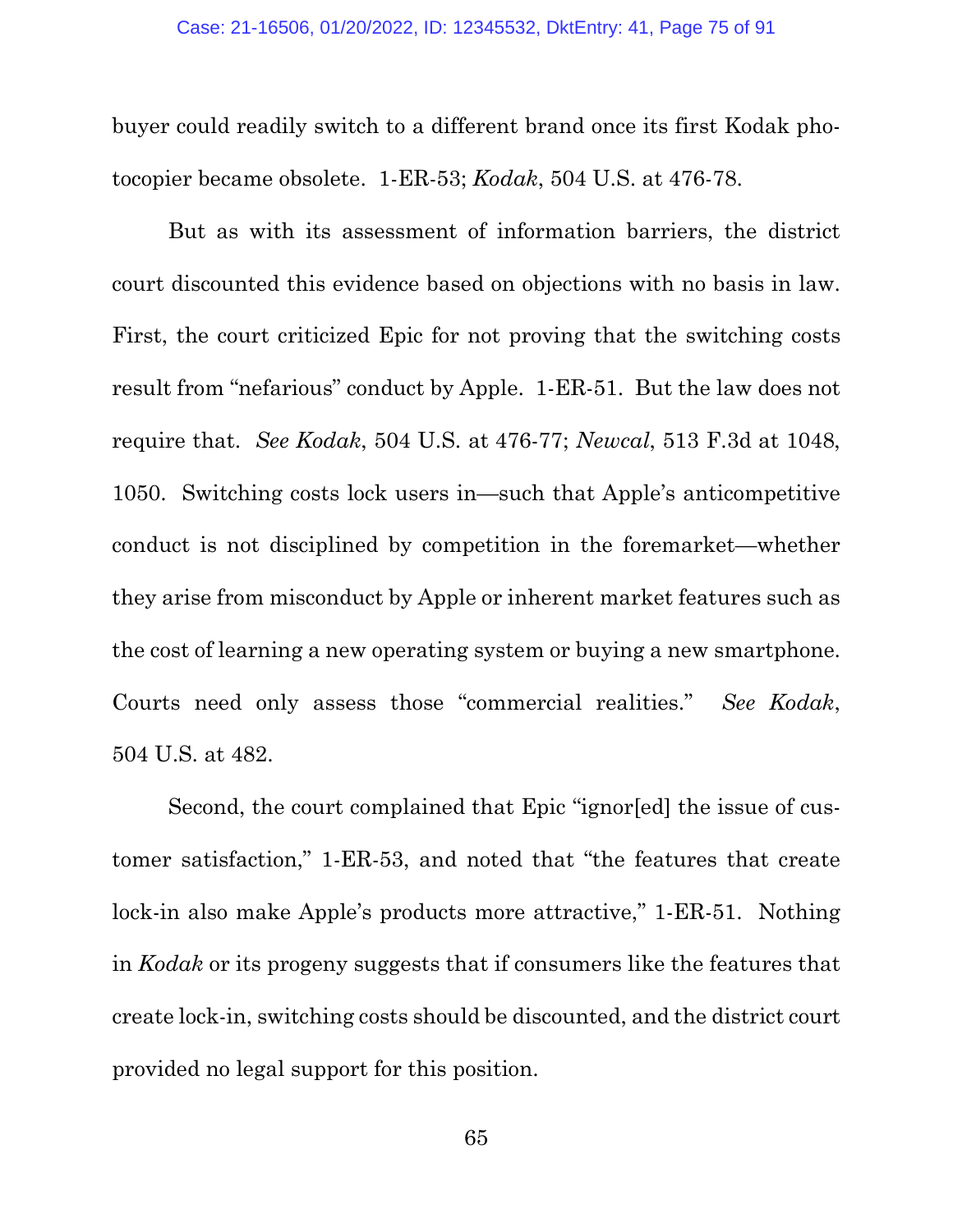buyer could readily switch to a different brand once its first Kodak photocopier became obsolete. 1-ER-53; *Kodak*, 504 U.S. at 476-78.

But as with its assessment of information barriers, the district court discounted this evidence based on objections with no basis in law. First, the court criticized Epic for not proving that the switching costs result from "nefarious" conduct by Apple. 1-ER-51. But the law does not require that. *See Kodak*, 504 U.S. at 476-77; *Newcal*, 513 F.3d at 1048, 1050. Switching costs lock users in—such that Apple's anticompetitive conduct is not disciplined by competition in the foremarket—whether they arise from misconduct by Apple or inherent market features such as the cost of learning a new operating system or buying a new smartphone. Courts need only assess those "commercial realities." *See Kodak*, 504 U.S. at 482.

Second, the court complained that Epic "ignor[ed] the issue of customer satisfaction," 1-ER-53, and noted that "the features that create lock-in also make Apple's products more attractive," 1-ER-51. Nothing in *Kodak* or its progeny suggests that if consumers like the features that create lock-in, switching costs should be discounted, and the district court provided no legal support for this position.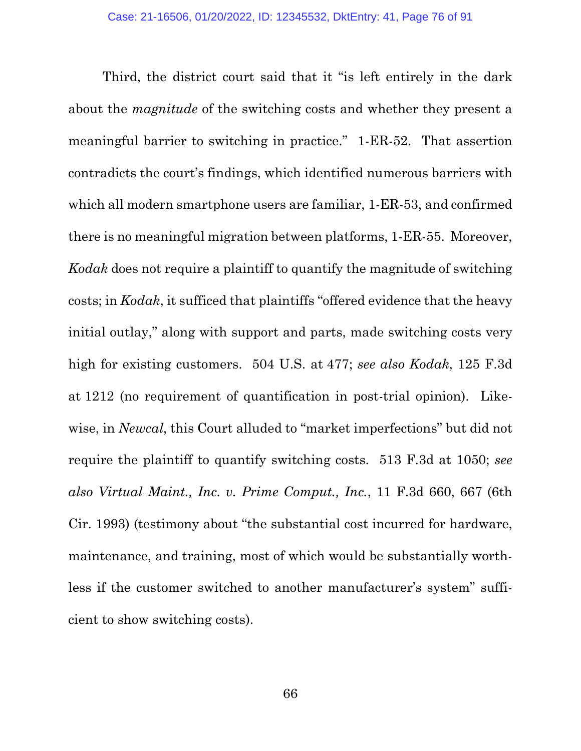Third, the district court said that it "is left entirely in the dark about the *magnitude* of the switching costs and whether they present a meaningful barrier to switching in practice." 1-ER-52. That assertion contradicts the court's findings, which identified numerous barriers with which all modern smartphone users are familiar, 1-ER-53, and confirmed there is no meaningful migration between platforms, 1-ER-55. Moreover, *Kodak* does not require a plaintiff to quantify the magnitude of switching costs; in *Kodak*, it sufficed that plaintiffs "offered evidence that the heavy initial outlay," along with support and parts, made switching costs very high for existing customers. 504 U.S. at 477; *see also Kodak*, 125 F.3d at 1212 (no requirement of quantification in post-trial opinion). Likewise, in *Newcal*, this Court alluded to "market imperfections" but did not require the plaintiff to quantify switching costs. 513 F.3d at 1050; *see also Virtual Maint., Inc. v. Prime Comput., Inc.*, 11 F.3d 660, 667 (6th Cir. 1993) (testimony about "the substantial cost incurred for hardware, maintenance, and training, most of which would be substantially worthless if the customer switched to another manufacturer's system" sufficient to show switching costs).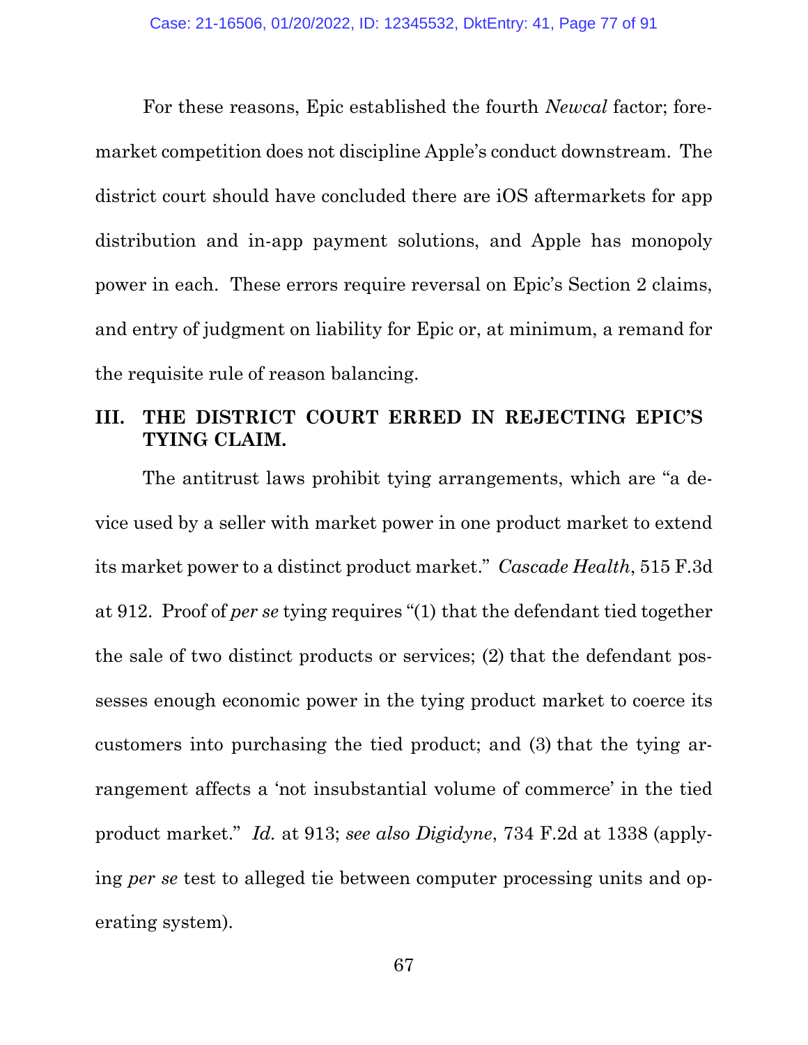For these reasons, Epic established the fourth *Newcal* factor; fore-market competition does not discipline Apple's conduct downstream. The district court should have concluded there are iOS aftermarkets for app distribution and in-app payment solutions, and Apple has monopoly power in each. These errors require reversal on Epic's Section 2 claims, and entry of judgment on liability for Epic or, at minimum, a remand for the requisite rule of reason balancing.

## III. THE DISTRICT COURT ERRED IN REJECTING EPIC'S TYING CLAIM.

The antitrust laws prohibit tying arrangements, which are "a device used by a seller with market power in one product market to extend its market power to a distinct product market." *Cascade Health*, 515 F.3d at 912. Proof of *per se* tying requires "(1) that the defendant tied together the sale of two distinct products or services; (2) that the defendant possesses enough economic power in the tying product market to coerce its customers into purchasing the tied product; and (3) that the tying arrangement affects a 'not insubstantial volume of commerce' in the tied product market." *Id.* at 913; *see also Digidyne*, 734 F.2d at 1338 (applying *per se* test to alleged tie between computer processing units and operating system).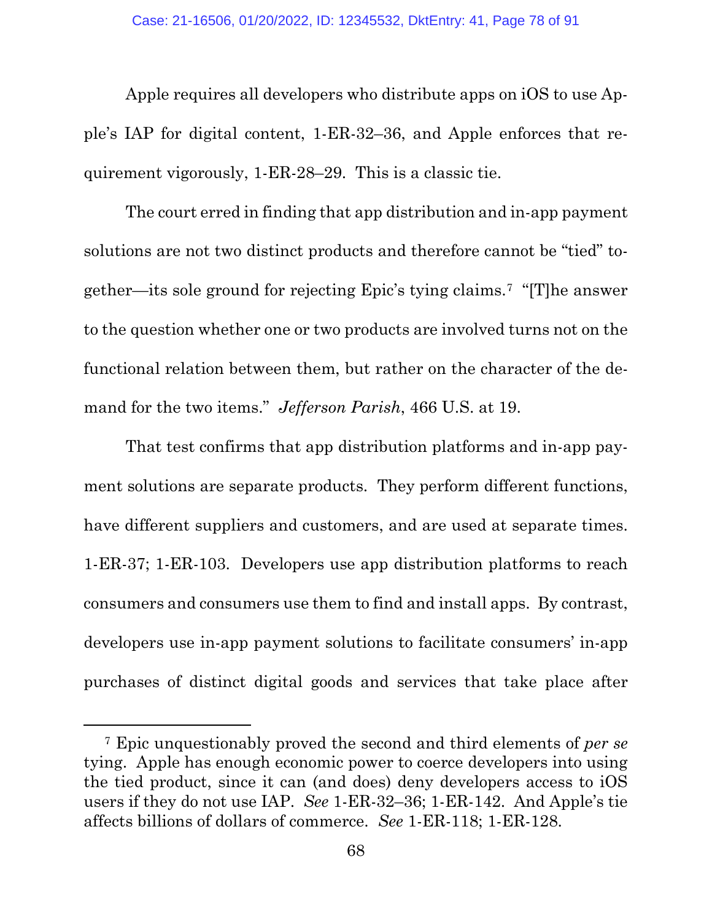Apple requires all developers who distribute apps on iOS to use Apple's IAP for digital content, 1-ER-32–36, and Apple enforces that requirement vigorously, 1-ER-28–29. This is a classic tie.

The court erred in finding that app distribution and in-app payment solutions are not two distinct products and therefore cannot be "tied" together—its sole ground for rejecting Epic's tying claims.[7] "[T]he answer to the question whether one or two products are involved turns not on the functional relation between them, but rather on the character of the demand for the two items." *Jefferson Parish*, 466 U.S. at 19.

That test confirms that app distribution platforms and in-app payment solutions are separate products. They perform different functions, have different suppliers and customers, and are used at separate times. 1-ER-37; 1-ER-103. Developers use app distribution platforms to reach consumers and consumers use them to find and install apps. By contrast, developers use in-app payment solutions to facilitate consumers' in-app purchases of distinct digital goods and services that take place after

---

[7] Epic unquestionably proved the second and third elements of *per se* tying. Apple has enough economic power to coerce developers into using the tied product, since it can (and does) deny developers access to iOS users if they do not use IAP. *See* 1-ER-32–36; 1-ER-142. And Apple's tie affects billions of dollars of commerce. *See* 1-ER-118; 1-ER-128.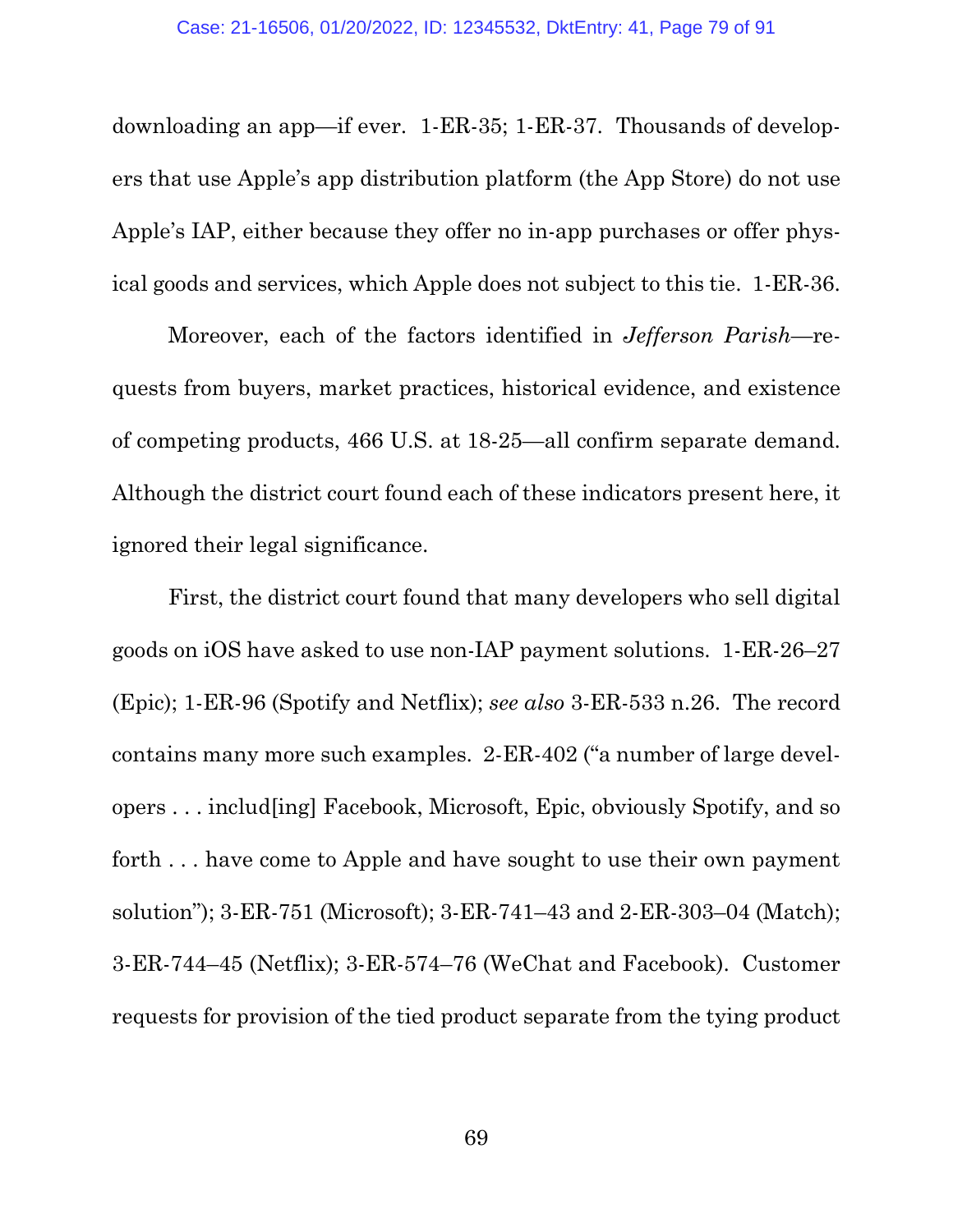downloading an app—if ever. 1-ER-35; 1-ER-37. Thousands of developers that use Apple's app distribution platform (the App Store) do not use Apple's IAP, either because they offer no in-app purchases or offer physical goods and services, which Apple does not subject to this tie. 1-ER-36.

Moreover, each of the factors identified in *Jefferson Parish*—requests from buyers, market practices, historical evidence, and existence of competing products, 466 U.S. at 18-25—all confirm separate demand. Although the district court found each of these indicators present here, it ignored their legal significance.

First, the district court found that many developers who sell digital goods on iOS have asked to use non-IAP payment solutions. 1-ER-26–27 (Epic); 1-ER-96 (Spotify and Netflix); *see also* 3-ER-533 n.26. The record contains many more such examples. 2-ER-402 ("a number of large developers . . . includ[ing] Facebook, Microsoft, Epic, obviously Spotify, and so forth . . . have come to Apple and have sought to use their own payment solution"); 3-ER-751 (Microsoft); 3-ER-741–43 and 2-ER-303–04 (Match); 3-ER-744–45 (Netflix); 3-ER-574–76 (WeChat and Facebook). Customer requests for provision of the tied product separate from the tying product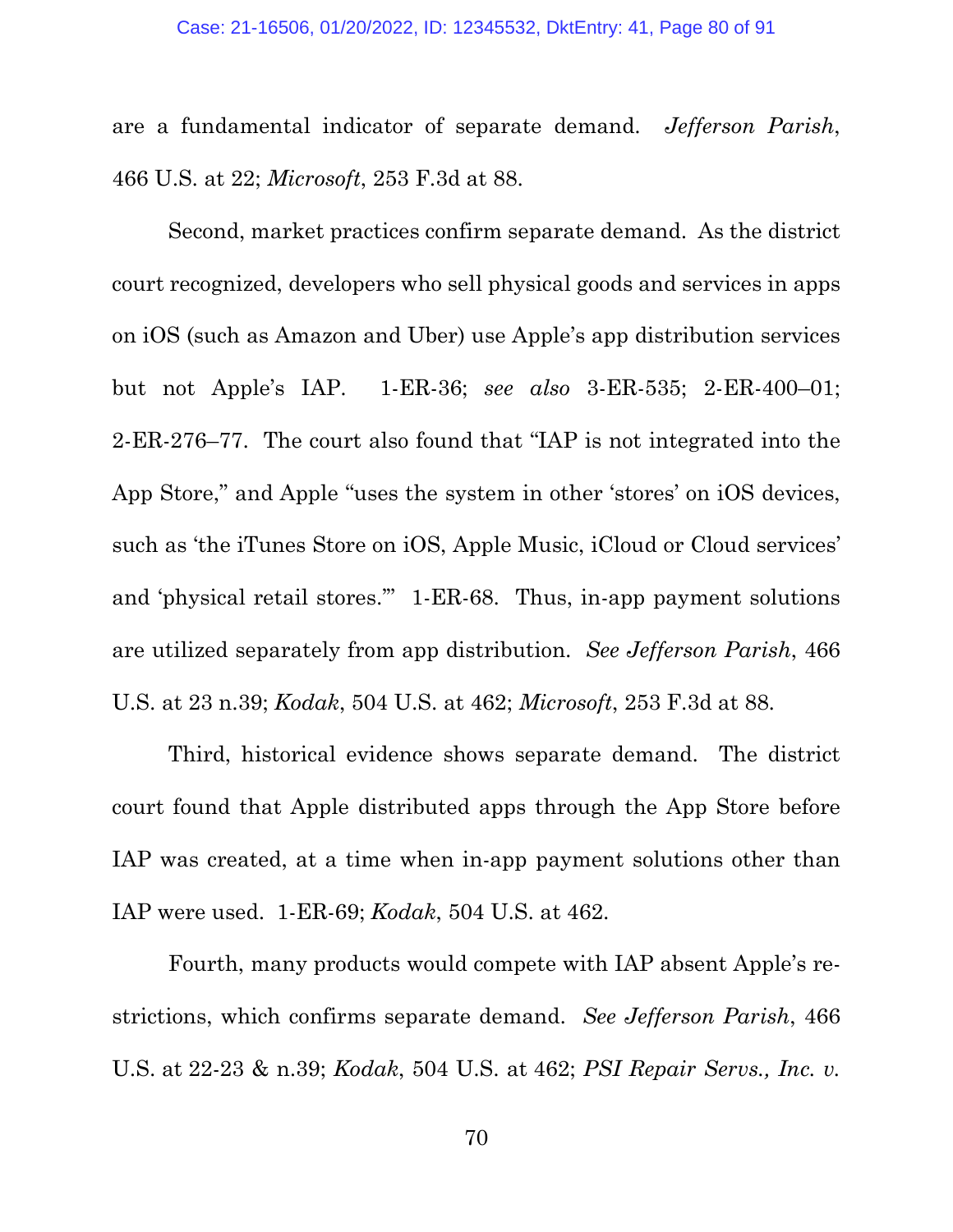are a fundamental indicator of separate demand. *Jefferson Parish*, 466 U.S. at 22; *Microsoft*, 253 F.3d at 88.

Second, market practices confirm separate demand. As the district court recognized, developers who sell physical goods and services in apps on iOS (such as Amazon and Uber) use Apple's app distribution services but not Apple's IAP. 1-ER-36; *see also* 3-ER-535; 2-ER-400–01; 2-ER-276–77. The court also found that "IAP is not integrated into the App Store," and Apple "uses the system in other 'stores' on iOS devices, such as 'the iTunes Store on iOS, Apple Music, iCloud or Cloud services' and 'physical retail stores.'" 1-ER-68. Thus, in-app payment solutions are utilized separately from app distribution. *See Jefferson Parish*, 466 U.S. at 23 n.39; *Kodak*, 504 U.S. at 462; *Microsoft*, 253 F.3d at 88.

Third, historical evidence shows separate demand. The district court found that Apple distributed apps through the App Store before IAP was created, at a time when in-app payment solutions other than IAP were used. 1-ER-69; *Kodak*, 504 U.S. at 462.

Fourth, many products would compete with IAP absent Apple's restrictions, which confirms separate demand. *See Jefferson Parish*, 466 U.S. at 22-23 & n.39; *Kodak*, 504 U.S. at 462; *PSI Repair Servs., Inc. v.*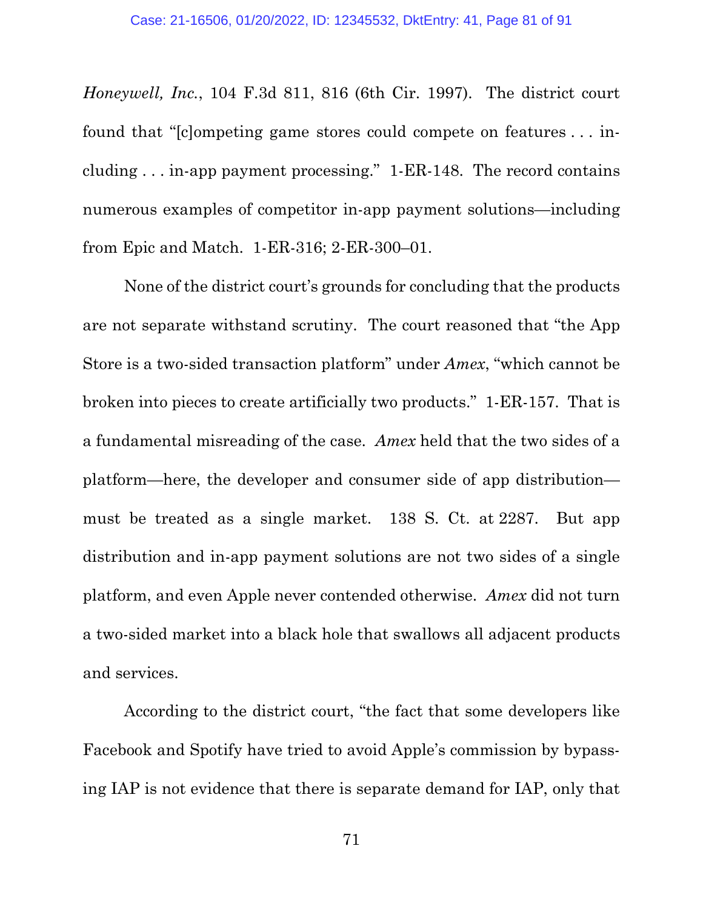*Honeywell, Inc.*, 104 F.3d 811, 816 (6th Cir. 1997). The district court found that "[c]ompeting game stores could compete on features . . . including . . . in-app payment processing." 1-ER-148. The record contains numerous examples of competitor in-app payment solutions—including from Epic and Match. 1-ER-316; 2-ER-300–01.

None of the district court's grounds for concluding that the products are not separate withstand scrutiny. The court reasoned that "the App Store is a two-sided transaction platform" under *Amex*, "which cannot be broken into pieces to create artificially two products." 1-ER-157. That is a fundamental misreading of the case. *Amex* held that the two sides of a platform—here, the developer and consumer side of app distribution—must be treated as a single market. 138 S. Ct. at 2287. But app distribution and in-app payment solutions are not two sides of a single platform, and even Apple never contended otherwise. *Amex* did not turn a two-sided market into a black hole that swallows all adjacent products and services.

According to the district court, "the fact that some developers like Facebook and Spotify have tried to avoid Apple's commission by bypassing IAP is not evidence that there is separate demand for IAP, only that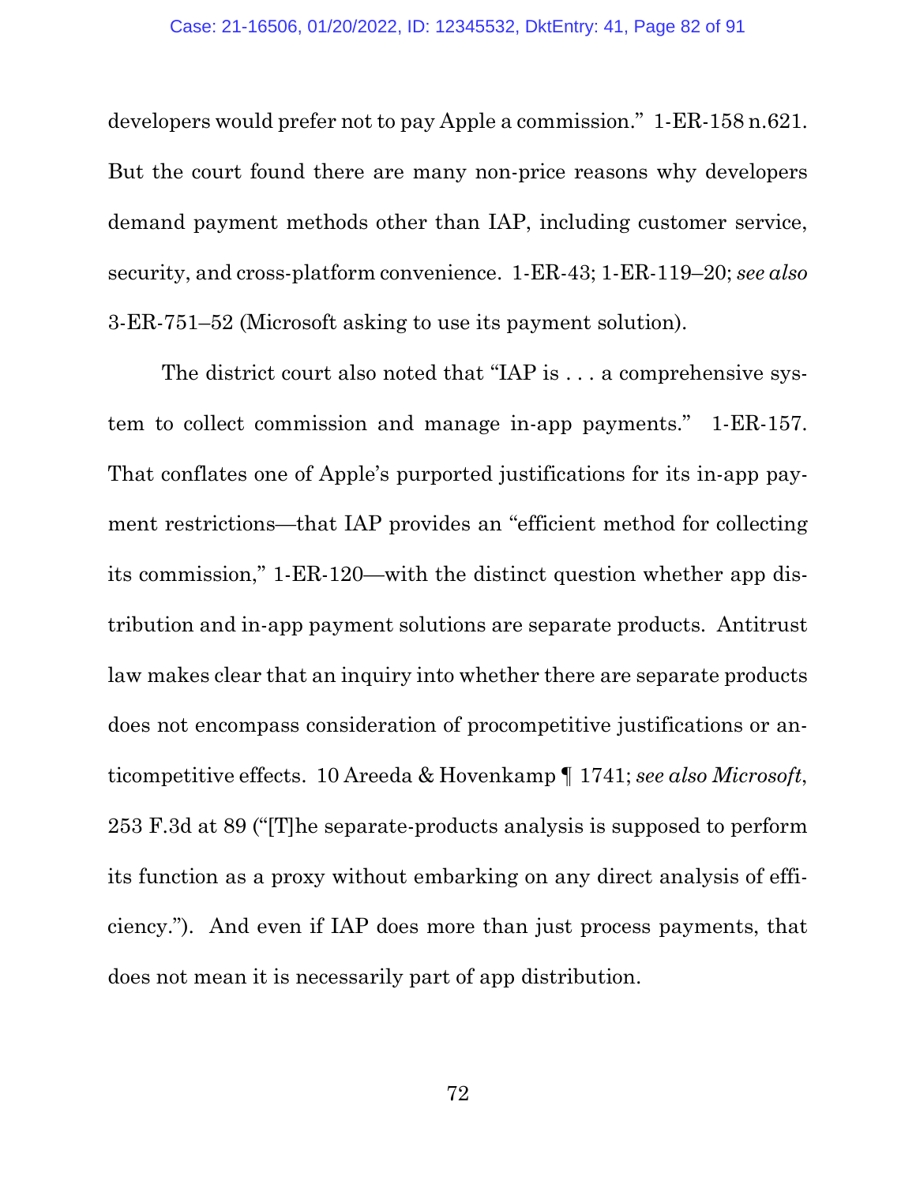developers would prefer not to pay Apple a commission." 1-ER-158 n.621. But the court found there are many non-price reasons why developers demand payment methods other than IAP, including customer service, security, and cross-platform convenience. 1-ER-43; 1-ER-119–20; *see also* 3-ER-751–52 (Microsoft asking to use its payment solution).

The district court also noted that "IAP is . . . a comprehensive system to collect commission and manage in-app payments." 1-ER-157. That conflates one of Apple's purported justifications for its in-app payment restrictions—that IAP provides an "efficient method for collecting its commission," 1-ER-120—with the distinct question whether app distribution and in-app payment solutions are separate products. Antitrust law makes clear that an inquiry into whether there are separate products does not encompass consideration of procompetitive justifications or anticompetitive effects. 10 Areeda & Hovenkamp ¶ 1741; *see also Microsoft*, 253 F.3d at 89 ("[T]he separate-products analysis is supposed to perform its function as a proxy without embarking on any direct analysis of efficiency."). And even if IAP does more than just process payments, that does not mean it is necessarily part of app distribution.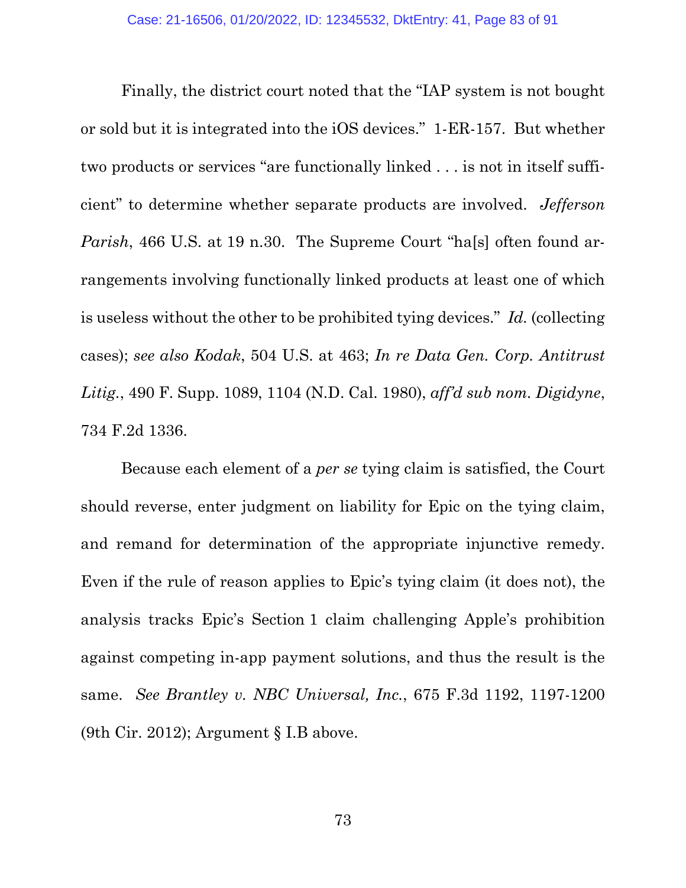Finally, the district court noted that the "IAP system is not bought or sold but it is integrated into the iOS devices." 1-ER-157. But whether two products or services "are functionally linked . . . is not in itself sufficient" to determine whether separate products are involved. *Jefferson Parish*, 466 U.S. at 19 n.30. The Supreme Court "ha[s] often found arrangements involving functionally linked products at least one of which is useless without the other to be prohibited tying devices." *Id.* (collecting cases); *see also Kodak*, 504 U.S. at 463; *In re Data Gen. Corp. Antitrust Litig.*, 490 F. Supp. 1089, 1104 (N.D. Cal. 1980), *aff'd sub nom. Digidyne*, 734 F.2d 1336.

Because each element of a *per se* tying claim is satisfied, the Court should reverse, enter judgment on liability for Epic on the tying claim, and remand for determination of the appropriate injunctive remedy. Even if the rule of reason applies to Epic's tying claim (it does not), the analysis tracks Epic's Section 1 claim challenging Apple's prohibition against competing in-app payment solutions, and thus the result is the same. *See Brantley v. NBC Universal, Inc.*, 675 F.3d 1192, 1197-1200 (9th Cir. 2012); Argument § I.B above.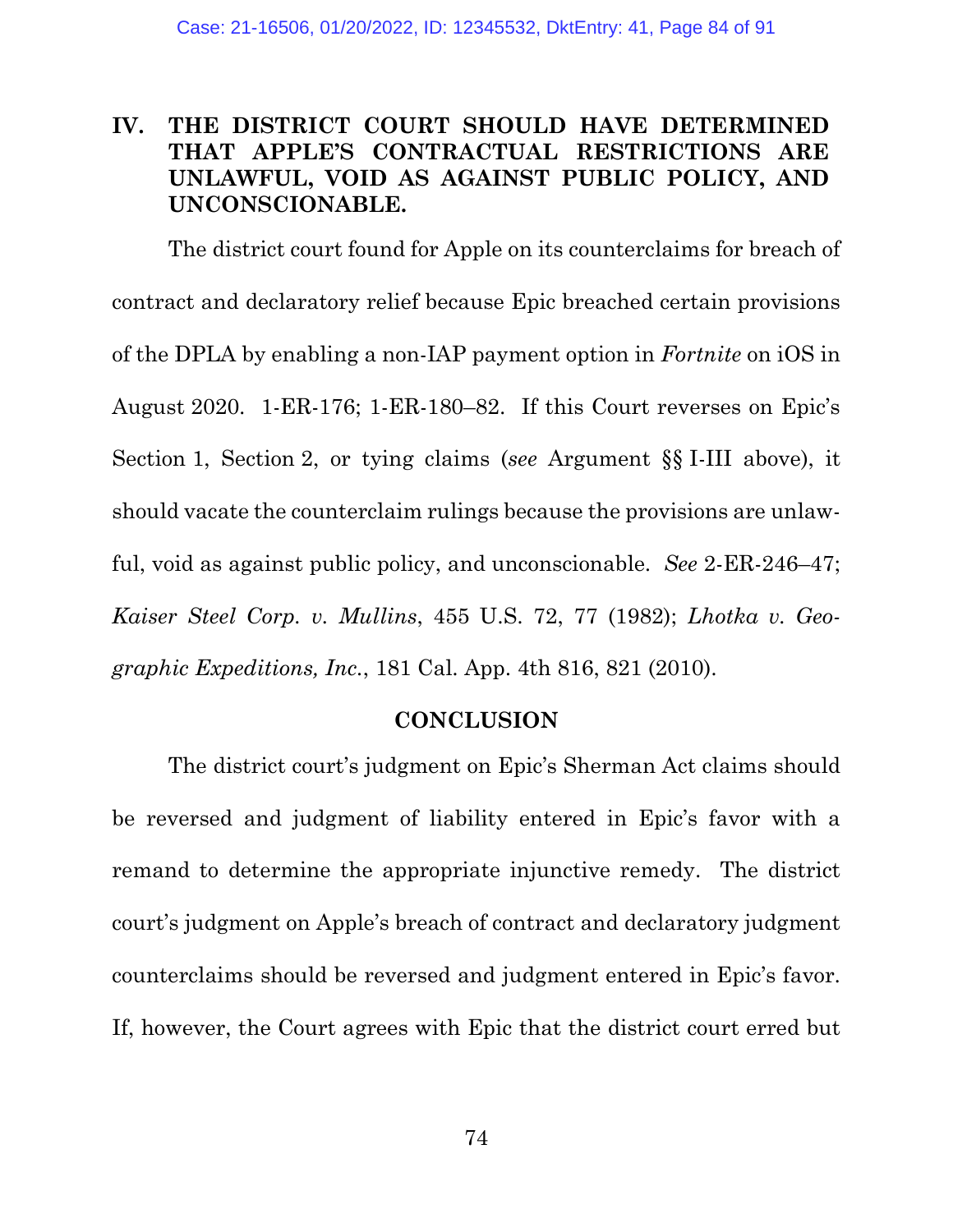## IV. THE DISTRICT COURT SHOULD HAVE DETERMINED THAT APPLE'S CONTRACTUAL RESTRICTIONS ARE UNLAWFUL, VOID AS AGAINST PUBLIC POLICY, AND UNCONSCIONABLE.

The district court found for Apple on its counterclaims for breach of contract and declaratory relief because Epic breached certain provisions of the DPLA by enabling a non-IAP payment option in *Fortnite* on iOS in August 2020. 1-ER-176; 1-ER-180–82. If this Court reverses on Epic's Section 1, Section 2, or tying claims (*see* Argument §§ I-III above), it should vacate the counterclaim rulings because the provisions are unlawful, void as against public policy, and unconscionable. *See* 2-ER-246–47; *Kaiser Steel Corp. v. Mullins*, 455 U.S. 72, 77 (1982); *Lhotka v. Geographic Expeditions, Inc.*, 181 Cal. App. 4th 816, 821 (2010).

## CONCLUSION

The district court's judgment on Epic's Sherman Act claims should be reversed and judgment of liability entered in Epic's favor with a remand to determine the appropriate injunctive remedy. The district court's judgment on Apple's breach of contract and declaratory judgment counterclaims should be reversed and judgment entered in Epic's favor. If, however, the Court agrees with Epic that the district court erred but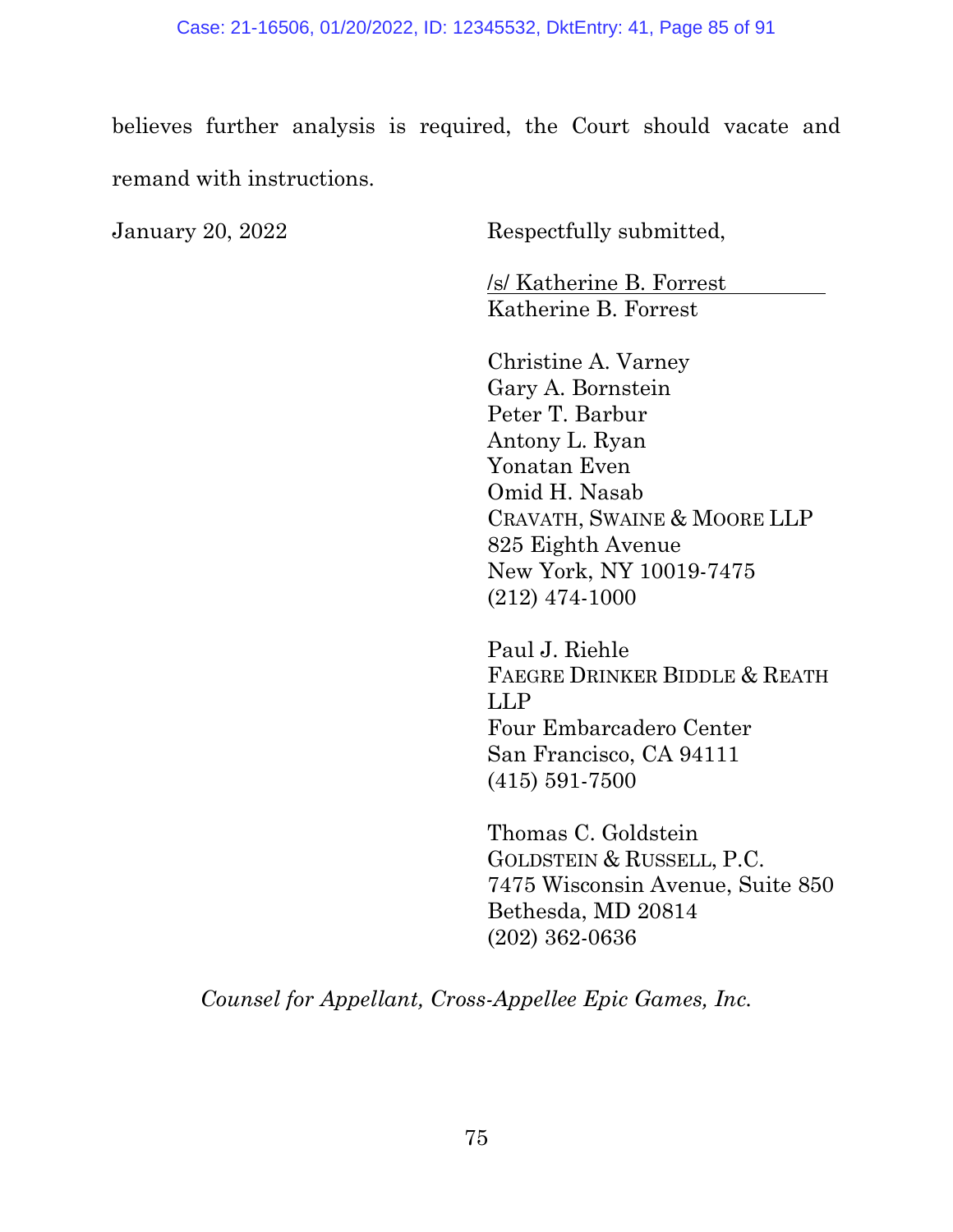believes further analysis is required, the Court should vacate and remand with instructions.

January 20, 2022

Respectfully submitted,

/s/ Katherine B. Forrest
Katherine B. Forrest

Christine A. Varney
Gary A. Bornstein
Peter T. Barbur
Antony L. Ryan
Yonatan Even
Omid H. Nasab
CRAVATH, SWAINE & MOORE LLP
825 Eighth Avenue
New York, NY 10019-7475
(212) 474-1000

Paul J. Riehle
FAEGRE DRINKER BIDDLE & REATH LLP
Four Embarcadero Center
San Francisco, CA 94111
(415) 591-7500

Thomas C. Goldstein
GOLDSTEIN & RUSSELL, P.C.
7475 Wisconsin Avenue, Suite 850
Bethesda, MD 20814
(202) 362-0636

*Counsel for Appellant, Cross-Appellee Epic Games, Inc.*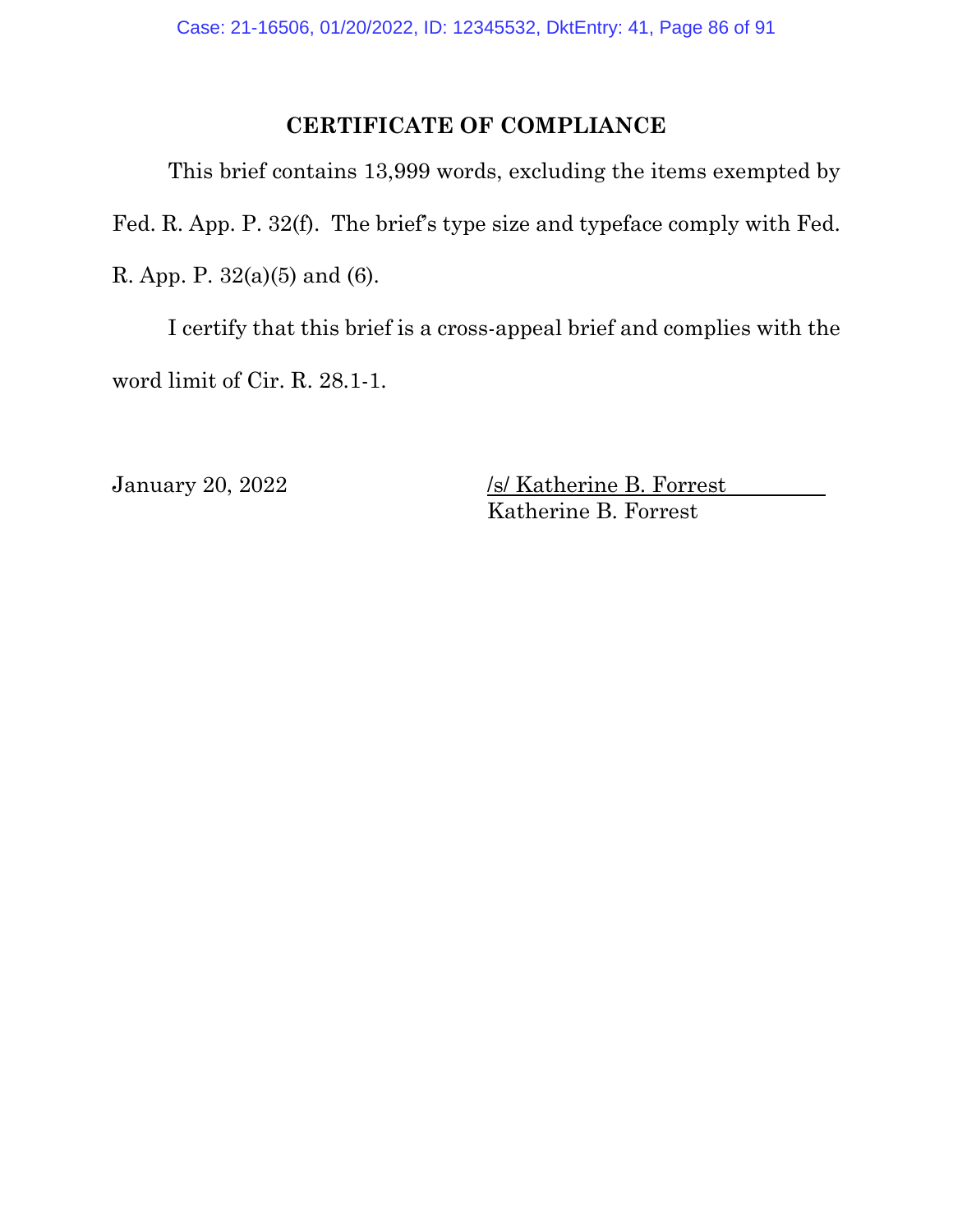## CERTIFICATE OF COMPLIANCE

This brief contains 13,999 words, excluding the items exempted by Fed. R. App. P. 32(f). The brief's type size and typeface comply with Fed. R. App. P. 32(a)(5) and (6).

I certify that this brief is a cross-appeal brief and complies with the word limit of Cir. R. 28.1-1.

January 20, 2022

/s/ Katherine B. Forrest
Katherine B. Forrest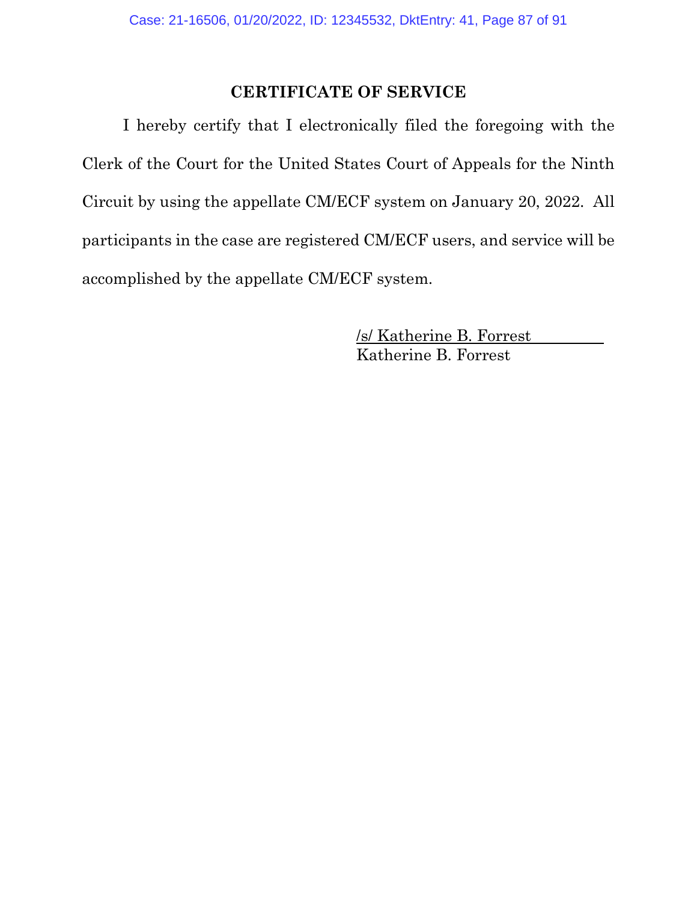## CERTIFICATE OF SERVICE

I hereby certify that I electronically filed the foregoing with the Clerk of the Court for the United States Court of Appeals for the Ninth Circuit by using the appellate CM/ECF system on January 20, 2022. All participants in the case are registered CM/ECF users, and service will be accomplished by the appellate CM/ECF system.

/s/ Katherine B. Forrest
Katherine B. Forrest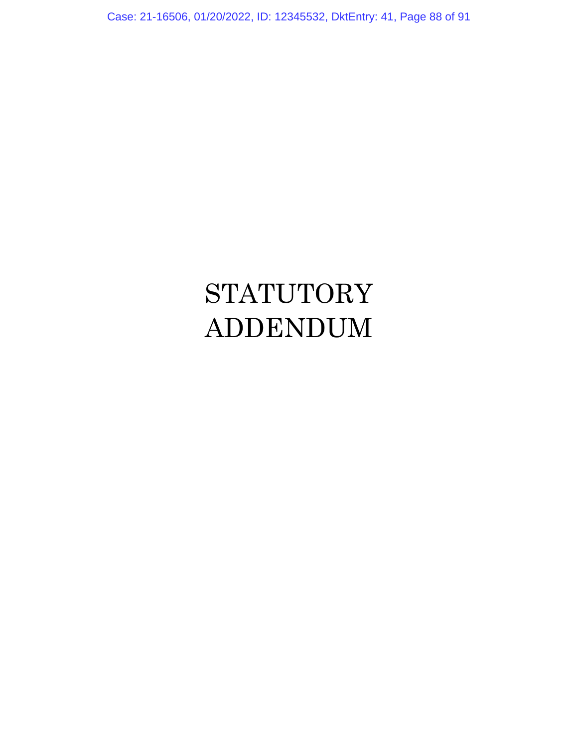# STATUTORY ADDENDUM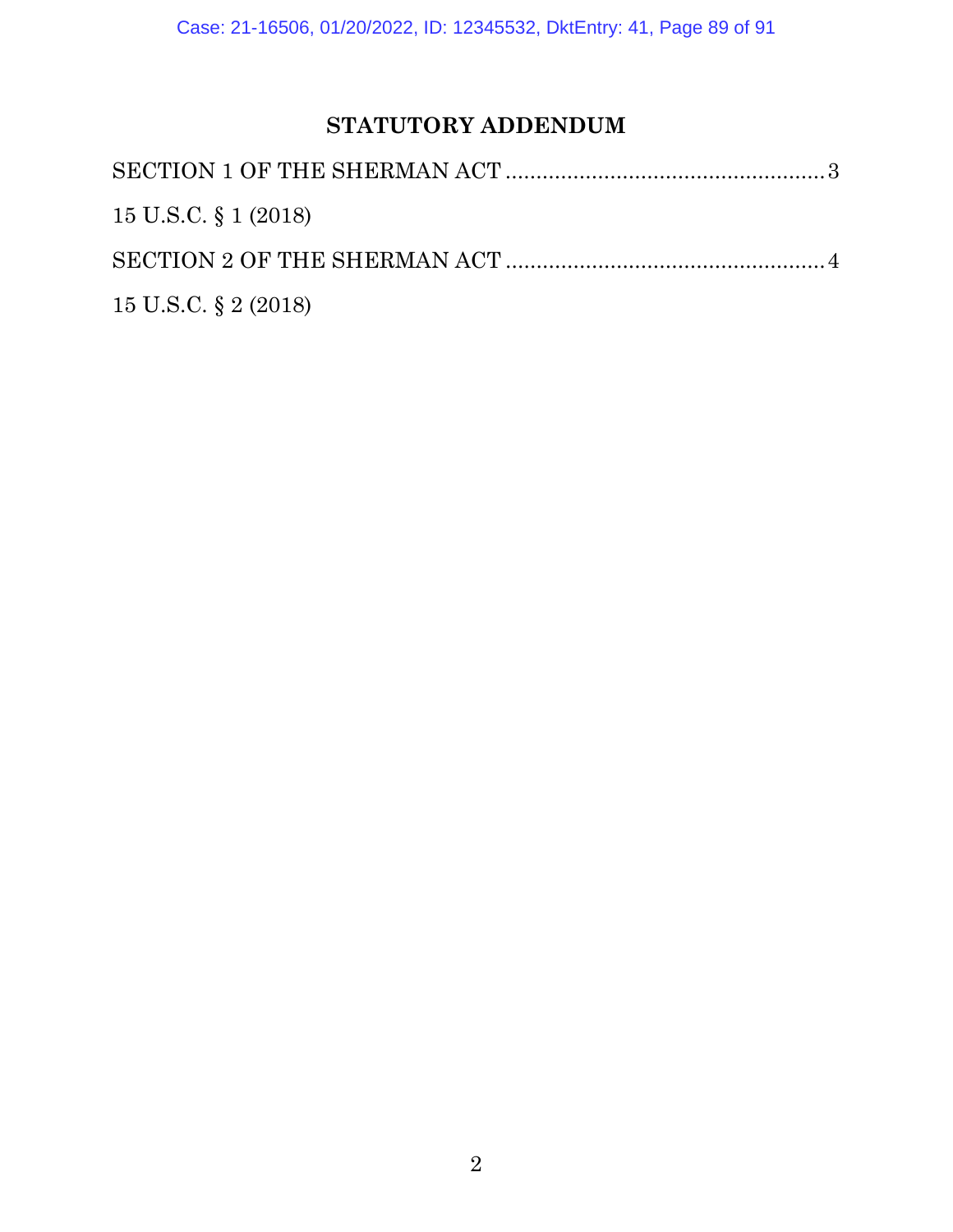# STATUTORY ADDENDUM

SECTION 1 OF THE SHERMAN ACT .................................................... 3

15 U.S.C. § 1 (2018)

SECTION 2 OF THE SHERMAN ACT .................................................... 4

15 U.S.C. § 2 (2018)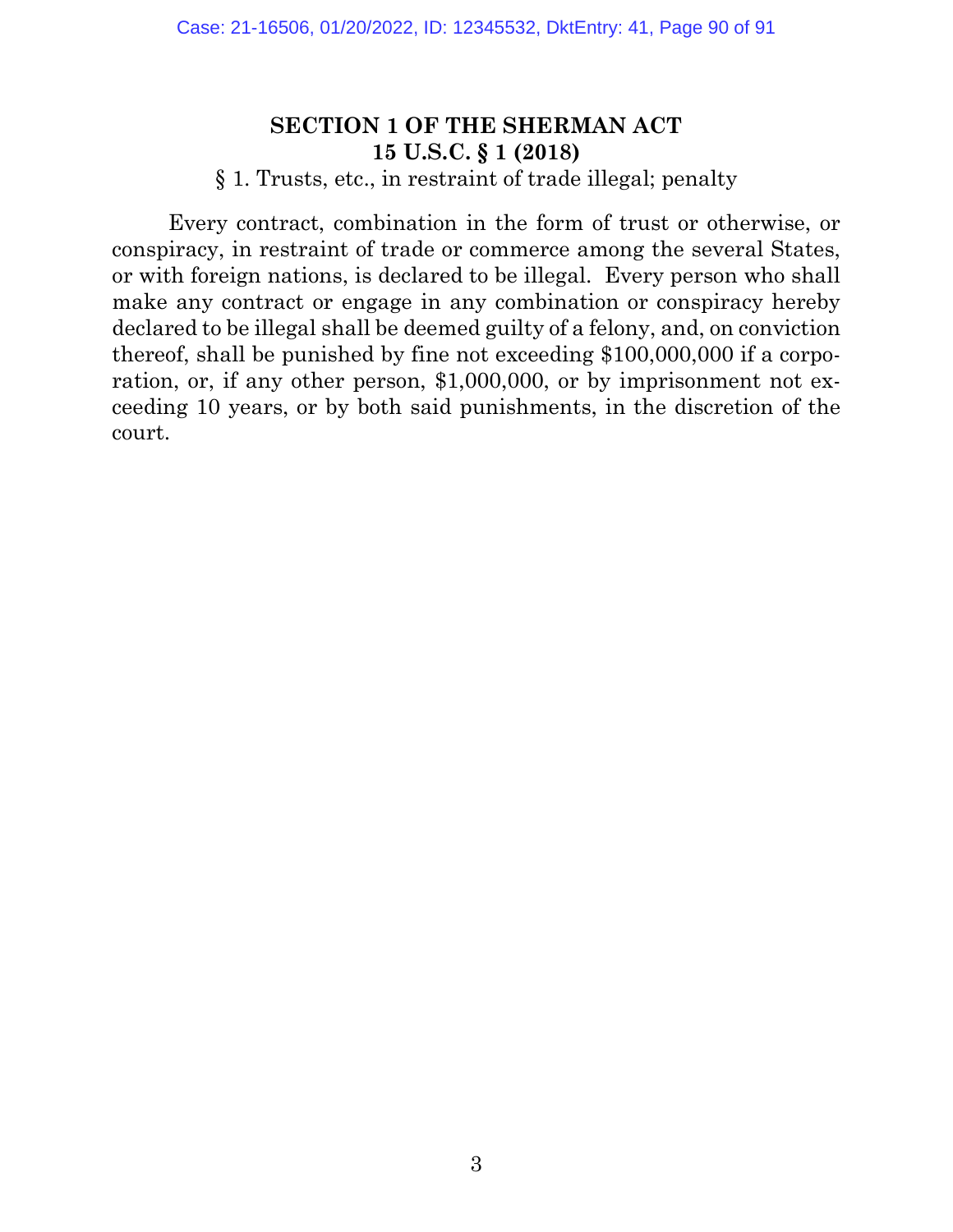## SECTION 1 OF THE SHERMAN ACT
## 15 U.S.C. § 1 (2018)

§ 1. Trusts, etc., in restraint of trade illegal; penalty

Every contract, combination in the form of trust or otherwise, or conspiracy, in restraint of trade or commerce among the several States, or with foreign nations, is declared to be illegal. Every person who shall make any contract or engage in any combination or conspiracy hereby declared to be illegal shall be deemed guilty of a felony, and, on conviction thereof, shall be punished by fine not exceeding $100,000,000 if a corporation, or, if any other person, $1,000,000, or by imprisonment not exceeding 10 years, or by both said punishments, in the discretion of the court.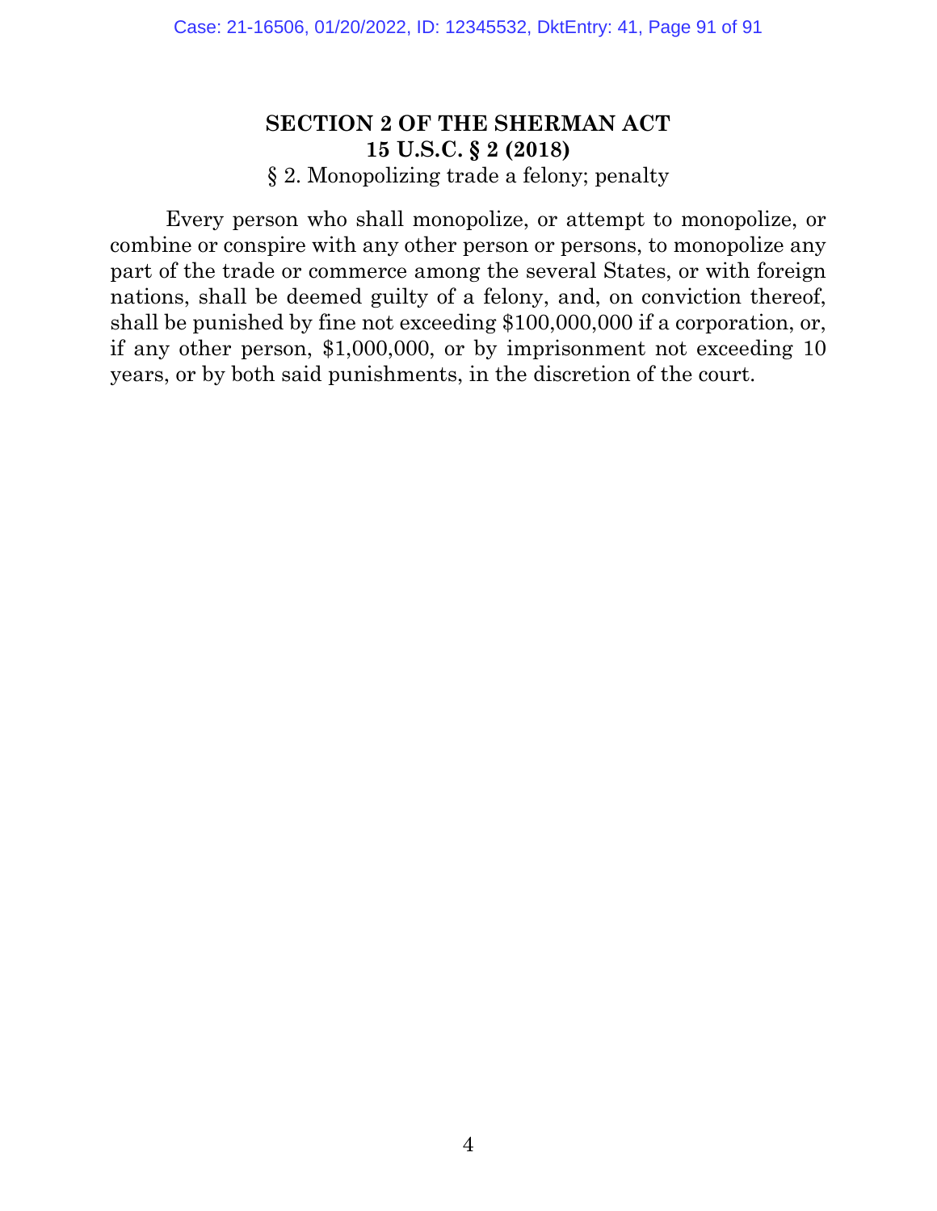## SECTION 2 OF THE SHERMAN ACT
## 15 U.S.C. § 2 (2018)

§ 2. Monopolizing trade a felony; penalty

Every person who shall monopolize, or attempt to monopolize, or combine or conspire with any other person or persons, to monopolize any part of the trade or commerce among the several States, or with foreign nations, shall be deemed guilty of a felony, and, on conviction thereof, shall be punished by fine not exceeding $100,000,000 if a corporation, or, if any other person, $1,000,000, or by imprisonment not exceeding 10 years, or by both said punishments, in the discretion of the court.